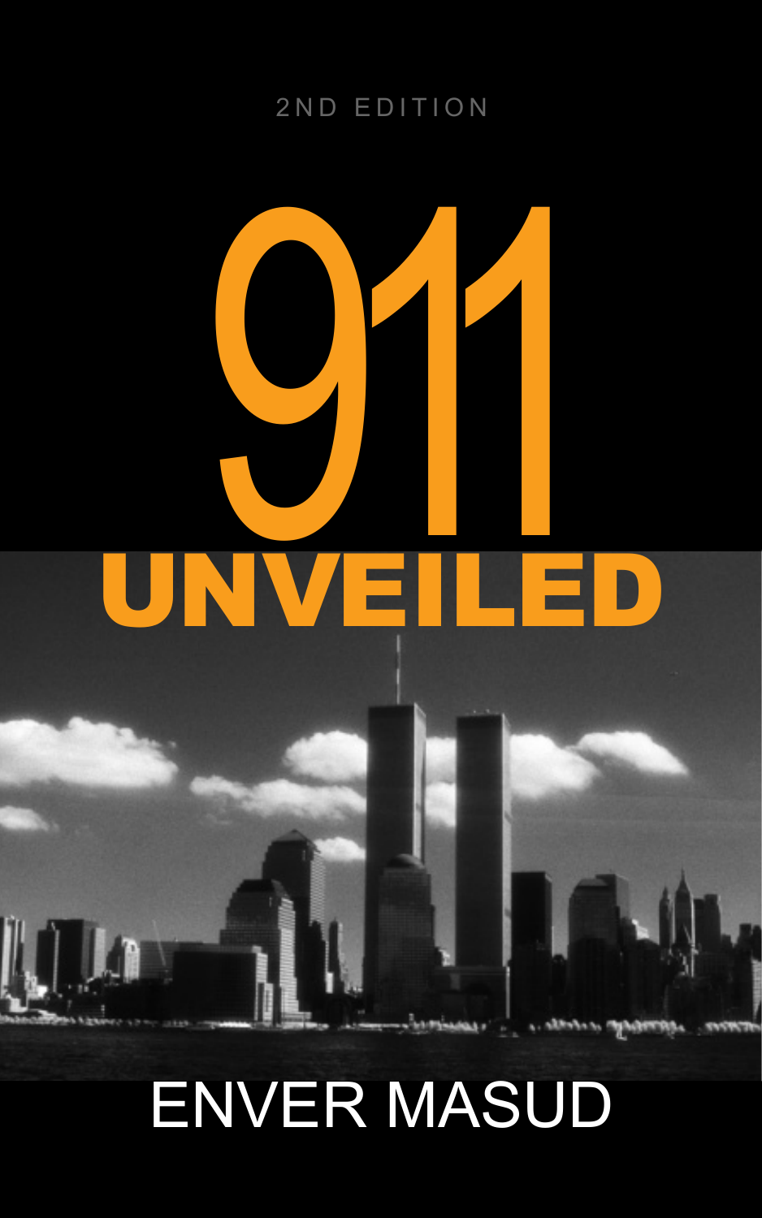2ND EDITION

# 911 UNVEILED

ENVER MASUD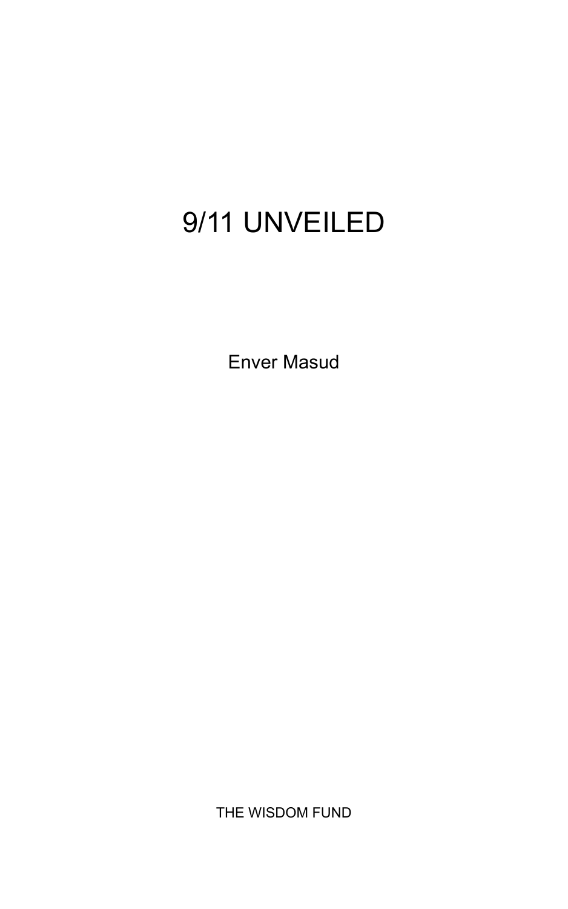# 9/11 UNVEILED

Enver Masud

THE WISDOM FUND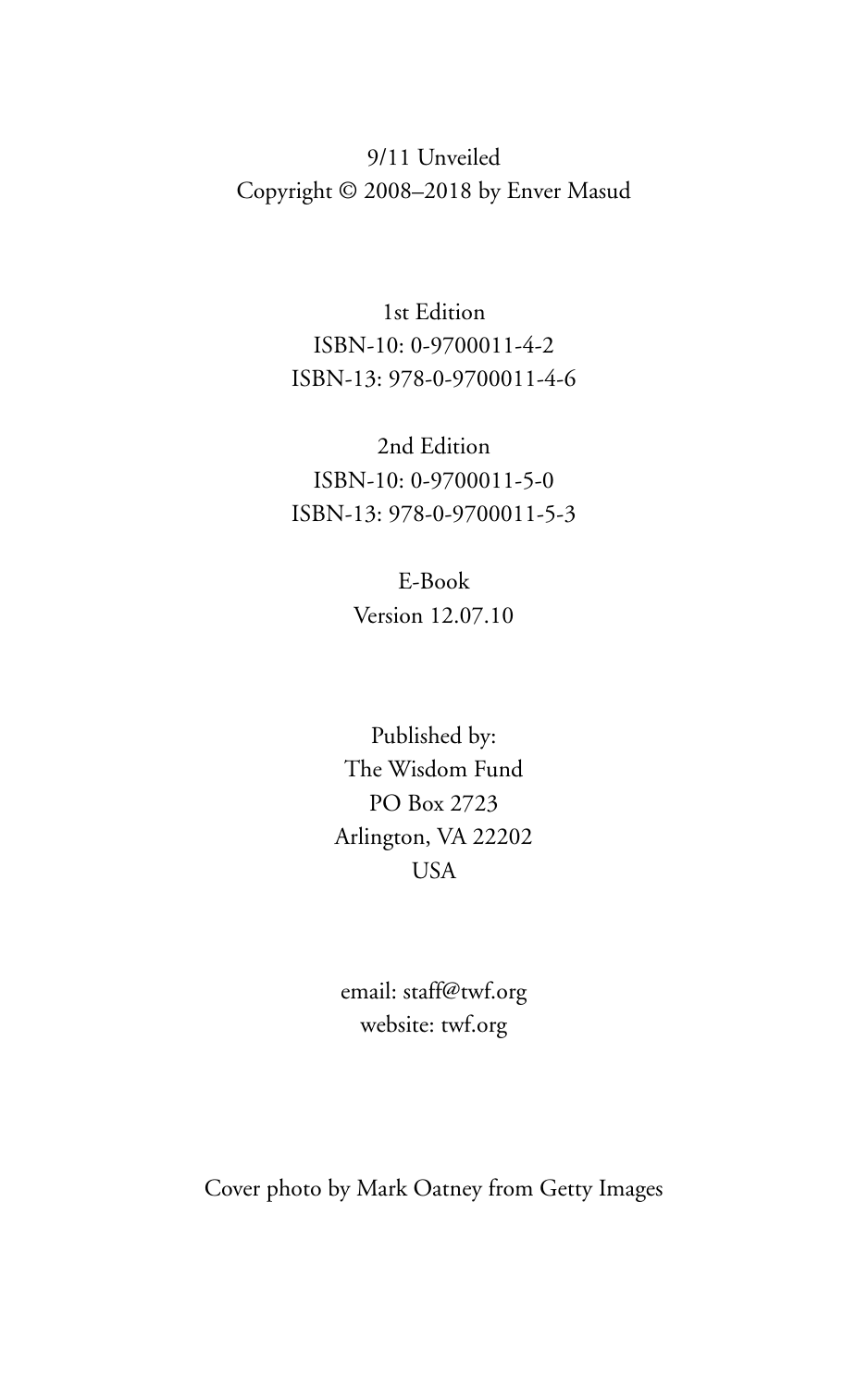9/11 Unveiled
Copyright © 2008–2018 by Enver Masud

1st Edition
ISBN-10: 0-9700011-4-2
ISBN-13: 978-0-9700011-4-6

2nd Edition
ISBN-10: 0-9700011-5-0
ISBN-13: 978-0-9700011-5-3

E-Book
Version 12.07.10

Published by:
The Wisdom Fund
PO Box 2723
Arlington, VA 22202
USA

email: staff@twf.org
website: twf.org

Cover photo by Mark Oatney from Getty Images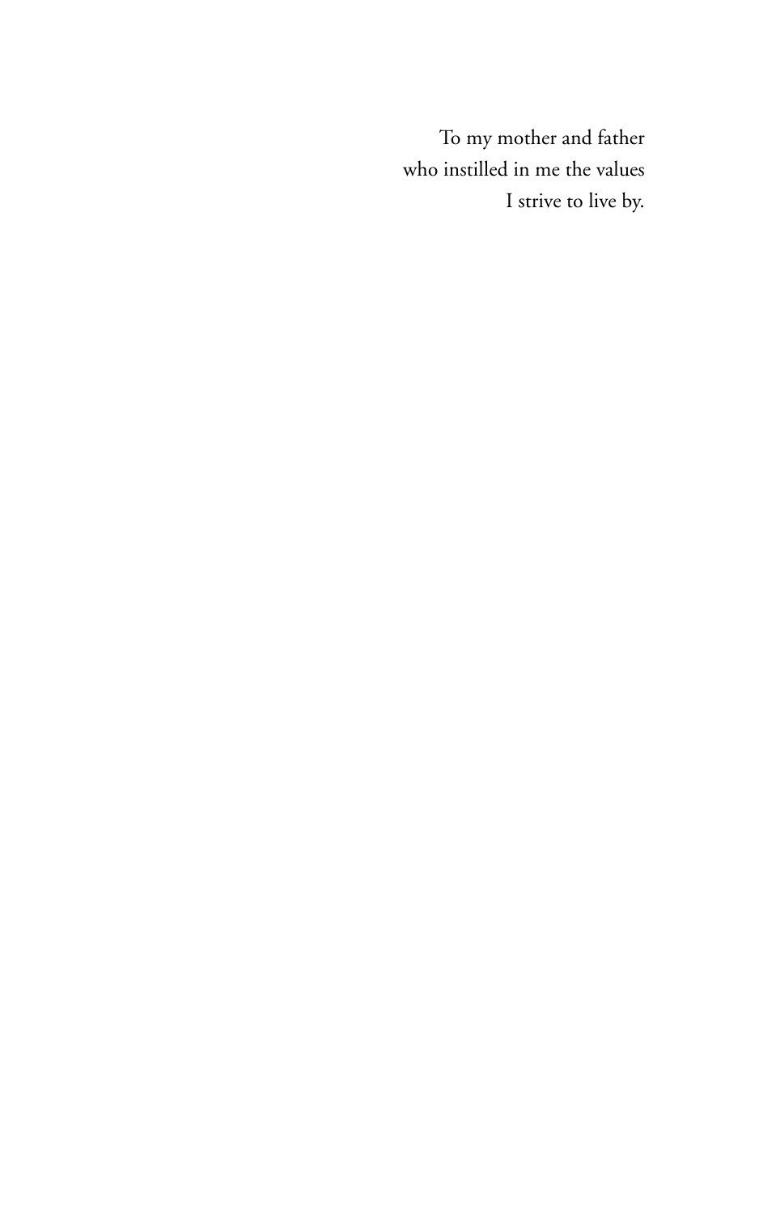To my mother and father  
who instilled in me the values  
I strive to live by.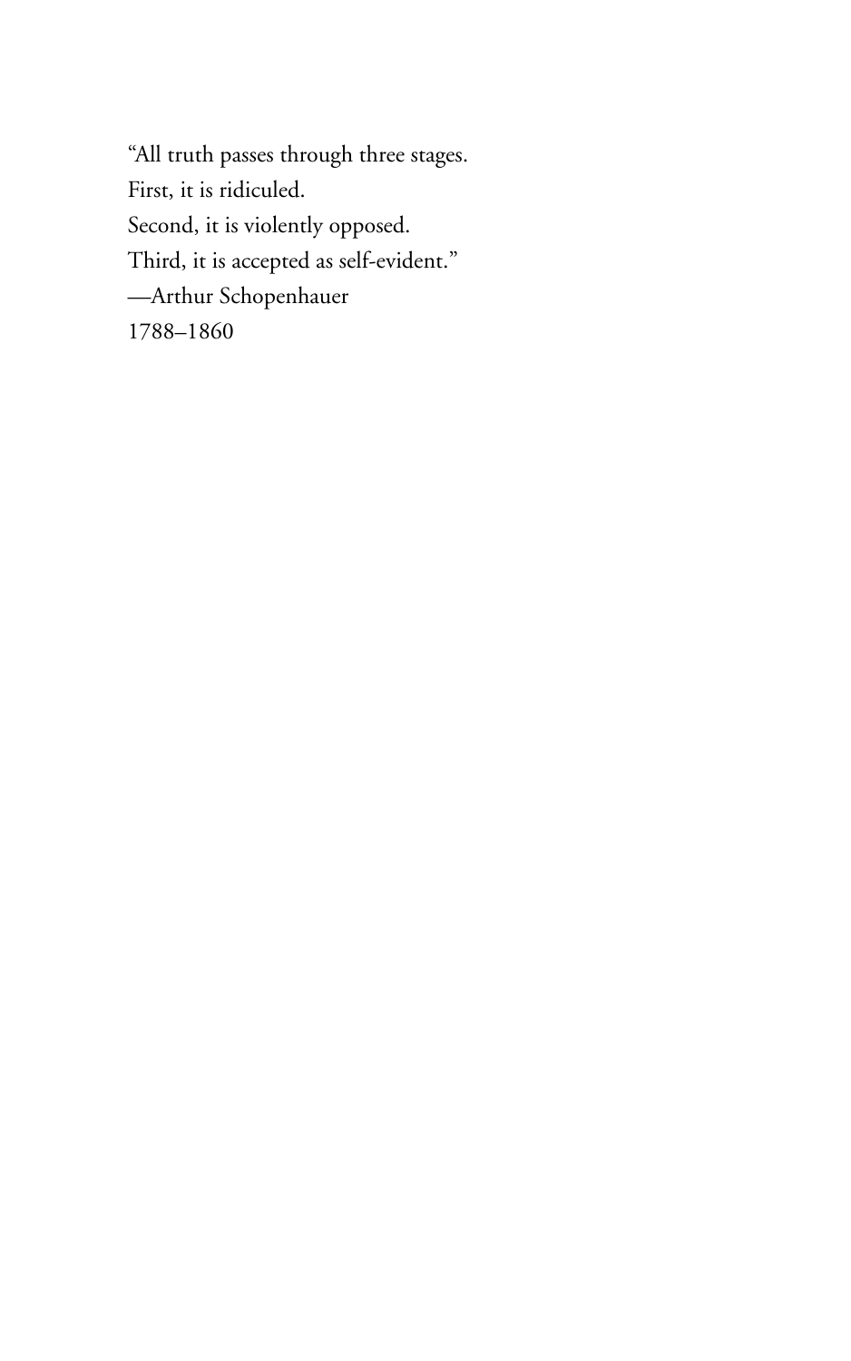"All truth passes through three stages.
First, it is ridiculed.
Second, it is violently opposed.
Third, it is accepted as self-evident."
—Arthur Schopenhauer
1788–1860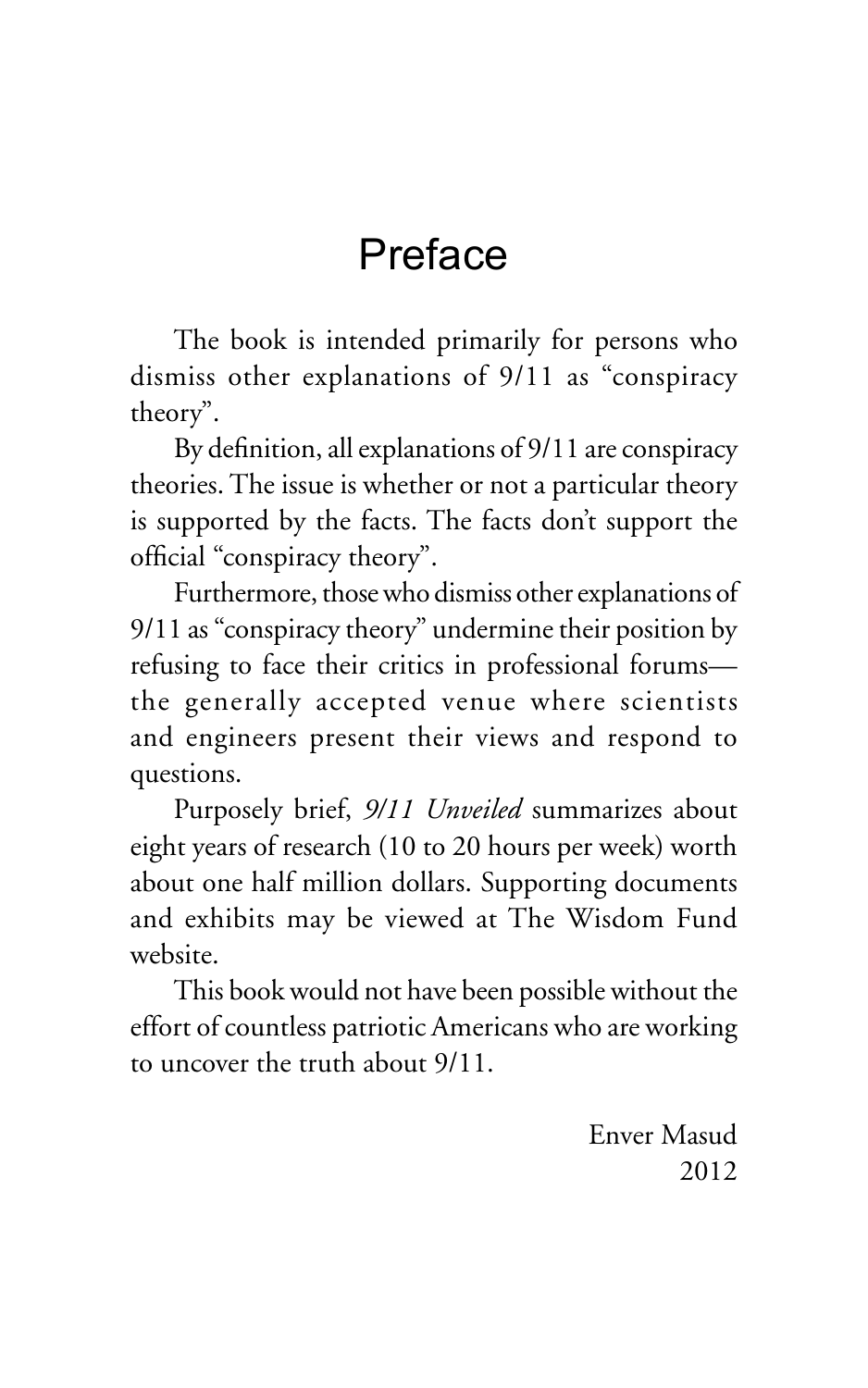# Preface

The book is intended primarily for persons who dismiss other explanations of 9/11 as "conspiracy theory".

By definition, all explanations of 9/11 are conspiracy theories. The issue is whether or not a particular theory is supported by the facts. The facts don't support the official "conspiracy theory".

Furthermore, those who dismiss other explanations of 9/11 as "conspiracy theory" undermine their position by refusing to face their critics in professional forums—the generally accepted venue where scientists and engineers present their views and respond to questions.

Purposely brief, *9/11 Unveiled* summarizes about eight years of research (10 to 20 hours per week) worth about one half million dollars. Supporting documents and exhibits may be viewed at The Wisdom Fund website.

This book would not have been possible without the effort of countless patriotic Americans who are working to uncover the truth about 9/11.

Enver Masud
2012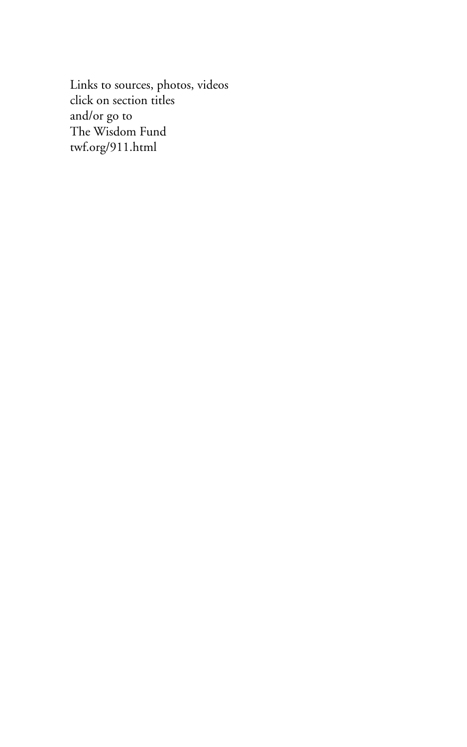Links to sources, photos, videos
click on section titles
and/or go to
The Wisdom Fund
twf.org/911.html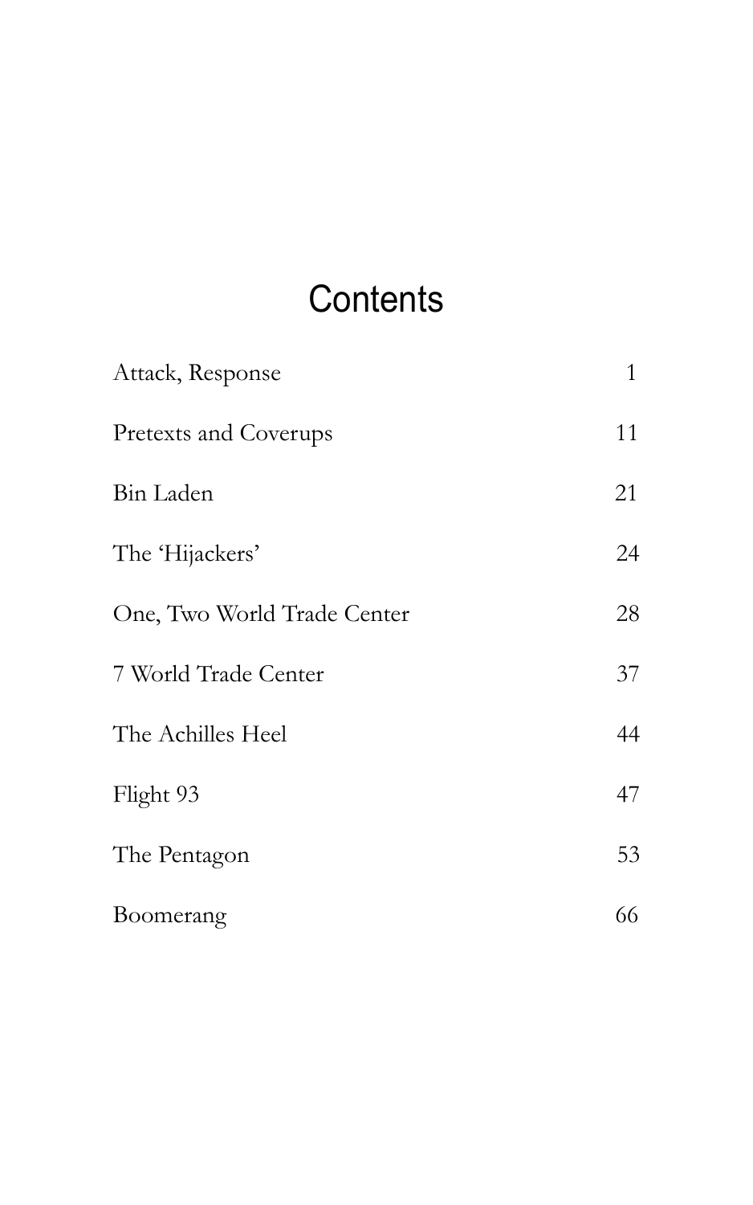# Contents

| | |
|---|---|
| Attack, Response | 1 |
| Pretexts and Coverups | 11 |
| Bin Laden | 21 |
| The 'Hijackers' | 24 |
| One, Two World Trade Center | 28 |
| 7 World Trade Center | 37 |
| The Achilles Heel | 44 |
| Flight 93 | 47 |
| The Pentagon | 53 |
| Boomerang | 66 |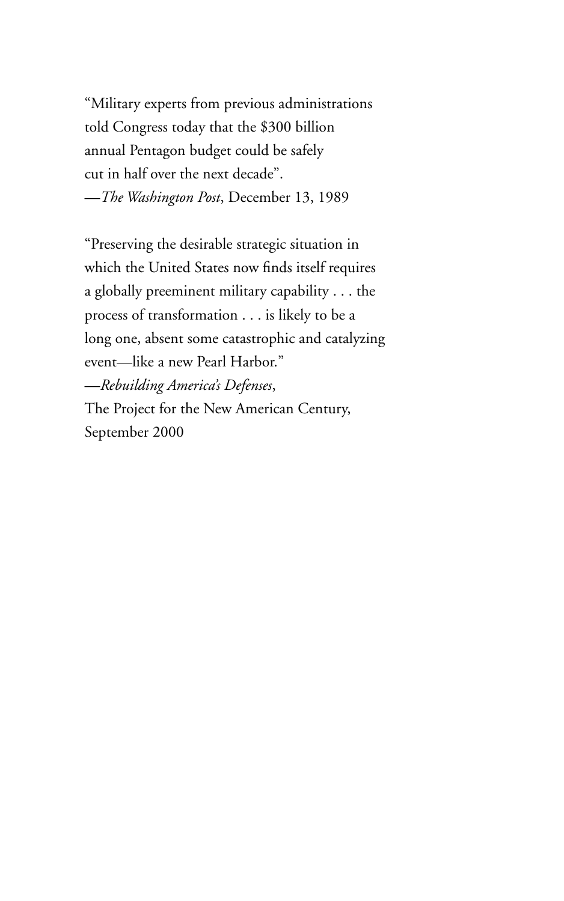"Military experts from previous administrations told Congress today that the $300 billion annual Pentagon budget could be safely cut in half over the next decade".
—*The Washington Post*, December 13, 1989

"Preserving the desirable strategic situation in which the United States now finds itself requires a globally preeminent military capability . . . the process of transformation . . . is likely to be a long one, absent some catastrophic and catalyzing event—like a new Pearl Harbor."
—*Rebuilding America's Defenses*,
The Project for the New American Century,
September 2000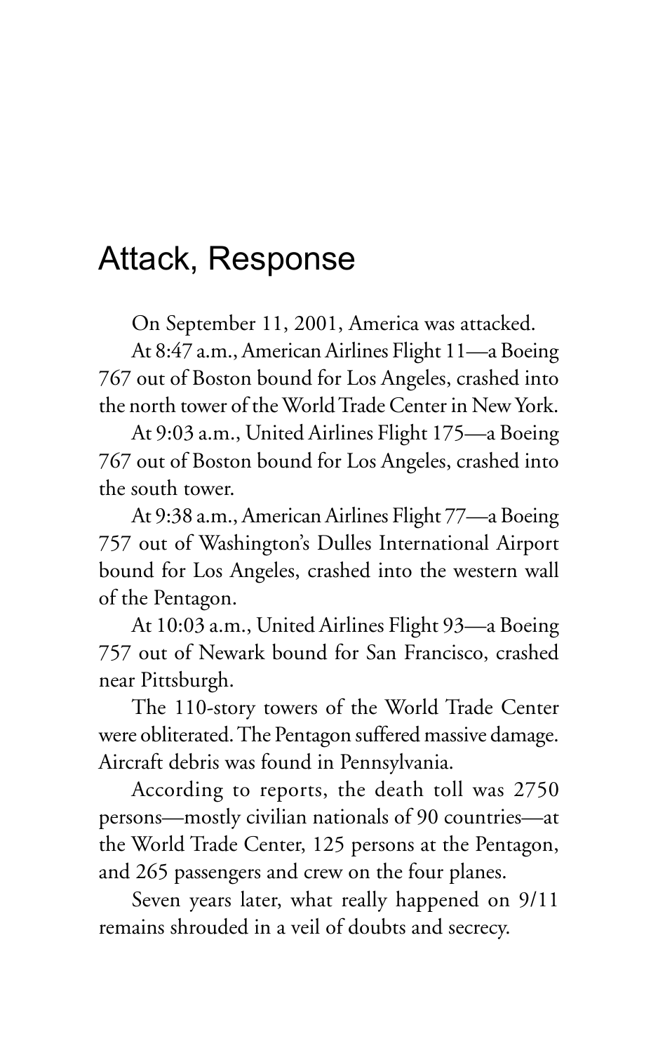# Attack, Response

On September 11, 2001, America was attacked.

At 8:47 a.m., American Airlines Flight 11—a Boeing 767 out of Boston bound for Los Angeles, crashed into the north tower of the World Trade Center in New York.

At 9:03 a.m., United Airlines Flight 175—a Boeing 767 out of Boston bound for Los Angeles, crashed into the south tower.

At 9:38 a.m., American Airlines Flight 77—a Boeing 757 out of Washington's Dulles International Airport bound for Los Angeles, crashed into the western wall of the Pentagon.

At 10:03 a.m., United Airlines Flight 93—a Boeing 757 out of Newark bound for San Francisco, crashed near Pittsburgh.

The 110-story towers of the World Trade Center were obliterated. The Pentagon suffered massive damage. Aircraft debris was found in Pennsylvania.

According to reports, the death toll was 2750 persons—mostly civilian nationals of 90 countries—at the World Trade Center, 125 persons at the Pentagon, and 265 passengers and crew on the four planes.

Seven years later, what really happened on 9/11 remains shrouded in a veil of doubts and secrecy.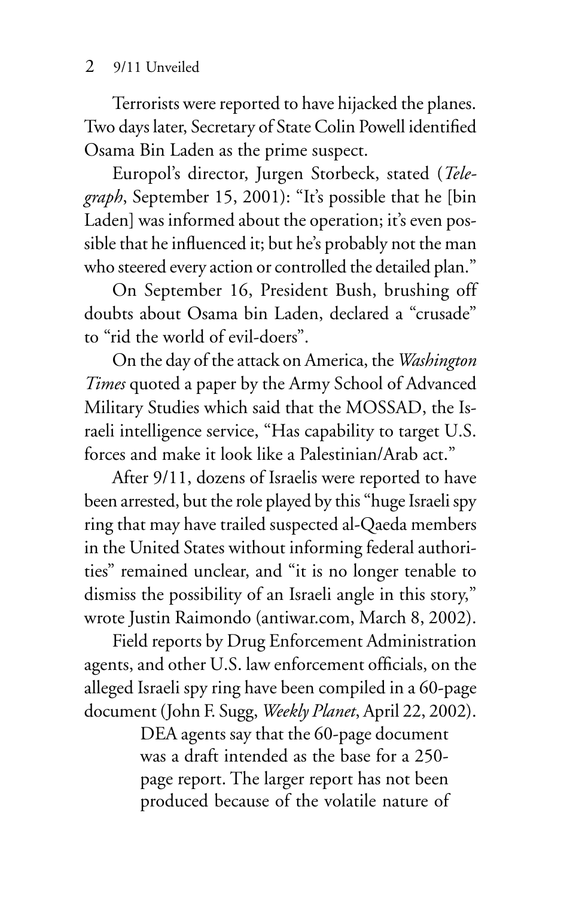Terrorists were reported to have hijacked the planes. Two days later, Secretary of State Colin Powell identified Osama Bin Laden as the prime suspect.

Europol's director, Jurgen Storbeck, stated (*Telegraph*, September 15, 2001): "It's possible that he [bin Laden] was informed about the operation; it's even possible that he influenced it; but he's probably not the man who steered every action or controlled the detailed plan."

On September 16, President Bush, brushing off doubts about Osama bin Laden, declared a "crusade" to "rid the world of evil-doers".

On the day of the attack on America, the *Washington Times* quoted a paper by the Army School of Advanced Military Studies which said that the MOSSAD, the Israeli intelligence service, "Has capability to target U.S. forces and make it look like a Palestinian/Arab act."

After 9/11, dozens of Israelis were reported to have been arrested, but the role played by this "huge Israeli spy ring that may have trailed suspected al-Qaeda members in the United States without informing federal authorities" remained unclear, and "it is no longer tenable to dismiss the possibility of an Israeli angle in this story," wrote Justin Raimondo (antiwar.com, March 8, 2002).

Field reports by Drug Enforcement Administration agents, and other U.S. law enforcement officials, on the alleged Israeli spy ring have been compiled in a 60-page document (John F. Sugg, *Weekly Planet*, April 22, 2002).

> DEA agents say that the 60-page document was a draft intended as the base for a 250-page report. The larger report has not been produced because of the volatile nature of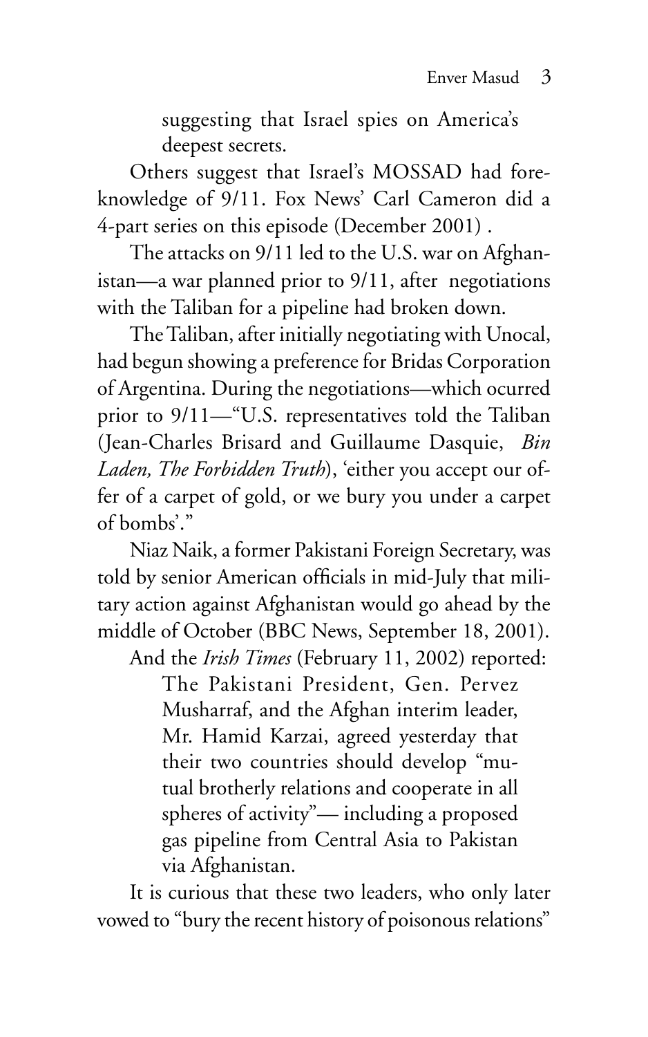suggesting that Israel spies on America's deepest secrets.

Others suggest that Israel's MOSSAD had foreknowledge of 9/11. Fox News' Carl Cameron did a 4-part series on this episode (December 2001) .

The attacks on 9/11 led to the U.S. war on Afghanistan—a war planned prior to 9/11, after negotiations with the Taliban for a pipeline had broken down.

The Taliban, after initially negotiating with Unocal, had begun showing a preference for Bridas Corporation of Argentina. During the negotiations—which ocurred prior to 9/11—"U.S. representatives told the Taliban (Jean-Charles Brisard and Guillaume Dasquie, *Bin Laden, The Forbidden Truth*), 'either you accept our offer of a carpet of gold, or we bury you under a carpet of bombs'."

Niaz Naik, a former Pakistani Foreign Secretary, was told by senior American officials in mid-July that military action against Afghanistan would go ahead by the middle of October (BBC News, September 18, 2001).

And the *Irish Times* (February 11, 2002) reported:

> The Pakistani President, Gen. Pervez Musharraf, and the Afghan interim leader, Mr. Hamid Karzai, agreed yesterday that their two countries should develop "mutual brotherly relations and cooperate in all spheres of activity"— including a proposed gas pipeline from Central Asia to Pakistan via Afghanistan.

It is curious that these two leaders, who only later vowed to "bury the recent history of poisonous relations"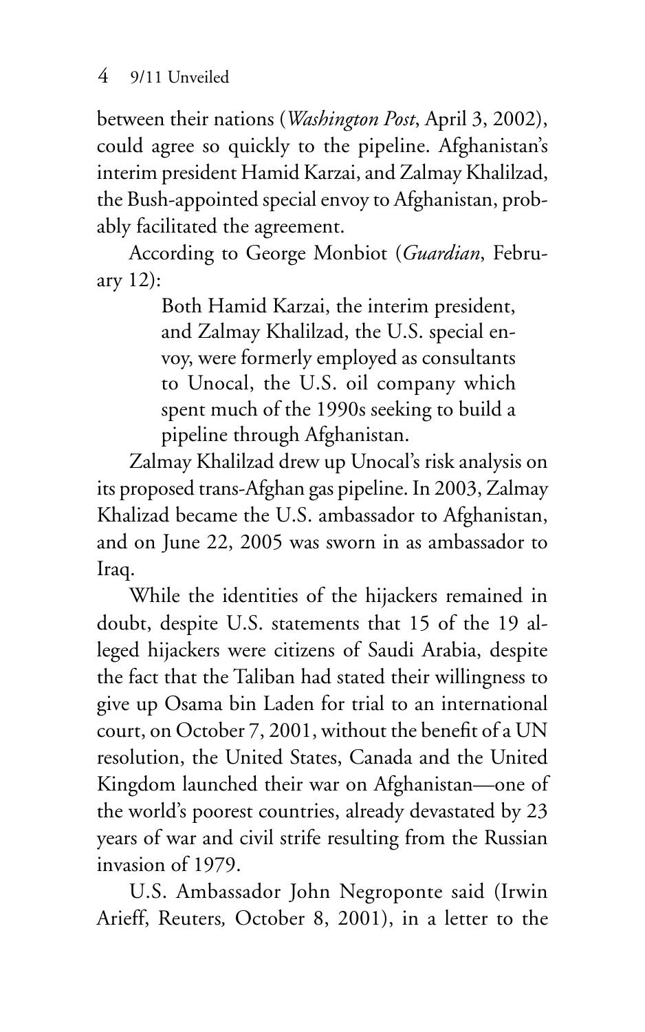between their nations (*Washington Post*, April 3, 2002), could agree so quickly to the pipeline. Afghanistan's interim president Hamid Karzai, and Zalmay Khalilzad, the Bush-appointed special envoy to Afghanistan, probably facilitated the agreement.

According to George Monbiot (*Guardian*, February 12):

> Both Hamid Karzai, the interim president, and Zalmay Khalilzad, the U.S. special envoy, were formerly employed as consultants to Unocal, the U.S. oil company which spent much of the 1990s seeking to build a pipeline through Afghanistan.

Zalmay Khalilzad drew up Unocal's risk analysis on its proposed trans-Afghan gas pipeline. In 2003, Zalmay Khalizad became the U.S. ambassador to Afghanistan, and on June 22, 2005 was sworn in as ambassador to Iraq.

While the identities of the hijackers remained in doubt, despite U.S. statements that 15 of the 19 alleged hijackers were citizens of Saudi Arabia, despite the fact that the Taliban had stated their willingness to give up Osama bin Laden for trial to an international court, on October 7, 2001, without the benefit of a UN resolution, the United States, Canada and the United Kingdom launched their war on Afghanistan—one of the world's poorest countries, already devastated by 23 years of war and civil strife resulting from the Russian invasion of 1979.

U.S. Ambassador John Negroponte said (Irwin Arieff, Reuters*,* October 8, 2001), in a letter to the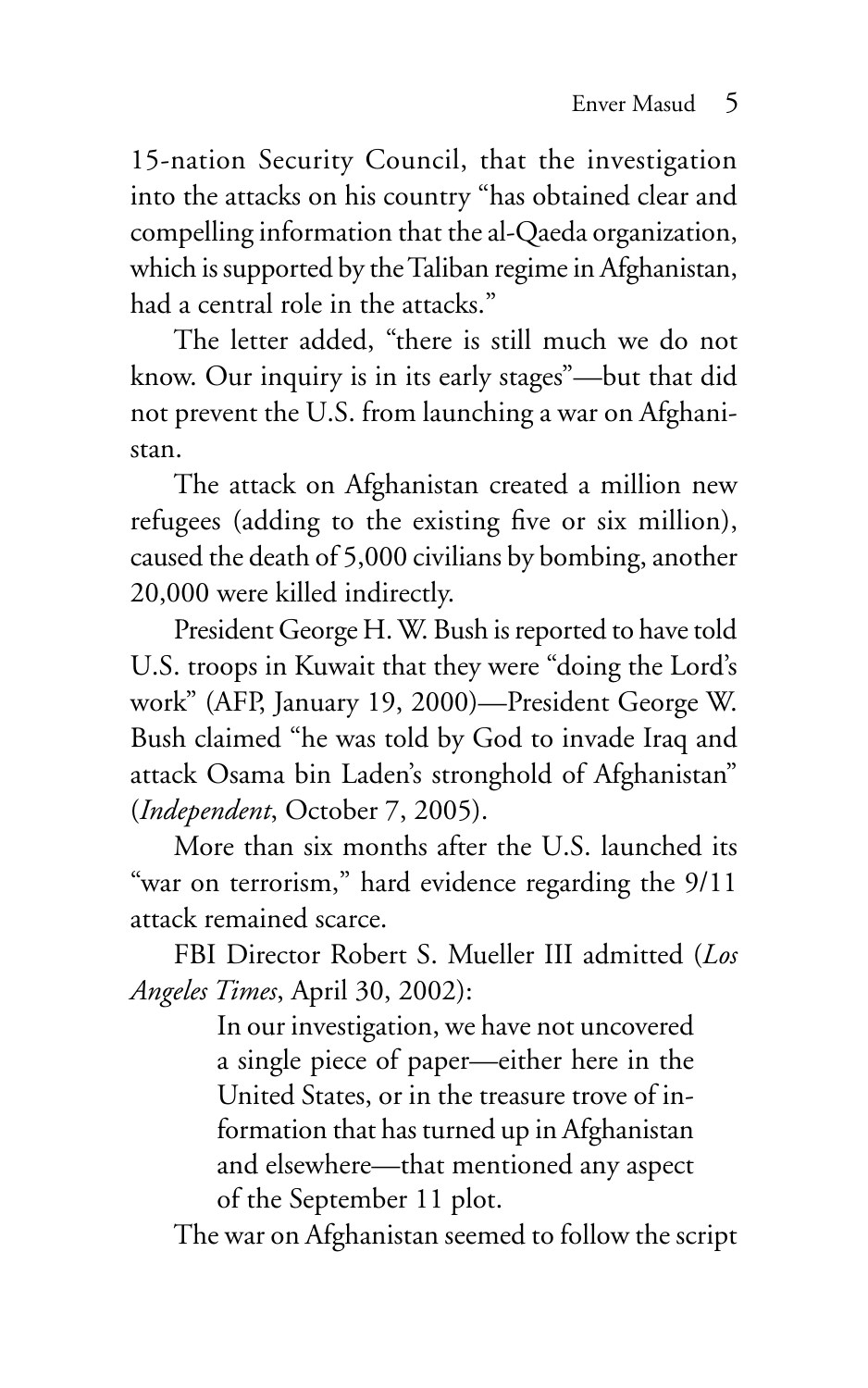15-nation Security Council, that the investigation into the attacks on his country "has obtained clear and compelling information that the al-Qaeda organization, which is supported by the Taliban regime in Afghanistan, had a central role in the attacks."

The letter added, "there is still much we do not know. Our inquiry is in its early stages"—but that did not prevent the U.S. from launching a war on Afghanistan.

The attack on Afghanistan created a million new refugees (adding to the existing five or six million), caused the death of 5,000 civilians by bombing, another 20,000 were killed indirectly.

President George H. W. Bush is reported to have told U.S. troops in Kuwait that they were "doing the Lord's work" (AFP, January 19, 2000)—President George W. Bush claimed "he was told by God to invade Iraq and attack Osama bin Laden's stronghold of Afghanistan" (*Independent*, October 7, 2005).

More than six months after the U.S. launched its "war on terrorism," hard evidence regarding the 9/11 attack remained scarce.

FBI Director Robert S. Mueller III admitted (*Los Angeles Times*, April 30, 2002):

> In our investigation, we have not uncovered a single piece of paper—either here in the United States, or in the treasure trove of information that has turned up in Afghanistan and elsewhere—that mentioned any aspect of the September 11 plot.

The war on Afghanistan seemed to follow the script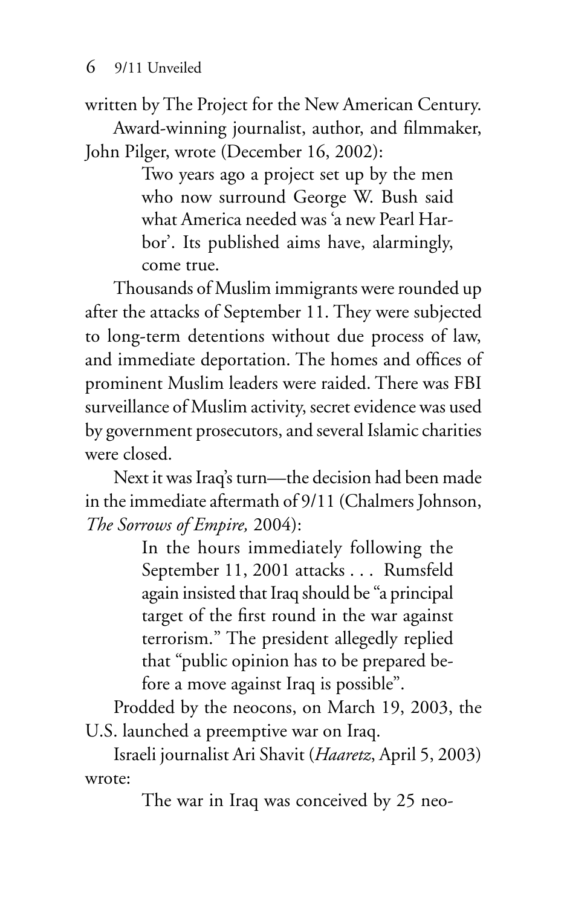written by The Project for the New American Century.

Award-winning journalist, author, and filmmaker, John Pilger, wrote (December 16, 2002):

> Two years ago a project set up by the men who now surround George W. Bush said what America needed was 'a new Pearl Harbor'. Its published aims have, alarmingly, come true.

Thousands of Muslim immigrants were rounded up after the attacks of September 11. They were subjected to long-term detentions without due process of law, and immediate deportation. The homes and offices of prominent Muslim leaders were raided. There was FBI surveillance of Muslim activity, secret evidence was used by government prosecutors, and several Islamic charities were closed.

Next it was Iraq's turn—the decision had been made in the immediate aftermath of 9/11 (Chalmers Johnson, *The Sorrows of Empire,* 2004):

> In the hours immediately following the September 11, 2001 attacks . . . Rumsfeld again insisted that Iraq should be "a principal target of the first round in the war against terrorism." The president allegedly replied that "public opinion has to be prepared before a move against Iraq is possible".

Prodded by the neocons, on March 19, 2003, the U.S. launched a preemptive war on Iraq.

Israeli journalist Ari Shavit (*Haaretz*, April 5, 2003) wrote:

> The war in Iraq was conceived by 25 neo-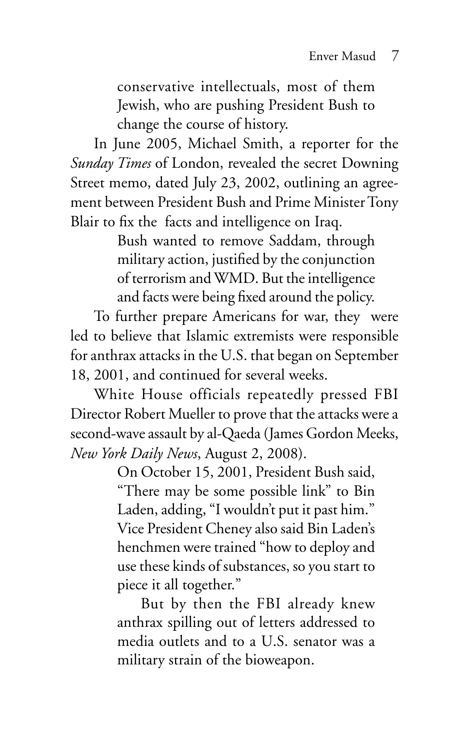> conservative intellectuals, most of them Jewish, who are pushing President Bush to change the course of history.

In June 2005, Michael Smith, a reporter for the *Sunday Times* of London, revealed the secret Downing Street memo, dated July 23, 2002, outlining an agreement between President Bush and Prime Minister Tony Blair to fix the facts and intelligence on Iraq.

> Bush wanted to remove Saddam, through military action, justified by the conjunction of terrorism and WMD. But the intelligence and facts were being fixed around the policy.

To further prepare Americans for war, they were led to believe that Islamic extremists were responsible for anthrax attacks in the U.S. that began on September 18, 2001, and continued for several weeks.

White House officials repeatedly pressed FBI Director Robert Mueller to prove that the attacks were a second-wave assault by al-Qaeda (James Gordon Meeks, *New York Daily News*, August 2, 2008).

> On October 15, 2001, President Bush said, "There may be some possible link" to Bin Laden, adding, "I wouldn't put it past him." Vice President Cheney also said Bin Laden's henchmen were trained "how to deploy and use these kinds of substances, so you start to piece it all together."
>
> But by then the FBI already knew anthrax spilling out of letters addressed to media outlets and to a U.S. senator was a military strain of the bioweapon.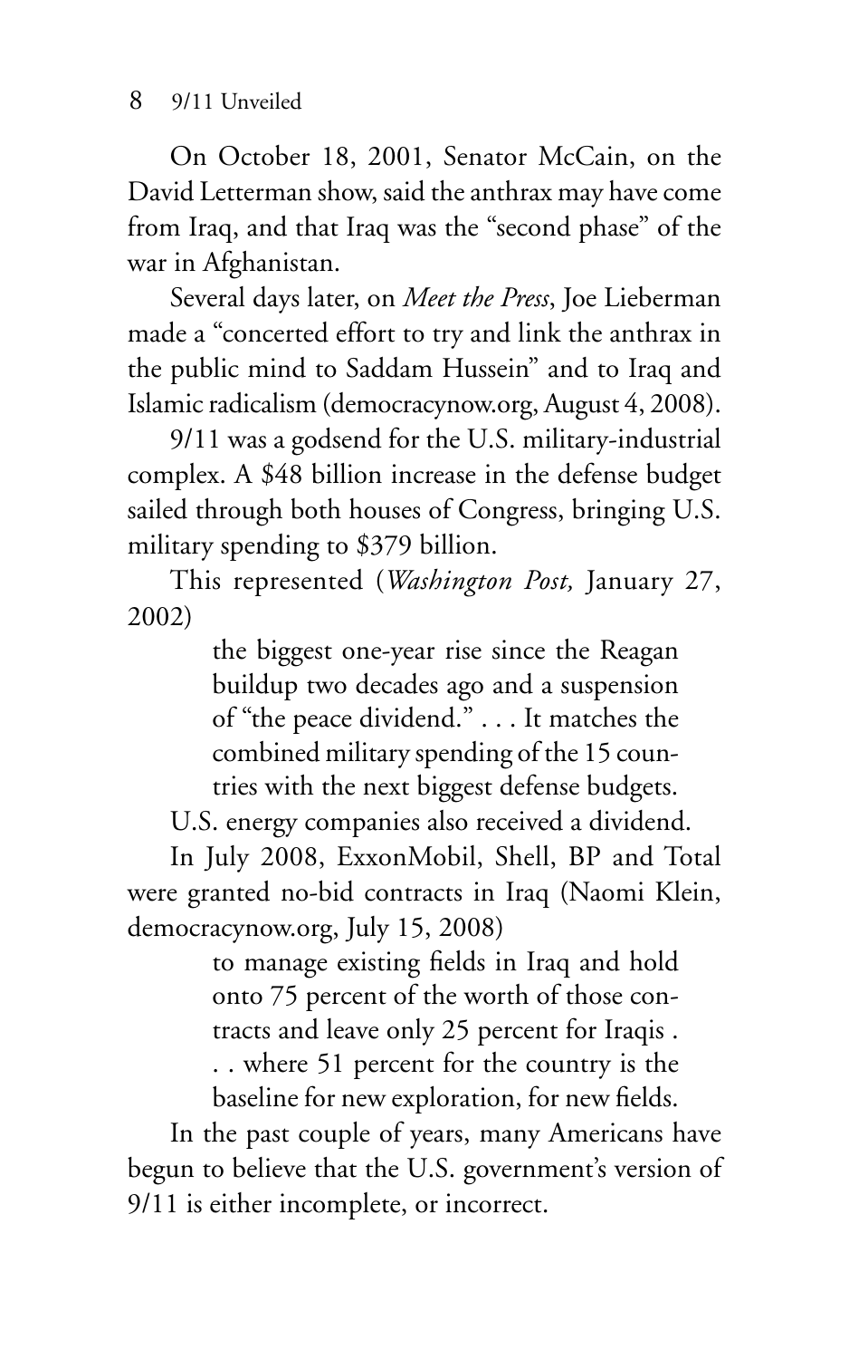On October 18, 2001, Senator McCain, on the David Letterman show, said the anthrax may have come from Iraq, and that Iraq was the "second phase" of the war in Afghanistan.

Several days later, on *Meet the Press*, Joe Lieberman made a "concerted effort to try and link the anthrax in the public mind to Saddam Hussein" and to Iraq and Islamic radicalism (democracynow.org, August 4, 2008).

9/11 was a godsend for the U.S. military-industrial complex. A $48 billion increase in the defense budget sailed through both houses of Congress, bringing U.S. military spending to $379 billion.

This represented (*Washington Post,* January 27, 2002)

> the biggest one-year rise since the Reagan buildup two decades ago and a suspension of "the peace dividend." . . . It matches the combined military spending of the 15 countries with the next biggest defense budgets.

U.S. energy companies also received a dividend.

In July 2008, ExxonMobil, Shell, BP and Total were granted no-bid contracts in Iraq (Naomi Klein, democracynow.org, July 15, 2008)

> to manage existing fields in Iraq and hold onto 75 percent of the worth of those contracts and leave only 25 percent for Iraqis . . . where 51 percent for the country is the baseline for new exploration, for new fields.

In the past couple of years, many Americans have begun to believe that the U.S. government's version of 9/11 is either incomplete, or incorrect.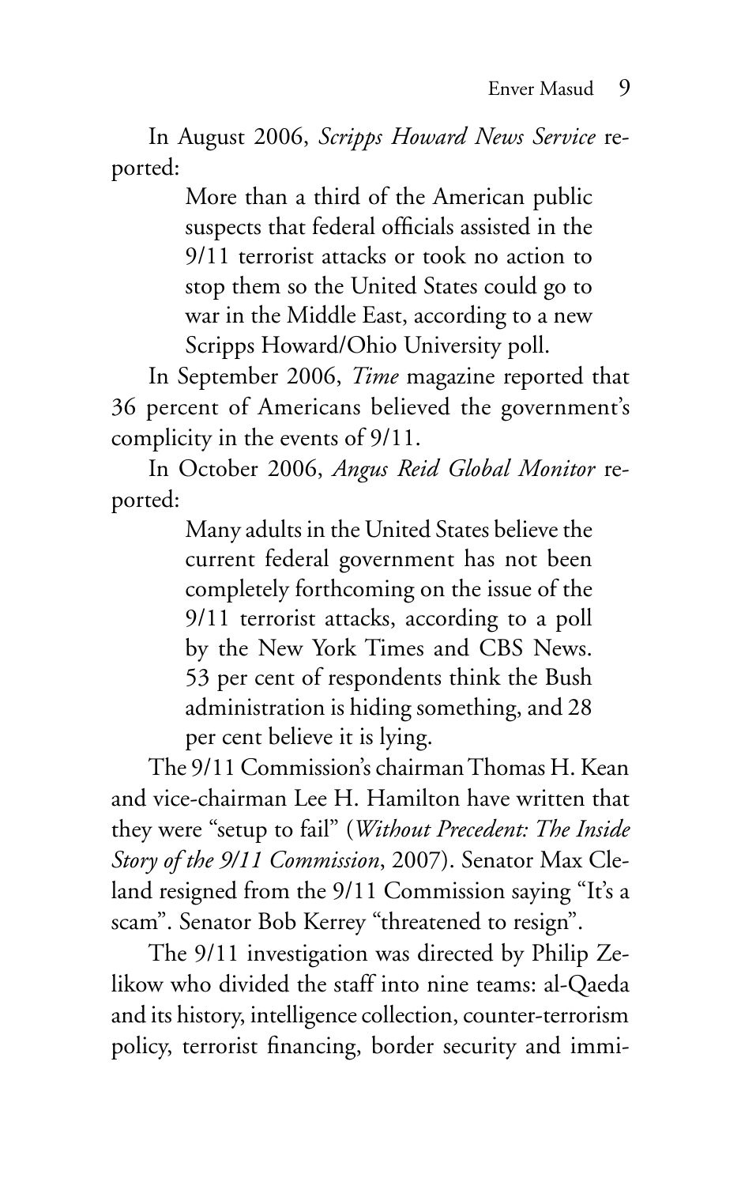In August 2006, *Scripps Howard News Service* reported:

> More than a third of the American public suspects that federal officials assisted in the 9/11 terrorist attacks or took no action to stop them so the United States could go to war in the Middle East, according to a new Scripps Howard/Ohio University poll.

In September 2006, *Time* magazine reported that 36 percent of Americans believed the government's complicity in the events of 9/11.

In October 2006, *Angus Reid Global Monitor* reported:

> Many adults in the United States believe the current federal government has not been completely forthcoming on the issue of the 9/11 terrorist attacks, according to a poll by the New York Times and CBS News. 53 per cent of respondents think the Bush administration is hiding something, and 28 per cent believe it is lying.

The 9/11 Commission's chairman Thomas H. Kean and vice-chairman Lee H. Hamilton have written that they were "setup to fail" (*Without Precedent: The Inside Story of the 9/11 Commission*, 2007). Senator Max Cleland resigned from the 9/11 Commission saying "It's a scam". Senator Bob Kerrey "threatened to resign".

The 9/11 investigation was directed by Philip Zelikow who divided the staff into nine teams: al-Qaeda and its history, intelligence collection, counter-terrorism policy, terrorist financing, border security and immi-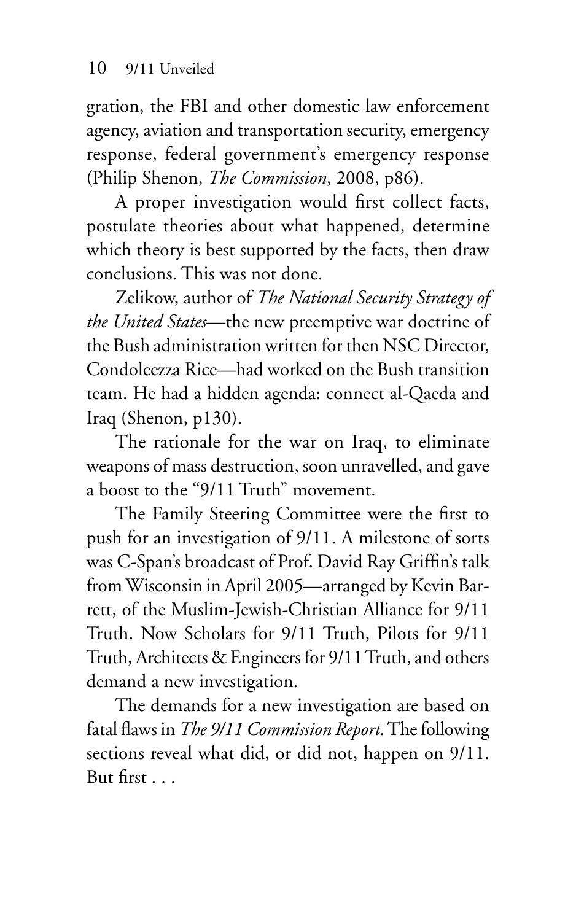gration, the FBI and other domestic law enforcement agency, aviation and transportation security, emergency response, federal government's emergency response (Philip Shenon, *The Commission*, 2008, p86).

A proper investigation would first collect facts, postulate theories about what happened, determine which theory is best supported by the facts, then draw conclusions. This was not done.

Zelikow, author of *The National Security Strategy of the United States*—the new preemptive war doctrine of the Bush administration written for then NSC Director, Condoleezza Rice—had worked on the Bush transition team. He had a hidden agenda: connect al-Qaeda and Iraq (Shenon, p130).

The rationale for the war on Iraq, to eliminate weapons of mass destruction, soon unravelled, and gave a boost to the "9/11 Truth" movement.

The Family Steering Committee were the first to push for an investigation of 9/11. A milestone of sorts was C-Span's broadcast of Prof. David Ray Griffin's talk from Wisconsin in April 2005—arranged by Kevin Barrett, of the Muslim-Jewish-Christian Alliance for 9/11 Truth. Now Scholars for 9/11 Truth, Pilots for 9/11 Truth, Architects & Engineers for 9/11 Truth, and others demand a new investigation.

The demands for a new investigation are based on fatal flaws in *The 9/11 Commission Report.* The following sections reveal what did, or did not, happen on 9/11. But first . . .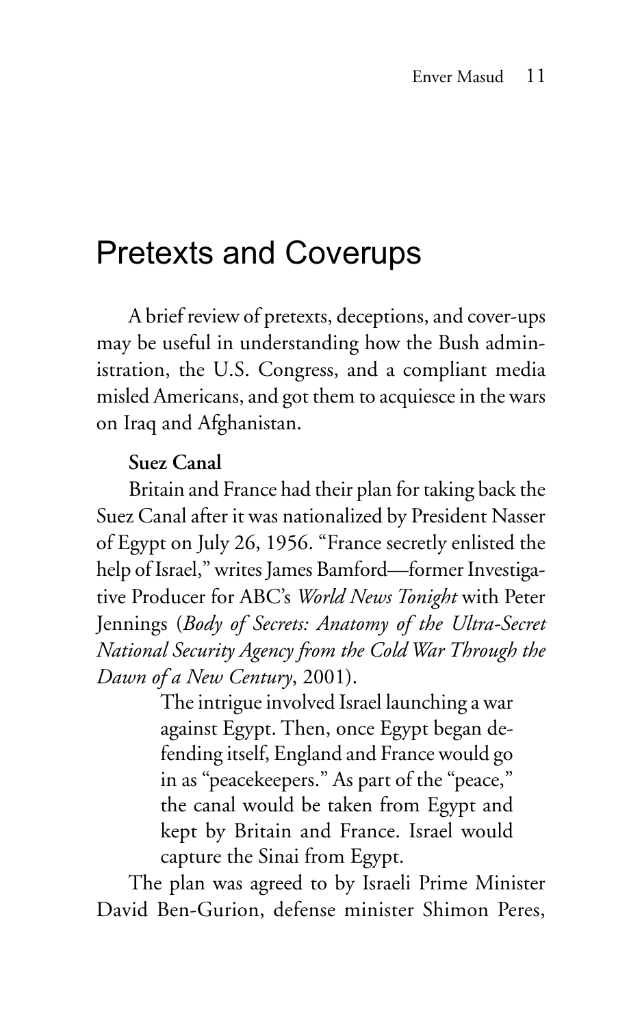# Pretexts and Coverups

A brief review of pretexts, deceptions, and cover-ups may be useful in understanding how the Bush administration, the U.S. Congress, and a compliant media misled Americans, and got them to acquiesce in the wars on Iraq and Afghanistan.

**Suez Canal**

Britain and France had their plan for taking back the Suez Canal after it was nationalized by President Nasser of Egypt on July 26, 1956. "France secretly enlisted the help of Israel," writes James Bamford—former Investigative Producer for ABC's *World News Tonight* with Peter Jennings (*Body of Secrets: Anatomy of the Ultra-Secret National Security Agency from the Cold War Through the Dawn of a New Century*, 2001).

> The intrigue involved Israel launching a war against Egypt. Then, once Egypt began defending itself, England and France would go in as "peacekeepers." As part of the "peace," the canal would be taken from Egypt and kept by Britain and France. Israel would capture the Sinai from Egypt.

The plan was agreed to by Israeli Prime Minister David Ben-Gurion, defense minister Shimon Peres,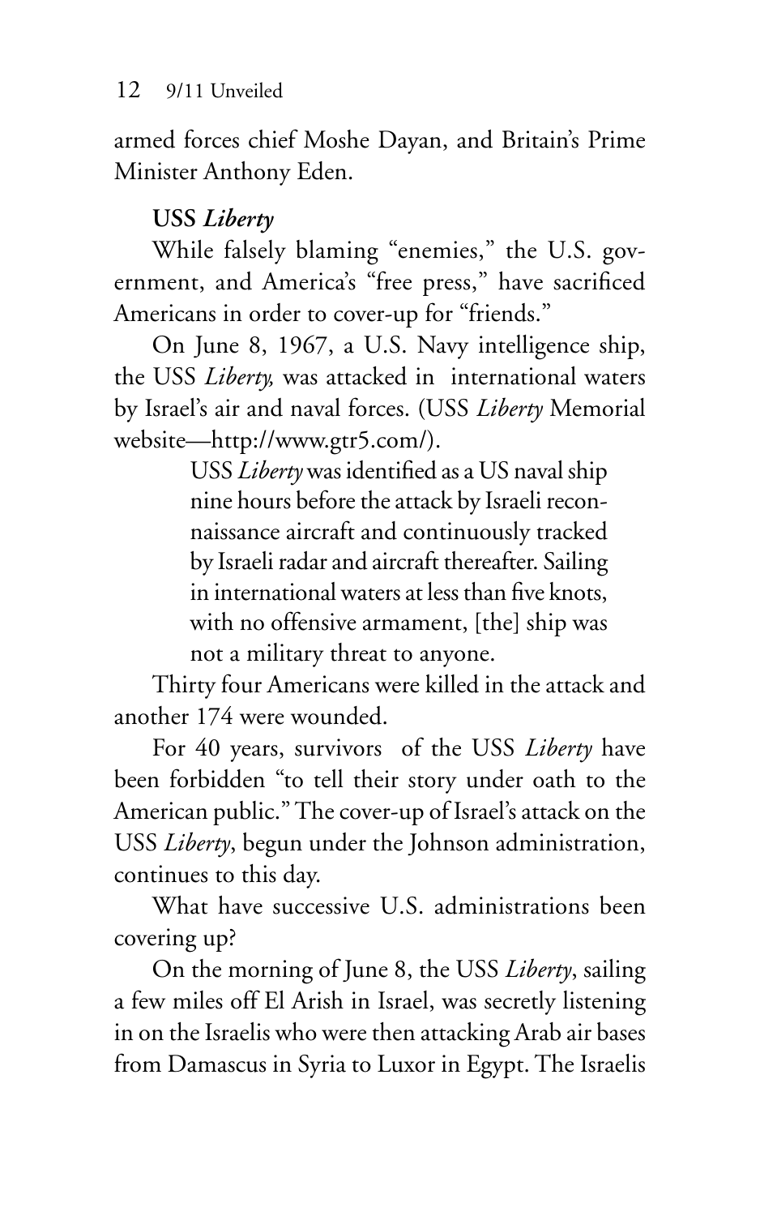armed forces chief Moshe Dayan, and Britain's Prime Minister Anthony Eden.

**USS *Liberty***

While falsely blaming "enemies," the U.S. government, and America's "free press," have sacrificed Americans in order to cover-up for "friends."

On June 8, 1967, a U.S. Navy intelligence ship, the USS *Liberty,* was attacked in international waters by Israel's air and naval forces. (USS *Liberty* Memorial website—http://www.gtr5.com/).

> USS *Liberty* was identified as a US naval ship nine hours before the attack by Israeli reconnaissance aircraft and continuously tracked by Israeli radar and aircraft thereafter. Sailing in international waters at less than five knots, with no offensive armament, [the] ship was not a military threat to anyone.

Thirty four Americans were killed in the attack and another 174 were wounded.

For 40 years, survivors of the USS *Liberty* have been forbidden "to tell their story under oath to the American public." The cover-up of Israel's attack on the USS *Liberty*, begun under the Johnson administration, continues to this day.

What have successive U.S. administrations been covering up?

On the morning of June 8, the USS *Liberty*, sailing a few miles off El Arish in Israel, was secretly listening in on the Israelis who were then attacking Arab air bases from Damascus in Syria to Luxor in Egypt. The Israelis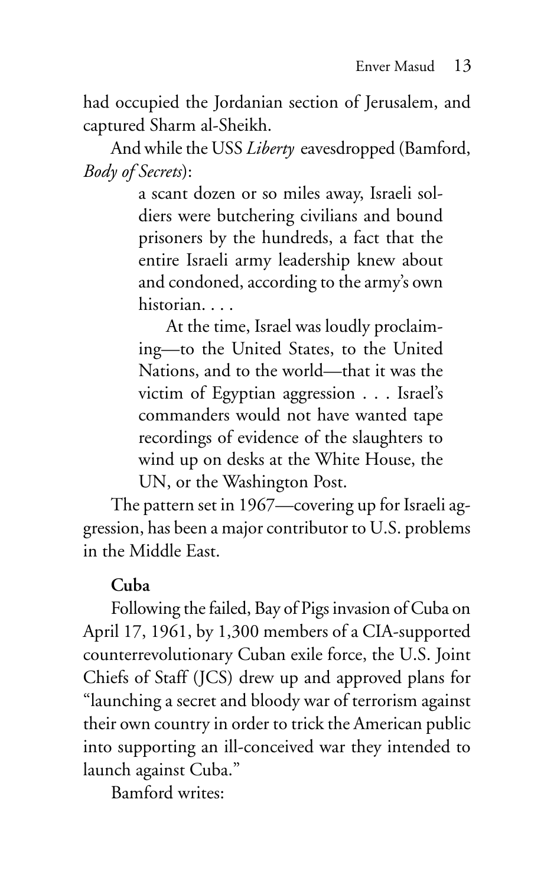had occupied the Jordanian section of Jerusalem, and captured Sharm al-Sheikh.

And while the USS *Liberty* eavesdropped (Bamford, *Body of Secrets*):

> a scant dozen or so miles away, Israeli soldiers were butchering civilians and bound prisoners by the hundreds, a fact that the entire Israeli army leadership knew about and condoned, according to the army's own historian. . . .
>
> At the time, Israel was loudly proclaiming—to the United States, to the United Nations, and to the world—that it was the victim of Egyptian aggression . . . Israel's commanders would not have wanted tape recordings of evidence of the slaughters to wind up on desks at the White House, the UN, or the Washington Post.

The pattern set in 1967—covering up for Israeli aggression, has been a major contributor to U.S. problems in the Middle East.

**Cuba**

Following the failed, Bay of Pigs invasion of Cuba on April 17, 1961, by 1,300 members of a CIA-supported counterrevolutionary Cuban exile force, the U.S. Joint Chiefs of Staff (JCS) drew up and approved plans for "launching a secret and bloody war of terrorism against their own country in order to trick the American public into supporting an ill-conceived war they intended to launch against Cuba."

Bamford writes: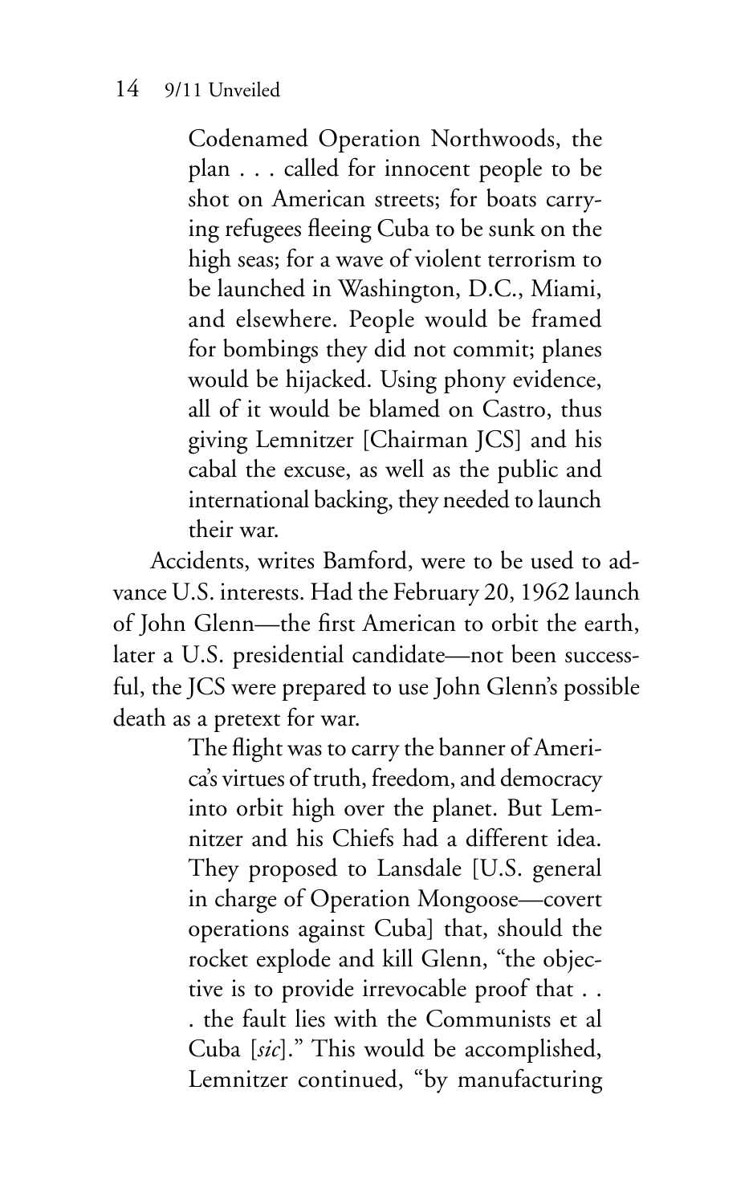> Codenamed Operation Northwoods, the plan . . . called for innocent people to be shot on American streets; for boats carrying refugees fleeing Cuba to be sunk on the high seas; for a wave of violent terrorism to be launched in Washington, D.C., Miami, and elsewhere. People would be framed for bombings they did not commit; planes would be hijacked. Using phony evidence, all of it would be blamed on Castro, thus giving Lemnitzer [Chairman JCS] and his cabal the excuse, as well as the public and international backing, they needed to launch their war.

Accidents, writes Bamford, were to be used to advance U.S. interests. Had the February 20, 1962 launch of John Glenn—the first American to orbit the earth, later a U.S. presidential candidate—not been successful, the JCS were prepared to use John Glenn's possible death as a pretext for war.

> The flight was to carry the banner of America's virtues of truth, freedom, and democracy into orbit high over the planet. But Lemnitzer and his Chiefs had a different idea. They proposed to Lansdale [U.S. general in charge of Operation Mongoose—covert operations against Cuba] that, should the rocket explode and kill Glenn, "the objective is to provide irrevocable proof that . . . the fault lies with the Communists et al Cuba [*sic*]." This would be accomplished, Lemnitzer continued, "by manufacturing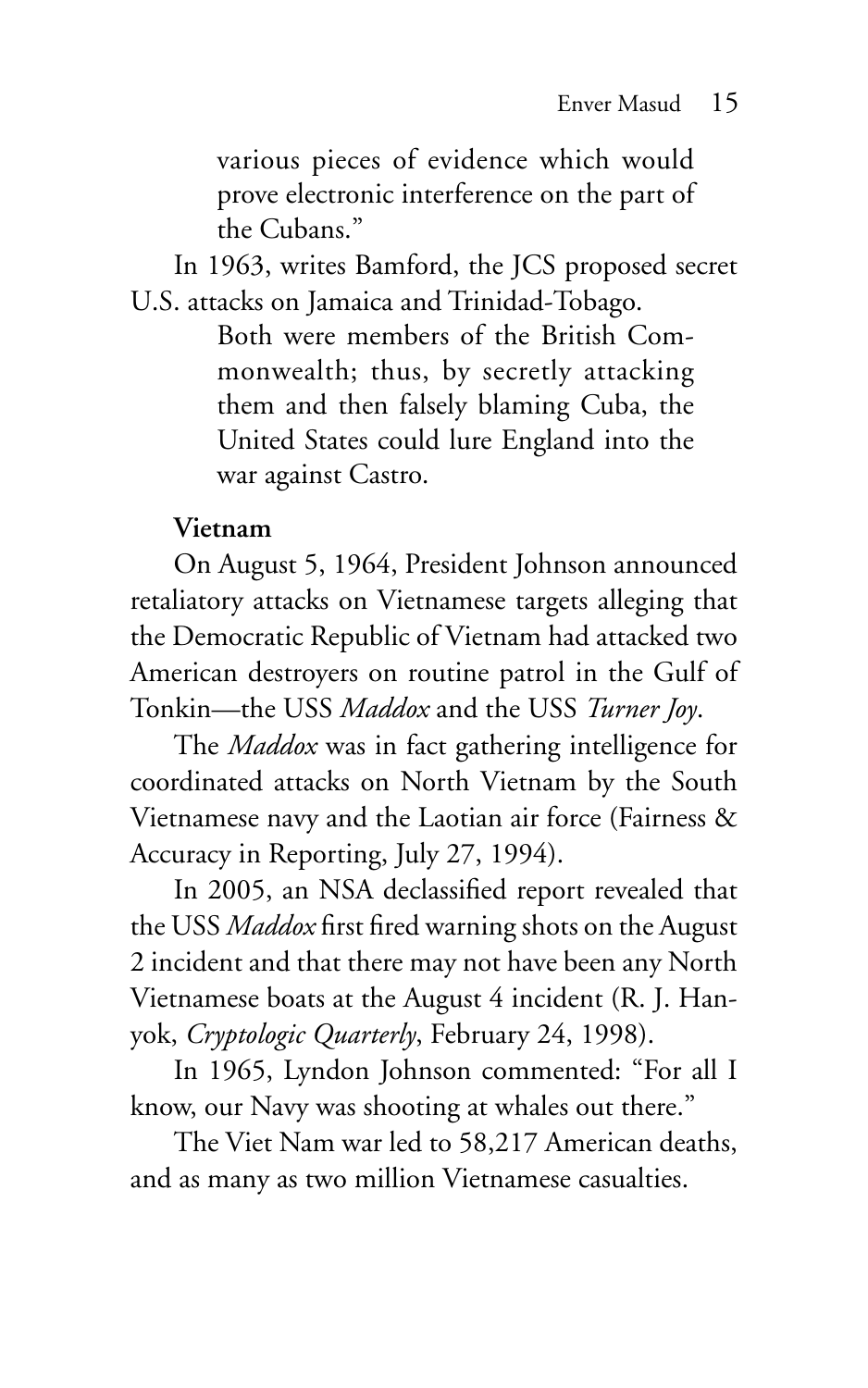various pieces of evidence which would prove electronic interference on the part of the Cubans."

In 1963, writes Bamford, the JCS proposed secret U.S. attacks on Jamaica and Trinidad-Tobago.

> Both were members of the British Commonwealth; thus, by secretly attacking them and then falsely blaming Cuba, the United States could lure England into the war against Castro.

**Vietnam**

On August 5, 1964, President Johnson announced retaliatory attacks on Vietnamese targets alleging that the Democratic Republic of Vietnam had attacked two American destroyers on routine patrol in the Gulf of Tonkin—the USS *Maddox* and the USS *Turner Joy*.

The *Maddox* was in fact gathering intelligence for coordinated attacks on North Vietnam by the South Vietnamese navy and the Laotian air force (Fairness & Accuracy in Reporting, July 27, 1994).

In 2005, an NSA declassified report revealed that the USS *Maddox* first fired warning shots on the August 2 incident and that there may not have been any North Vietnamese boats at the August 4 incident (R. J. Hanyok, *Cryptologic Quarterly*, February 24, 1998).

In 1965, Lyndon Johnson commented: "For all I know, our Navy was shooting at whales out there."

The Viet Nam war led to 58,217 American deaths, and as many as two million Vietnamese casualties.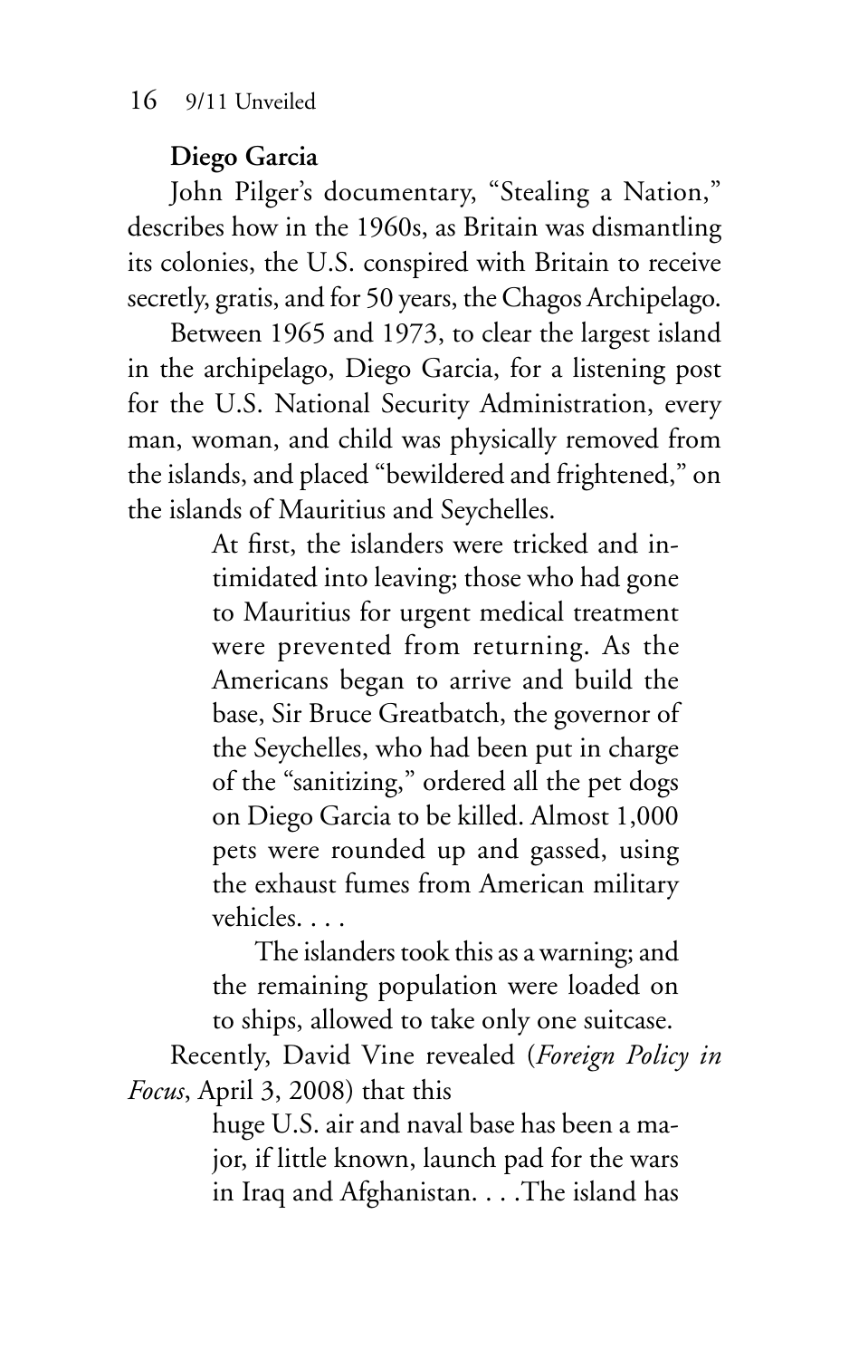## Diego Garcia

John Pilger's documentary, "Stealing a Nation," describes how in the 1960s, as Britain was dismantling its colonies, the U.S. conspired with Britain to receive secretly, gratis, and for 50 years, the Chagos Archipelago.

Between 1965 and 1973, to clear the largest island in the archipelago, Diego Garcia, for a listening post for the U.S. National Security Administration, every man, woman, and child was physically removed from the islands, and placed "bewildered and frightened," on the islands of Mauritius and Seychelles.

> At first, the islanders were tricked and intimidated into leaving; those who had gone to Mauritius for urgent medical treatment were prevented from returning. As the Americans began to arrive and build the base, Sir Bruce Greatbatch, the governor of the Seychelles, who had been put in charge of the "sanitizing," ordered all the pet dogs on Diego Garcia to be killed. Almost 1,000 pets were rounded up and gassed, using the exhaust fumes from American military vehicles. . . .
>
> The islanders took this as a warning; and the remaining population were loaded on to ships, allowed to take only one suitcase.

Recently, David Vine revealed (*Foreign Policy in Focus*, April 3, 2008) that this

> huge U.S. air and naval base has been a major, if little known, launch pad for the wars in Iraq and Afghanistan. . . .The island has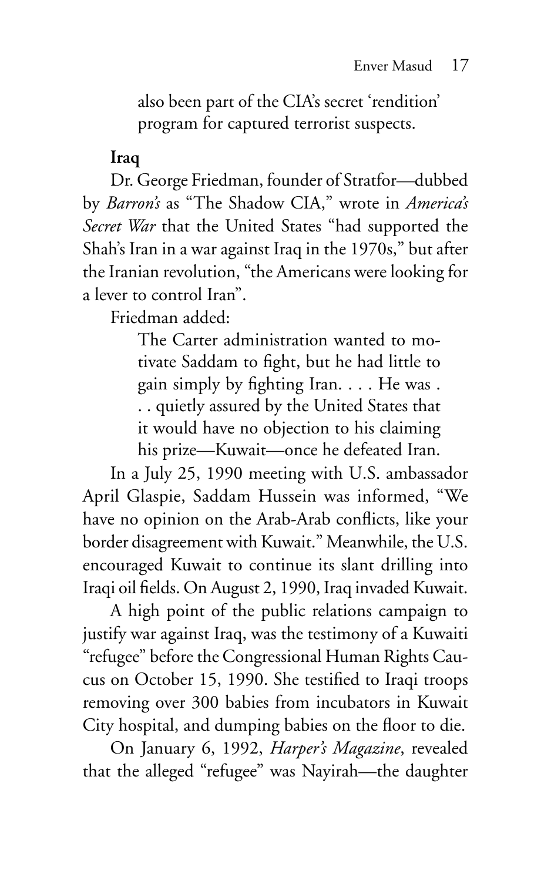also been part of the CIA's secret 'rendition' program for captured terrorist suspects.

**Iraq**

Dr. George Friedman, founder of Stratfor—dubbed by *Barron's* as "The Shadow CIA," wrote in *America's Secret War* that the United States "had supported the Shah's Iran in a war against Iraq in the 1970s," but after the Iranian revolution, "the Americans were looking for a lever to control Iran".

Friedman added:

> The Carter administration wanted to motivate Saddam to fight, but he had little to gain simply by fighting Iran. . . . He was . . . quietly assured by the United States that it would have no objection to his claiming his prize—Kuwait—once he defeated Iran.

In a July 25, 1990 meeting with U.S. ambassador April Glaspie, Saddam Hussein was informed, "We have no opinion on the Arab-Arab conflicts, like your border disagreement with Kuwait." Meanwhile, the U.S. encouraged Kuwait to continue its slant drilling into Iraqi oil fields. On August 2, 1990, Iraq invaded Kuwait.

A high point of the public relations campaign to justify war against Iraq, was the testimony of a Kuwaiti "refugee" before the Congressional Human Rights Caucus on October 15, 1990. She testified to Iraqi troops removing over 300 babies from incubators in Kuwait City hospital, and dumping babies on the floor to die.

On January 6, 1992, *Harper's Magazine*, revealed that the alleged "refugee" was Nayirah—the daughter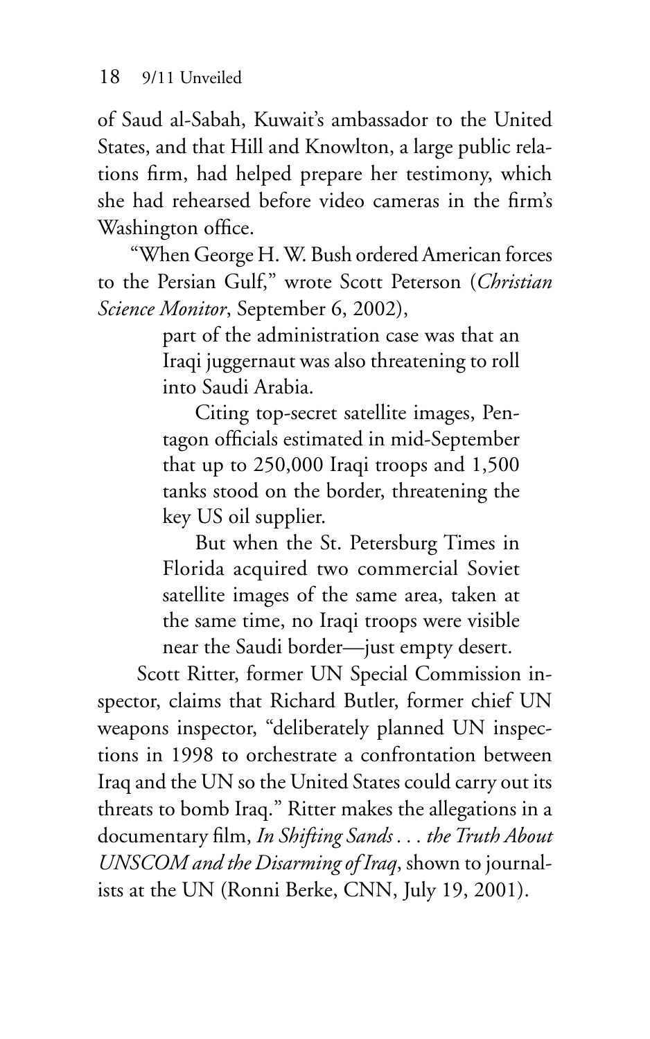of Saud al-Sabah, Kuwait's ambassador to the United States, and that Hill and Knowlton, a large public relations firm, had helped prepare her testimony, which she had rehearsed before video cameras in the firm's Washington office.

"When George H. W. Bush ordered American forces to the Persian Gulf," wrote Scott Peterson (*Christian Science Monitor*, September 6, 2002),

> part of the administration case was that an Iraqi juggernaut was also threatening to roll into Saudi Arabia.
>
> Citing top-secret satellite images, Pentagon officials estimated in mid-September that up to 250,000 Iraqi troops and 1,500 tanks stood on the border, threatening the key US oil supplier.
>
> But when the St. Petersburg Times in Florida acquired two commercial Soviet satellite images of the same area, taken at the same time, no Iraqi troops were visible near the Saudi border—just empty desert.

Scott Ritter, former UN Special Commission inspector, claims that Richard Butler, former chief UN weapons inspector, "deliberately planned UN inspections in 1998 to orchestrate a confrontation between Iraq and the UN so the United States could carry out its threats to bomb Iraq." Ritter makes the allegations in a documentary film, *In Shifting Sands . . . the Truth About UNSCOM and the Disarming of Iraq*, shown to journalists at the UN (Ronni Berke, CNN, July 19, 2001).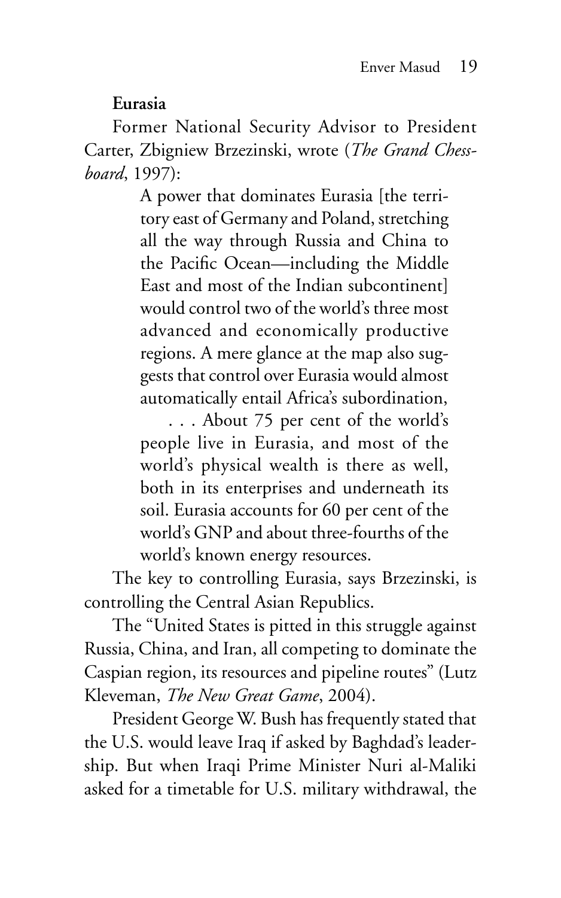**Eurasia**

Former National Security Advisor to President Carter, Zbigniew Brzezinski, wrote (*The Grand Chessboard*, 1997):

> A power that dominates Eurasia [the territory east of Germany and Poland, stretching all the way through Russia and China to the Pacific Ocean—including the Middle East and most of the Indian subcontinent] would control two of the world's three most advanced and economically productive regions. A mere glance at the map also suggests that control over Eurasia would almost automatically entail Africa's subordination,
>
> . . . About 75 per cent of the world's people live in Eurasia, and most of the world's physical wealth is there as well, both in its enterprises and underneath its soil. Eurasia accounts for 60 per cent of the world's GNP and about three-fourths of the world's known energy resources.

The key to controlling Eurasia, says Brzezinski, is controlling the Central Asian Republics.

The "United States is pitted in this struggle against Russia, China, and Iran, all competing to dominate the Caspian region, its resources and pipeline routes" (Lutz Kleveman, *The New Great Game*, 2004).

President George W. Bush has frequently stated that the U.S. would leave Iraq if asked by Baghdad's leadership. But when Iraqi Prime Minister Nuri al-Maliki asked for a timetable for U.S. military withdrawal, the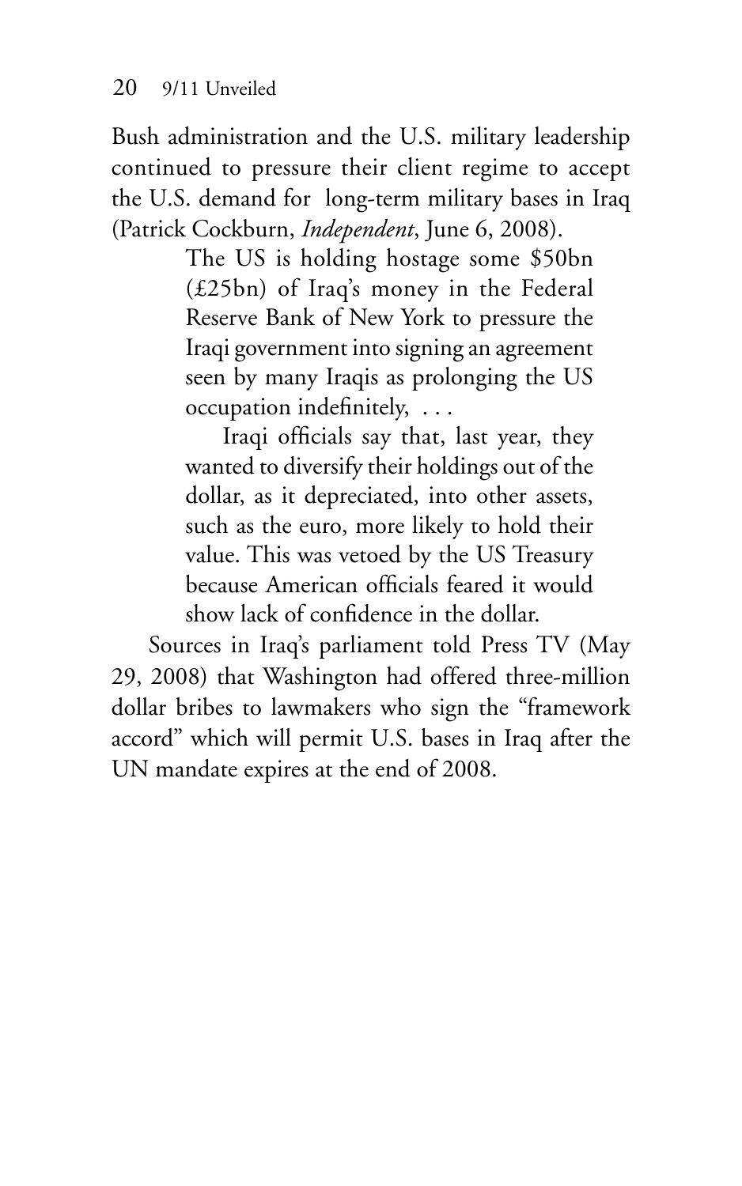Bush administration and the U.S. military leadership continued to pressure their client regime to accept the U.S. demand for long-term military bases in Iraq (Patrick Cockburn, *Independent*, June 6, 2008).

> The US is holding hostage some $50bn (£25bn) of Iraq's money in the Federal Reserve Bank of New York to pressure the Iraqi government into signing an agreement seen by many Iraqis as prolonging the US occupation indefinitely, . . .
>
> Iraqi officials say that, last year, they wanted to diversify their holdings out of the dollar, as it depreciated, into other assets, such as the euro, more likely to hold their value. This was vetoed by the US Treasury because American officials feared it would show lack of confidence in the dollar.

Sources in Iraq's parliament told Press TV (May 29, 2008) that Washington had offered three-million dollar bribes to lawmakers who sign the "framework accord" which will permit U.S. bases in Iraq after the UN mandate expires at the end of 2008.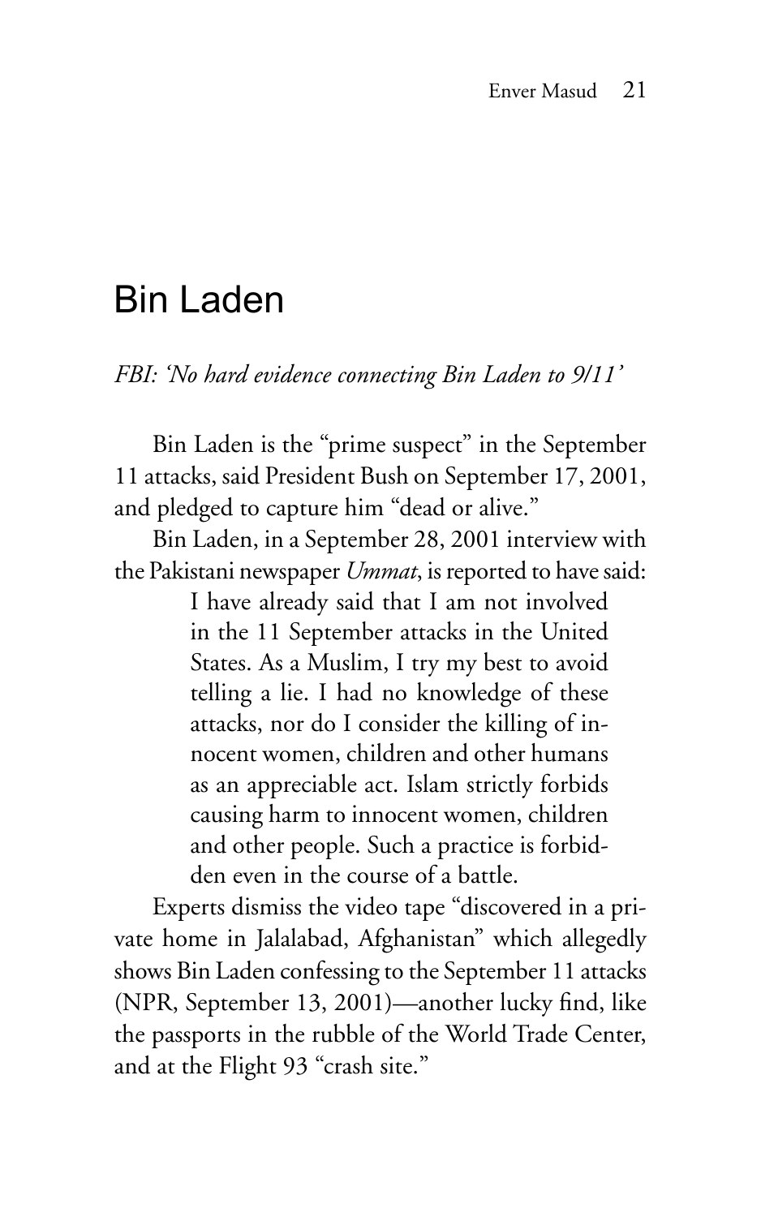# Bin Laden

*FBI: 'No hard evidence connecting Bin Laden to 9/11'*

Bin Laden is the "prime suspect" in the September 11 attacks, said President Bush on September 17, 2001, and pledged to capture him "dead or alive."

Bin Laden, in a September 28, 2001 interview with the Pakistani newspaper *Ummat*, is reported to have said:

> I have already said that I am not involved in the 11 September attacks in the United States. As a Muslim, I try my best to avoid telling a lie. I had no knowledge of these attacks, nor do I consider the killing of innocent women, children and other humans as an appreciable act. Islam strictly forbids causing harm to innocent women, children and other people. Such a practice is forbidden even in the course of a battle.

Experts dismiss the video tape "discovered in a private home in Jalalabad, Afghanistan" which allegedly shows Bin Laden confessing to the September 11 attacks (NPR, September 13, 2001)—another lucky find, like the passports in the rubble of the World Trade Center, and at the Flight 93 "crash site."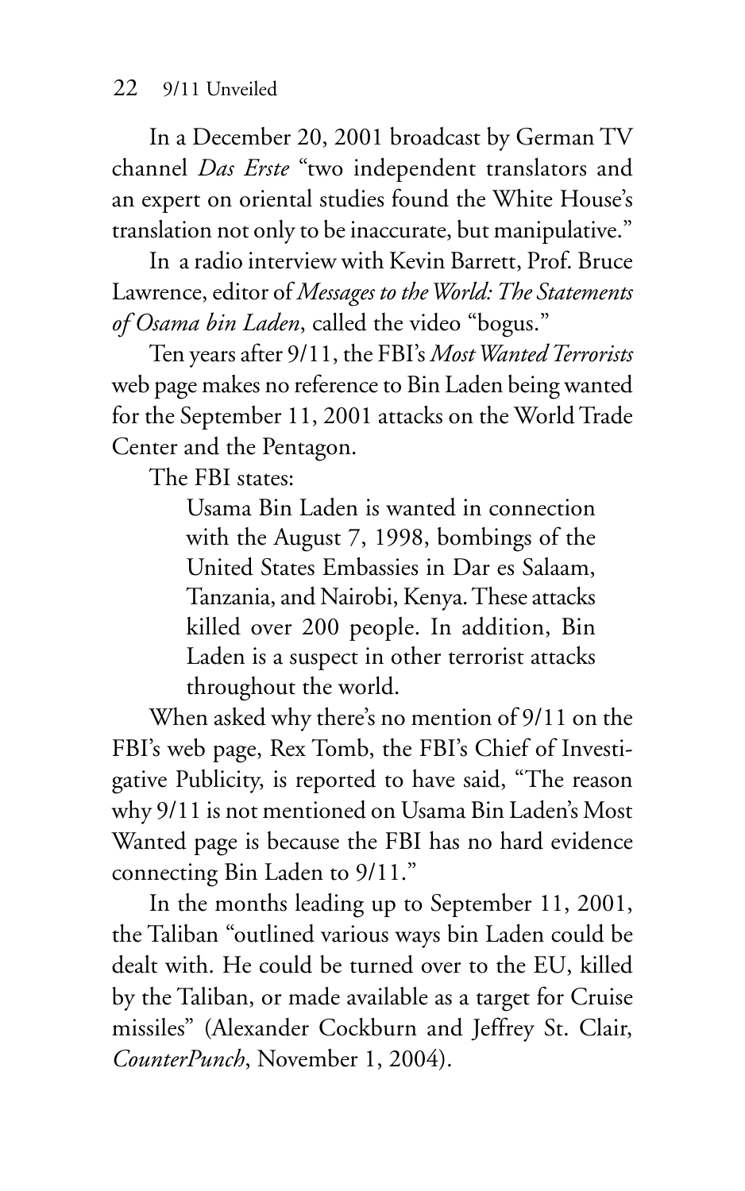In a December 20, 2001 broadcast by German TV channel *Das Erste* "two independent translators and an expert on oriental studies found the White House's translation not only to be inaccurate, but manipulative."

In a radio interview with Kevin Barrett, Prof. Bruce Lawrence, editor of *Messages to the World: The Statements of Osama bin Laden*, called the video "bogus."

Ten years after 9/11, the FBI's *Most Wanted Terrorists* web page makes no reference to Bin Laden being wanted for the September 11, 2001 attacks on the World Trade Center and the Pentagon.

The FBI states:

> Usama Bin Laden is wanted in connection with the August 7, 1998, bombings of the United States Embassies in Dar es Salaam, Tanzania, and Nairobi, Kenya. These attacks killed over 200 people. In addition, Bin Laden is a suspect in other terrorist attacks throughout the world.

When asked why there's no mention of 9/11 on the FBI's web page, Rex Tomb, the FBI's Chief of Investigative Publicity, is reported to have said, "The reason why 9/11 is not mentioned on Usama Bin Laden's Most Wanted page is because the FBI has no hard evidence connecting Bin Laden to 9/11."

In the months leading up to September 11, 2001, the Taliban "outlined various ways bin Laden could be dealt with. He could be turned over to the EU, killed by the Taliban, or made available as a target for Cruise missiles" (Alexander Cockburn and Jeffrey St. Clair, *CounterPunch*, November 1, 2004).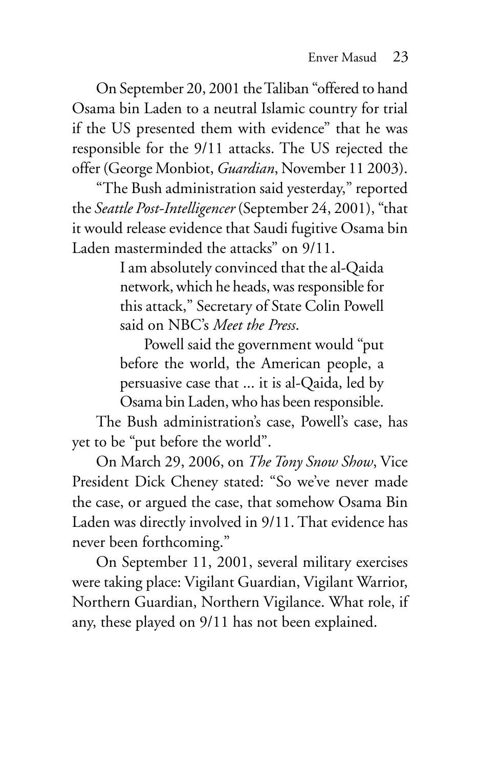On September 20, 2001 the Taliban "offered to hand Osama bin Laden to a neutral Islamic country for trial if the US presented them with evidence" that he was responsible for the 9/11 attacks. The US rejected the offer (George Monbiot, *Guardian*, November 11 2003).

"The Bush administration said yesterday," reported the *Seattle Post-Intelligencer* (September 24, 2001), "that it would release evidence that Saudi fugitive Osama bin Laden masterminded the attacks" on 9/11.

> I am absolutely convinced that the al-Qaida network, which he heads, was responsible for this attack," Secretary of State Colin Powell said on NBC's *Meet the Press*.
>
> Powell said the government would "put before the world, the American people, a persuasive case that ... it is al-Qaida, led by Osama bin Laden, who has been responsible.

The Bush administration's case, Powell's case, has yet to be "put before the world".

On March 29, 2006, on *The Tony Snow Show*, Vice President Dick Cheney stated: "So we've never made the case, or argued the case, that somehow Osama Bin Laden was directly involved in 9/11. That evidence has never been forthcoming."

On September 11, 2001, several military exercises were taking place: Vigilant Guardian, Vigilant Warrior, Northern Guardian, Northern Vigilance. What role, if any, these played on 9/11 has not been explained.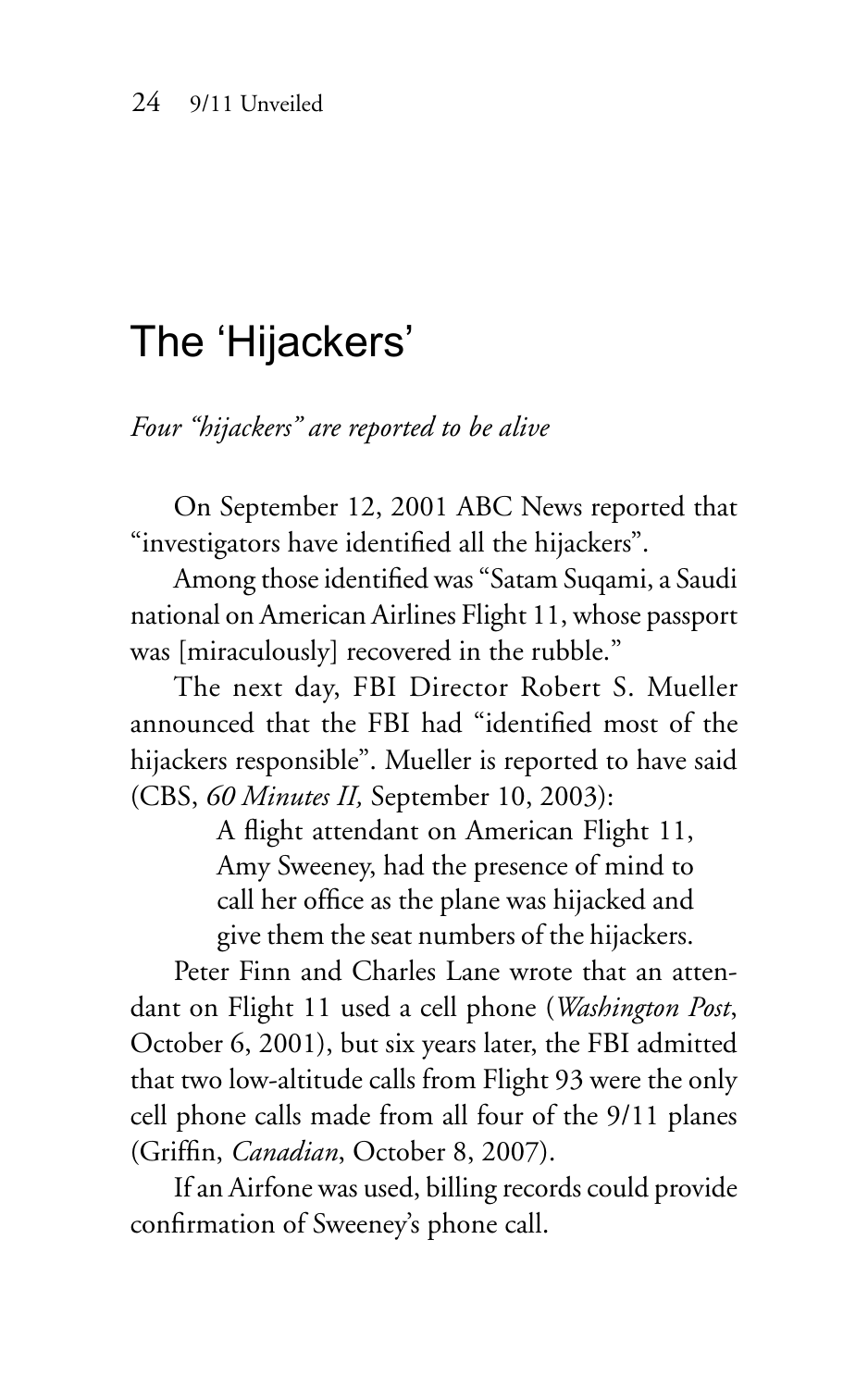## The 'Hijackers'

*Four "hijackers" are reported to be alive*

On September 12, 2001 ABC News reported that "investigators have identified all the hijackers".

Among those identified was "Satam Suqami, a Saudi national on American Airlines Flight 11, whose passport was [miraculously] recovered in the rubble."

The next day, FBI Director Robert S. Mueller announced that the FBI had "identified most of the hijackers responsible". Mueller is reported to have said (CBS, *60 Minutes II,* September 10, 2003):

> A flight attendant on American Flight 11, Amy Sweeney, had the presence of mind to call her office as the plane was hijacked and give them the seat numbers of the hijackers.

Peter Finn and Charles Lane wrote that an attendant on Flight 11 used a cell phone (*Washington Post*, October 6, 2001), but six years later, the FBI admitted that two low-altitude calls from Flight 93 were the only cell phone calls made from all four of the 9/11 planes (Griffin, *Canadian*, October 8, 2007).

If an Airfone was used, billing records could provide confirmation of Sweeney's phone call.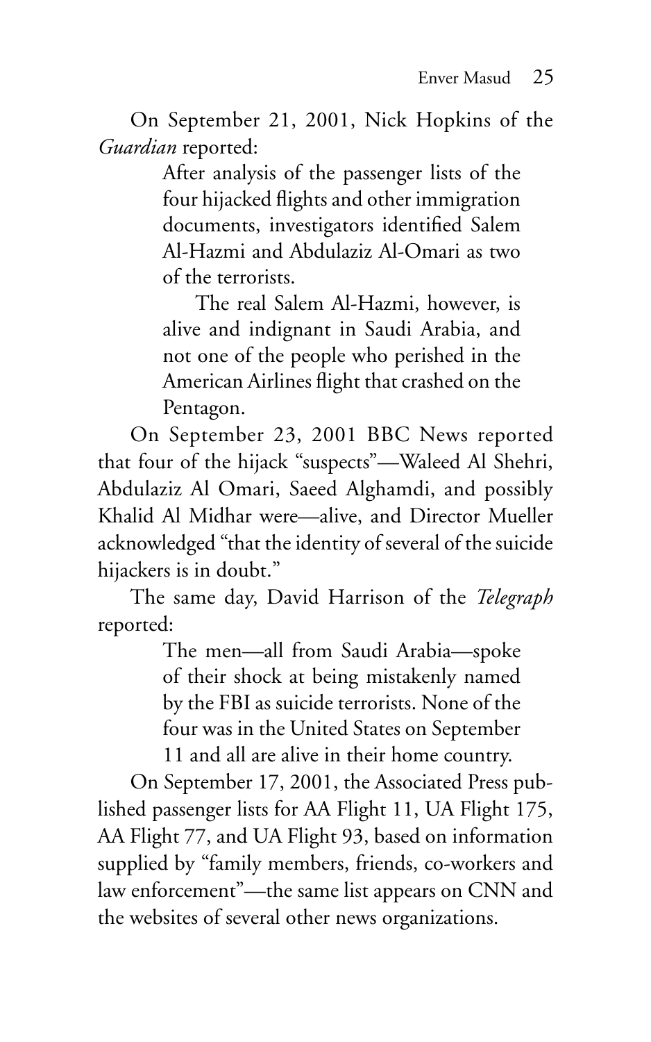On September 21, 2001, Nick Hopkins of the *Guardian* reported:

> After analysis of the passenger lists of the four hijacked flights and other immigration documents, investigators identified Salem Al-Hazmi and Abdulaziz Al-Omari as two of the terrorists.
>
> The real Salem Al-Hazmi, however, is alive and indignant in Saudi Arabia, and not one of the people who perished in the American Airlines flight that crashed on the Pentagon.

On September 23, 2001 BBC News reported that four of the hijack "suspects"—Waleed Al Shehri, Abdulaziz Al Omari, Saeed Alghamdi, and possibly Khalid Al Midhar were—alive, and Director Mueller acknowledged "that the identity of several of the suicide hijackers is in doubt."

The same day, David Harrison of the *Telegraph* reported:

> The men—all from Saudi Arabia—spoke of their shock at being mistakenly named by the FBI as suicide terrorists. None of the four was in the United States on September 11 and all are alive in their home country.

On September 17, 2001, the Associated Press published passenger lists for AA Flight 11, UA Flight 175, AA Flight 77, and UA Flight 93, based on information supplied by "family members, friends, co-workers and law enforcement"—the same list appears on CNN and the websites of several other news organizations.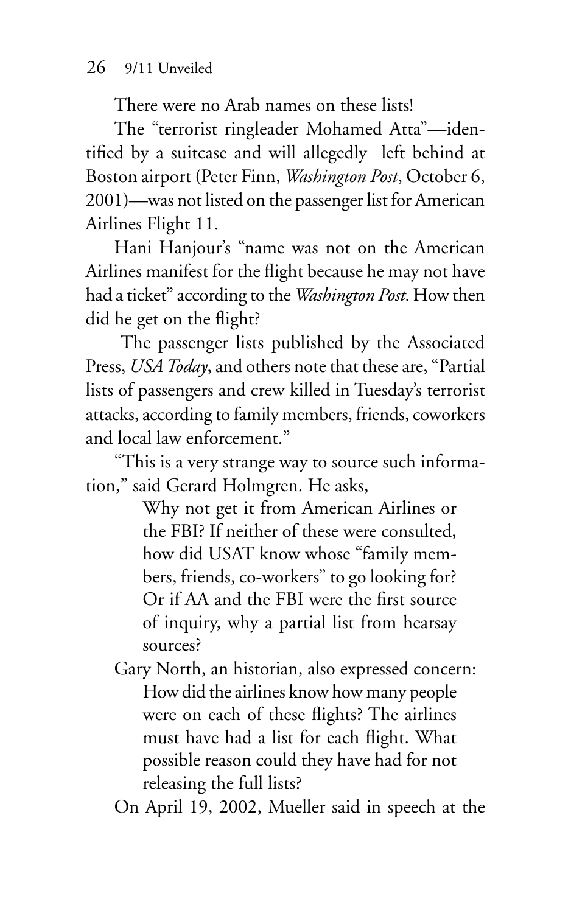There were no Arab names on these lists!

The "terrorist ringleader Mohamed Atta"—identified by a suitcase and will allegedly  left behind at Boston airport (Peter Finn, *Washington Post*, October 6, 2001)—was not listed on the passenger list for American Airlines Flight 11.

Hani Hanjour's "name was not on the American Airlines manifest for the flight because he may not have had a ticket" according to the *Washington Post*. How then did he get on the flight?

The passenger lists published by the Associated Press, *USA Today*, and others note that these are, "Partial lists of passengers and crew killed in Tuesday's terrorist attacks, according to family members, friends, coworkers and local law enforcement."

"This is a very strange way to source such information," said Gerard Holmgren. He asks,

> Why not get it from American Airlines or the FBI? If neither of these were consulted, how did USAT know whose "family members, friends, co-workers" to go looking for? Or if AA and the FBI were the first source of inquiry, why a partial list from hearsay sources?

Gary North, an historian, also expressed concern:

> How did the airlines know how many people were on each of these flights? The airlines must have had a list for each flight. What possible reason could they have had for not releasing the full lists?

On April 19, 2002, Mueller said in speech at the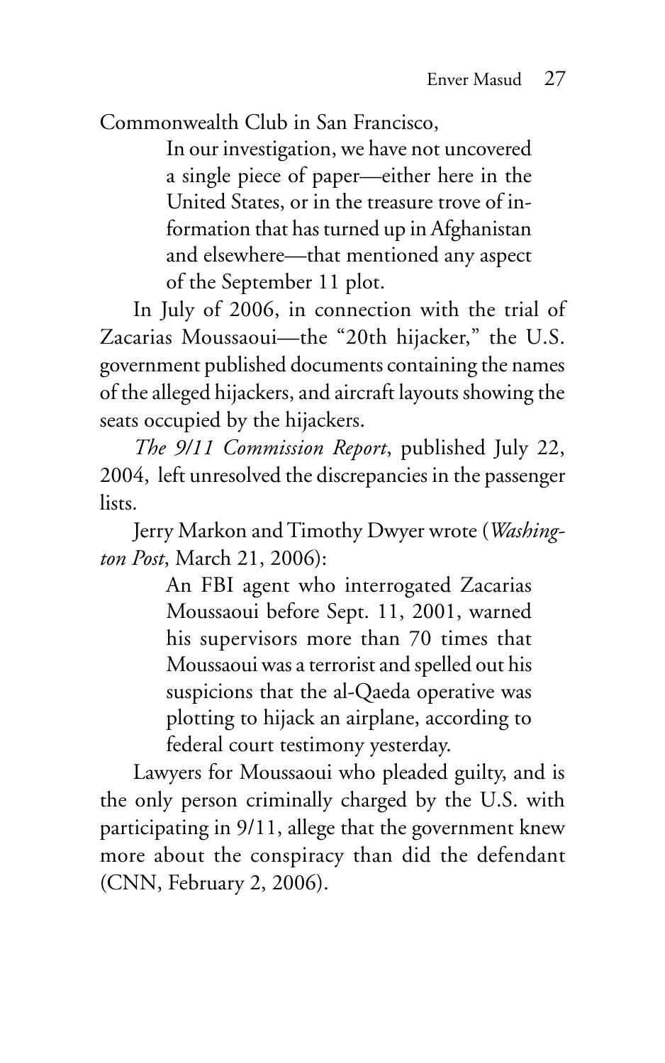Commonwealth Club in San Francisco,

> In our investigation, we have not uncovered a single piece of paper—either here in the United States, or in the treasure trove of information that has turned up in Afghanistan and elsewhere—that mentioned any aspect of the September 11 plot.

In July of 2006, in connection with the trial of Zacarias Moussaoui—the "20th hijacker," the U.S. government published documents containing the names of the alleged hijackers, and aircraft layouts showing the seats occupied by the hijackers.

*The 9/11 Commission Report*, published July 22, 2004, left unresolved the discrepancies in the passenger lists.

Jerry Markon and Timothy Dwyer wrote (*Washington Post*, March 21, 2006):

> An FBI agent who interrogated Zacarias Moussaoui before Sept. 11, 2001, warned his supervisors more than 70 times that Moussaoui was a terrorist and spelled out his suspicions that the al-Qaeda operative was plotting to hijack an airplane, according to federal court testimony yesterday.

Lawyers for Moussaoui who pleaded guilty, and is the only person criminally charged by the U.S. with participating in 9/11, allege that the government knew more about the conspiracy than did the defendant (CNN, February 2, 2006).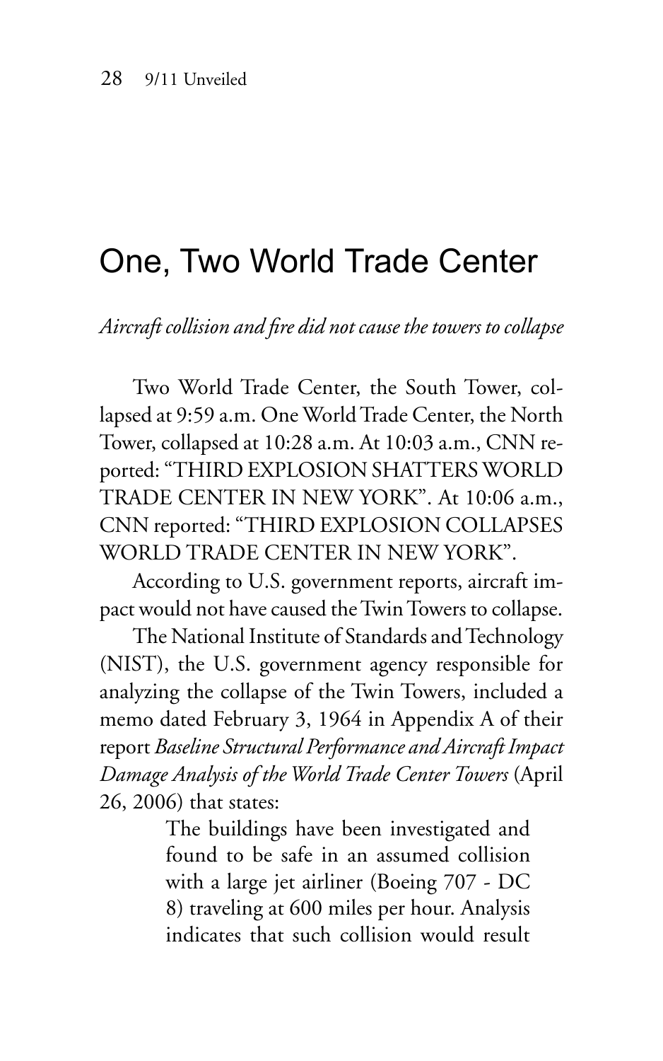# One, Two World Trade Center

*Aircraft collision and fire did not cause the towers to collapse*

Two World Trade Center, the South Tower, collapsed at 9:59 a.m. One World Trade Center, the North Tower, collapsed at 10:28 a.m. At 10:03 a.m., CNN reported: "THIRD EXPLOSION SHATTERS WORLD TRADE CENTER IN NEW YORK". At 10:06 a.m., CNN reported: "THIRD EXPLOSION COLLAPSES WORLD TRADE CENTER IN NEW YORK".

According to U.S. government reports, aircraft impact would not have caused the Twin Towers to collapse.

The National Institute of Standards and Technology (NIST), the U.S. government agency responsible for analyzing the collapse of the Twin Towers, included a memo dated February 3, 1964 in Appendix A of their report *Baseline Structural Performance and Aircraft Impact Damage Analysis of the World Trade Center Towers* (April 26, 2006) that states:

> The buildings have been investigated and found to be safe in an assumed collision with a large jet airliner (Boeing 707 - DC 8) traveling at 600 miles per hour. Analysis indicates that such collision would result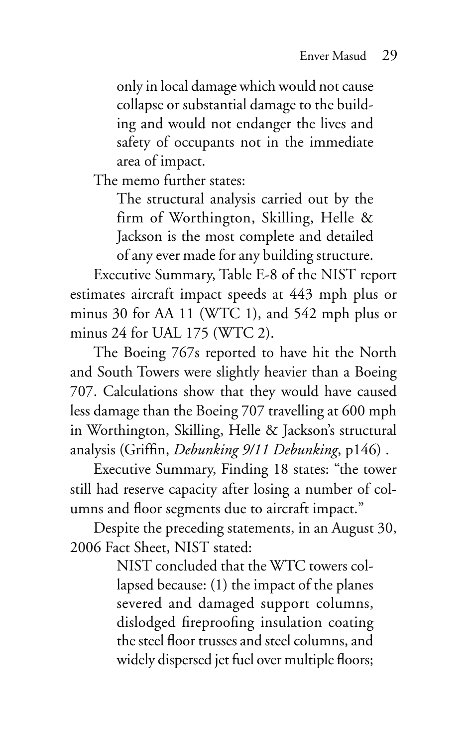> only in local damage which would not cause collapse or substantial damage to the building and would not endanger the lives and safety of occupants not in the immediate area of impact.

The memo further states:

> The structural analysis carried out by the firm of Worthington, Skilling, Helle & Jackson is the most complete and detailed of any ever made for any building structure.

Executive Summary, Table E-8 of the NIST report estimates aircraft impact speeds at 443 mph plus or minus 30 for AA 11 (WTC 1), and 542 mph plus or minus 24 for UAL 175 (WTC 2).

The Boeing 767s reported to have hit the North and South Towers were slightly heavier than a Boeing 707. Calculations show that they would have caused less damage than the Boeing 707 travelling at 600 mph in Worthington, Skilling, Helle & Jackson's structural analysis (Griffin, *Debunking 9/11 Debunking*, p146) .

Executive Summary, Finding 18 states: "the tower still had reserve capacity after losing a number of columns and floor segments due to aircraft impact."

Despite the preceding statements, in an August 30, 2006 Fact Sheet, NIST stated:

> NIST concluded that the WTC towers collapsed because: (1) the impact of the planes severed and damaged support columns, dislodged fireproofing insulation coating the steel floor trusses and steel columns, and widely dispersed jet fuel over multiple floors;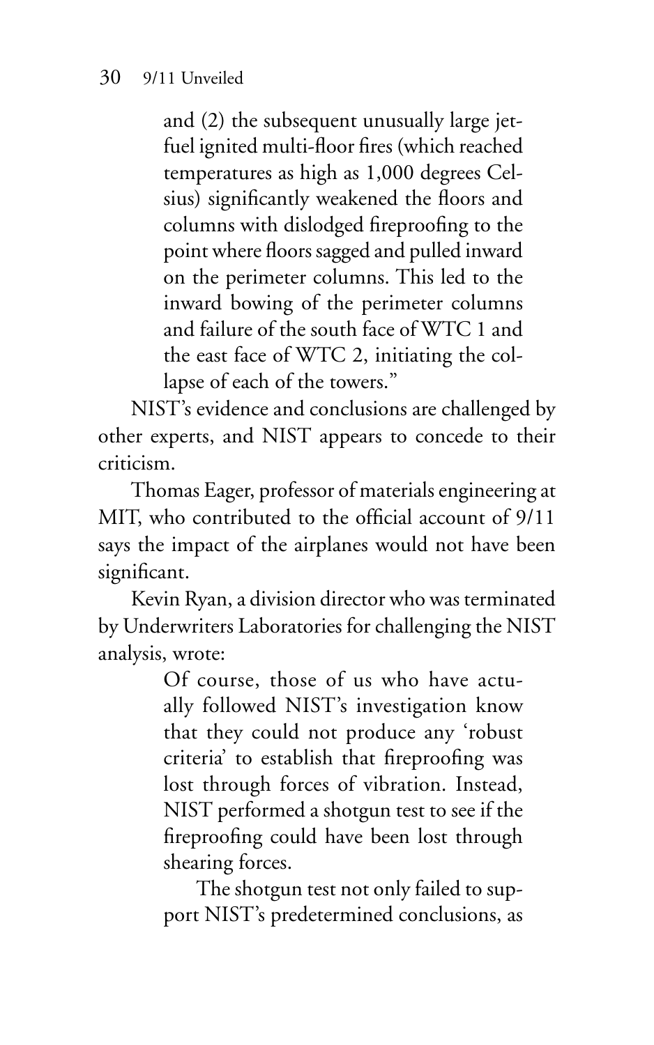> and (2) the subsequent unusually large jet-fuel ignited multi-floor fires (which reached temperatures as high as 1,000 degrees Celsius) significantly weakened the floors and columns with dislodged fireproofing to the point where floors sagged and pulled inward on the perimeter columns. This led to the inward bowing of the perimeter columns and failure of the south face of WTC 1 and the east face of WTC 2, initiating the collapse of each of the towers."

NIST's evidence and conclusions are challenged by other experts, and NIST appears to concede to their criticism.

Thomas Eager, professor of materials engineering at MIT, who contributed to the official account of 9/11 says the impact of the airplanes would not have been significant.

Kevin Ryan, a division director who was terminated by Underwriters Laboratories for challenging the NIST analysis, wrote:

> Of course, those of us who have actually followed NIST's investigation know that they could not produce any 'robust criteria' to establish that fireproofing was lost through forces of vibration. Instead, NIST performed a shotgun test to see if the fireproofing could have been lost through shearing forces.
>
> The shotgun test not only failed to support NIST's predetermined conclusions, as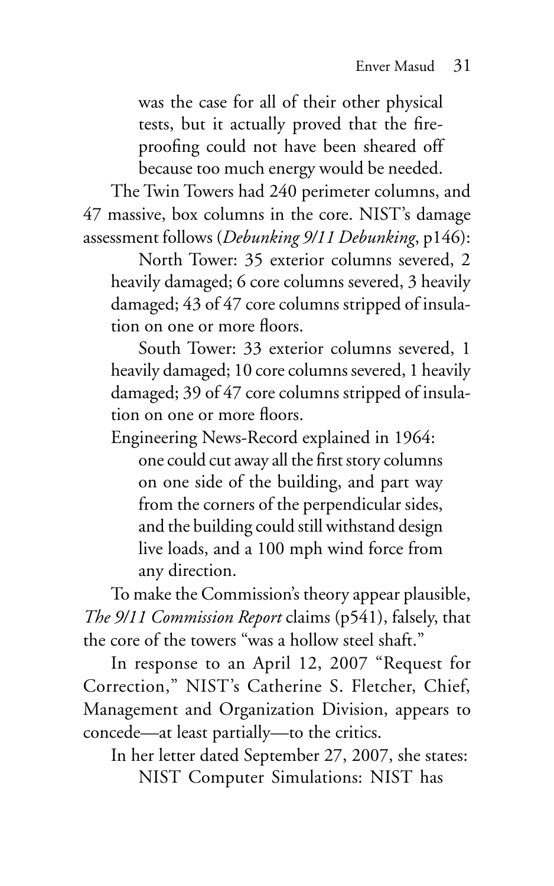> was the case for all of their other physical tests, but it actually proved that the fire-proofing could not have been sheared off because too much energy would be needed.

The Twin Towers had 240 perimeter columns, and 47 massive, box columns in the core. NIST's damage assessment follows (*Debunking 9/11 Debunking*, p146):

> North Tower: 35 exterior columns severed, 2 heavily damaged; 6 core columns severed, 3 heavily damaged; 43 of 47 core columns stripped of insulation on one or more floors.
>
> South Tower: 33 exterior columns severed, 1 heavily damaged; 10 core columns severed, 1 heavily damaged; 39 of 47 core columns stripped of insulation on one or more floors.

Engineering News-Record explained in 1964:

> one could cut away all the first story columns on one side of the building, and part way from the corners of the perpendicular sides, and the building could still withstand design live loads, and a 100 mph wind force from any direction.

To make the Commission's theory appear plausible, *The 9/11 Commission Report* claims (p541), falsely, that the core of the towers "was a hollow steel shaft."

In response to an April 12, 2007 "Request for Correction," NIST's Catherine S. Fletcher, Chief, Management and Organization Division, appears to concede—at least partially—to the critics.

In her letter dated September 27, 2007, she states:

> NIST Computer Simulations: NIST has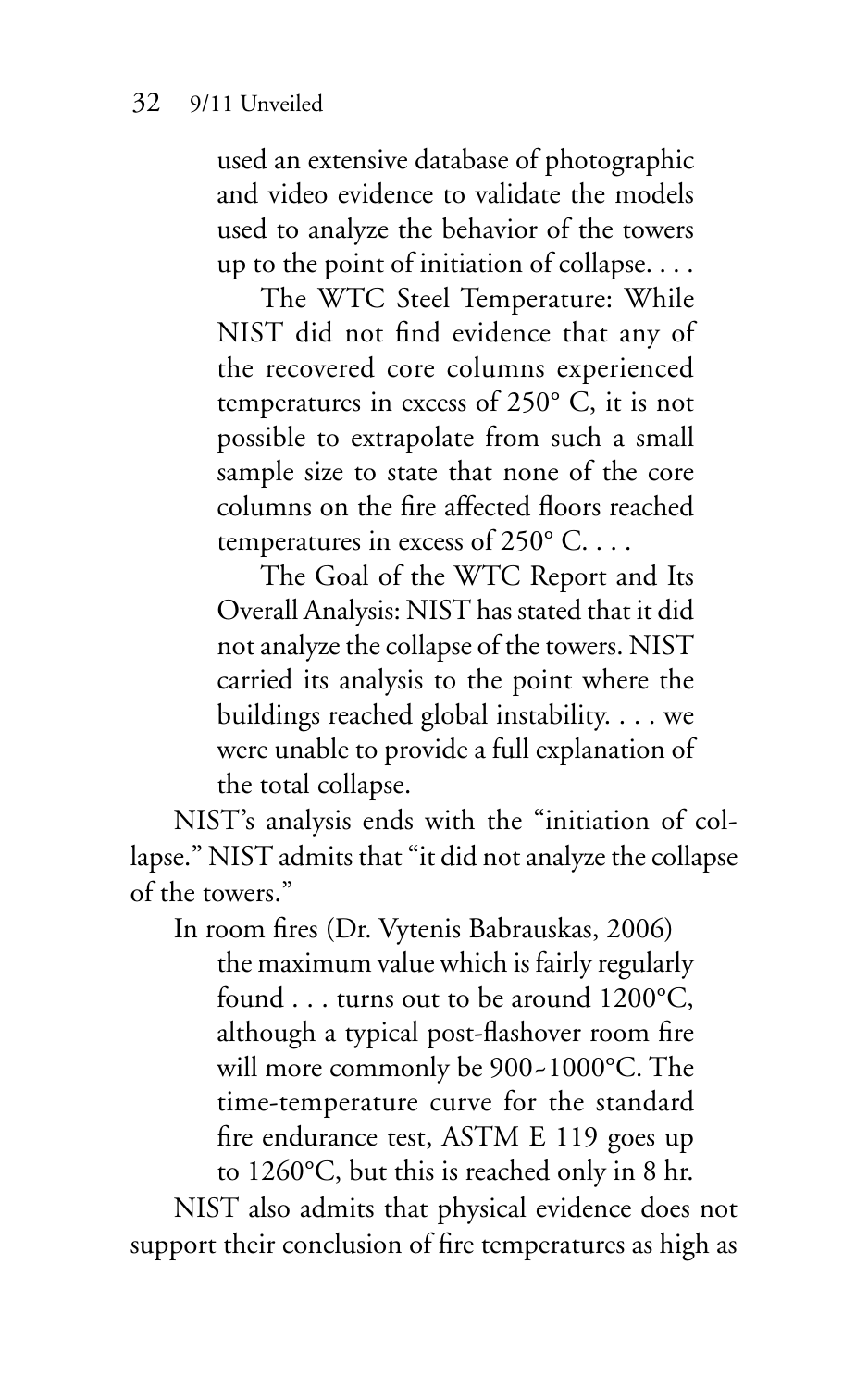> used an extensive database of photographic and video evidence to validate the models used to analyze the behavior of the towers up to the point of initiation of collapse. . . .
>
> The WTC Steel Temperature: While NIST did not find evidence that any of the recovered core columns experienced temperatures in excess of 250° C, it is not possible to extrapolate from such a small sample size to state that none of the core columns on the fire affected floors reached temperatures in excess of 250° C. . . .
>
> The Goal of the WTC Report and Its Overall Analysis: NIST has stated that it did not analyze the collapse of the towers. NIST carried its analysis to the point where the buildings reached global instability. . . . we were unable to provide a full explanation of the total collapse.

NIST's analysis ends with the "initiation of collapse." NIST admits that "it did not analyze the collapse of the towers."

In room fires (Dr. Vytenis Babrauskas, 2006)

> the maximum value which is fairly regularly found . . . turns out to be around 1200°C, although a typical post-flashover room fire will more commonly be 900-1000°C. The time-temperature curve for the standard fire endurance test, ASTM E 119 goes up to 1260°C, but this is reached only in 8 hr.

NIST also admits that physical evidence does not support their conclusion of fire temperatures as high as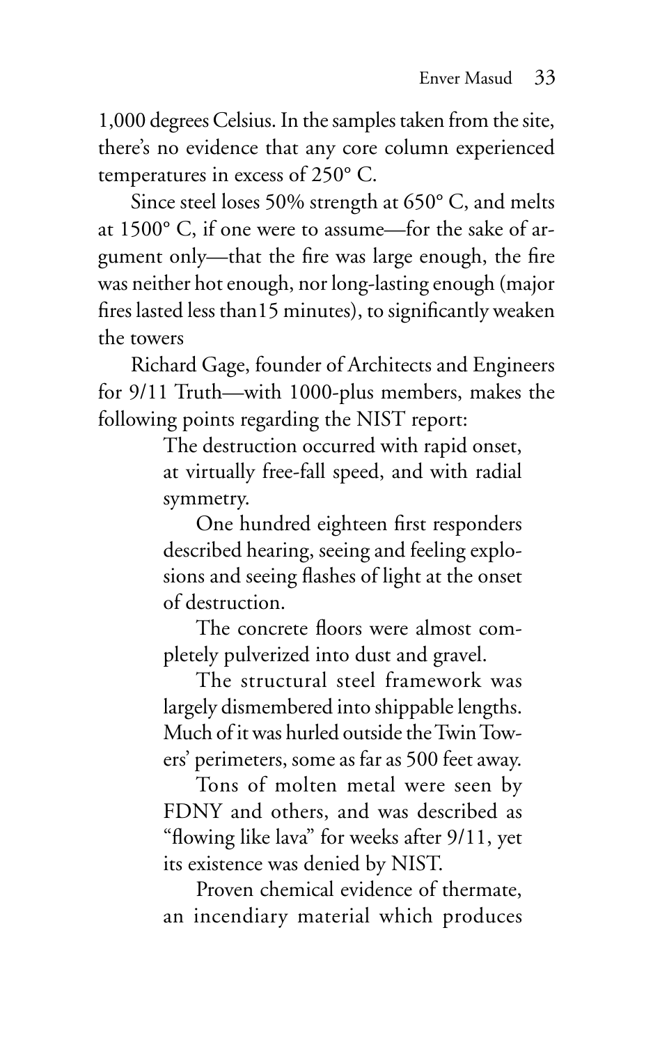1,000 degrees Celsius. In the samples taken from the site, there's no evidence that any core column experienced temperatures in excess of 250° C.

Since steel loses 50% strength at 650° C, and melts at 1500° C, if one were to assume—for the sake of argument only—that the fire was large enough, the fire was neither hot enough, nor long-lasting enough (major fires lasted less than15 minutes), to significantly weaken the towers

Richard Gage, founder of Architects and Engineers for 9/11 Truth—with 1000-plus members, makes the following points regarding the NIST report:

> The destruction occurred with rapid onset, at virtually free-fall speed, and with radial symmetry.
>
> One hundred eighteen first responders described hearing, seeing and feeling explosions and seeing flashes of light at the onset of destruction.
>
> The concrete floors were almost completely pulverized into dust and gravel.
>
> The structural steel framework was largely dismembered into shippable lengths. Much of it was hurled outside the Twin Towers' perimeters, some as far as 500 feet away.
>
> Tons of molten metal were seen by FDNY and others, and was described as "flowing like lava" for weeks after 9/11, yet its existence was denied by NIST.
>
> Proven chemical evidence of thermate, an incendiary material which produces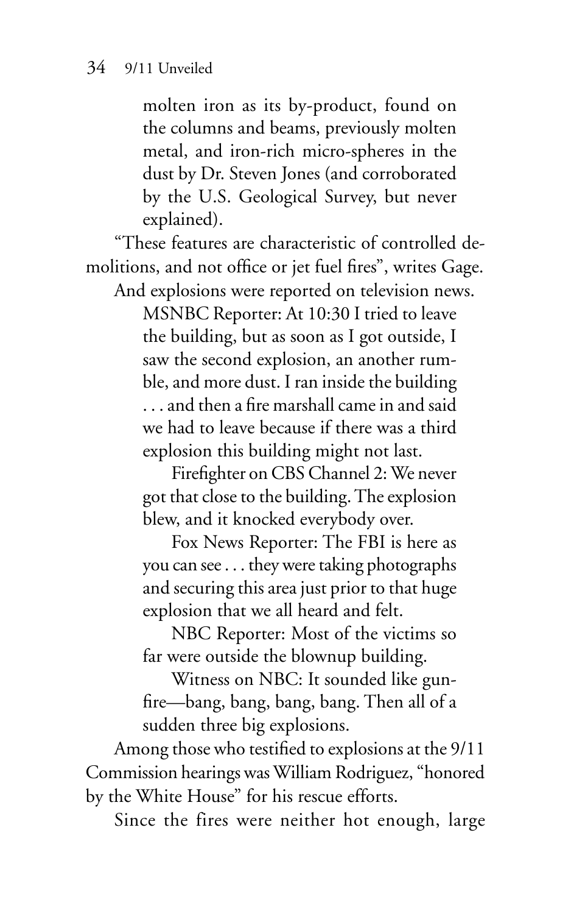molten iron as its by-product, found on the columns and beams, previously molten metal, and iron-rich micro-spheres in the dust by Dr. Steven Jones (and corroborated by the U.S. Geological Survey, but never explained).

"These features are characteristic of controlled demolitions, and not office or jet fuel fires", writes Gage.

And explosions were reported on television news.

> MSNBC Reporter: At 10:30 I tried to leave the building, but as soon as I got outside, I saw the second explosion, an another rumble, and more dust. I ran inside the building . . . and then a fire marshall came in and said we had to leave because if there was a third explosion this building might not last.
>
> Firefighter on CBS Channel 2: We never got that close to the building. The explosion blew, and it knocked everybody over.
>
> Fox News Reporter: The FBI is here as you can see . . . they were taking photographs and securing this area just prior to that huge explosion that we all heard and felt.
>
> NBC Reporter: Most of the victims so far were outside the blownup building.
>
> Witness on NBC: It sounded like gunfire—bang, bang, bang, bang. Then all of a sudden three big explosions.

Among those who testified to explosions at the 9/11 Commission hearings was William Rodriguez, "honored by the White House" for his rescue efforts.

Since the fires were neither hot enough, large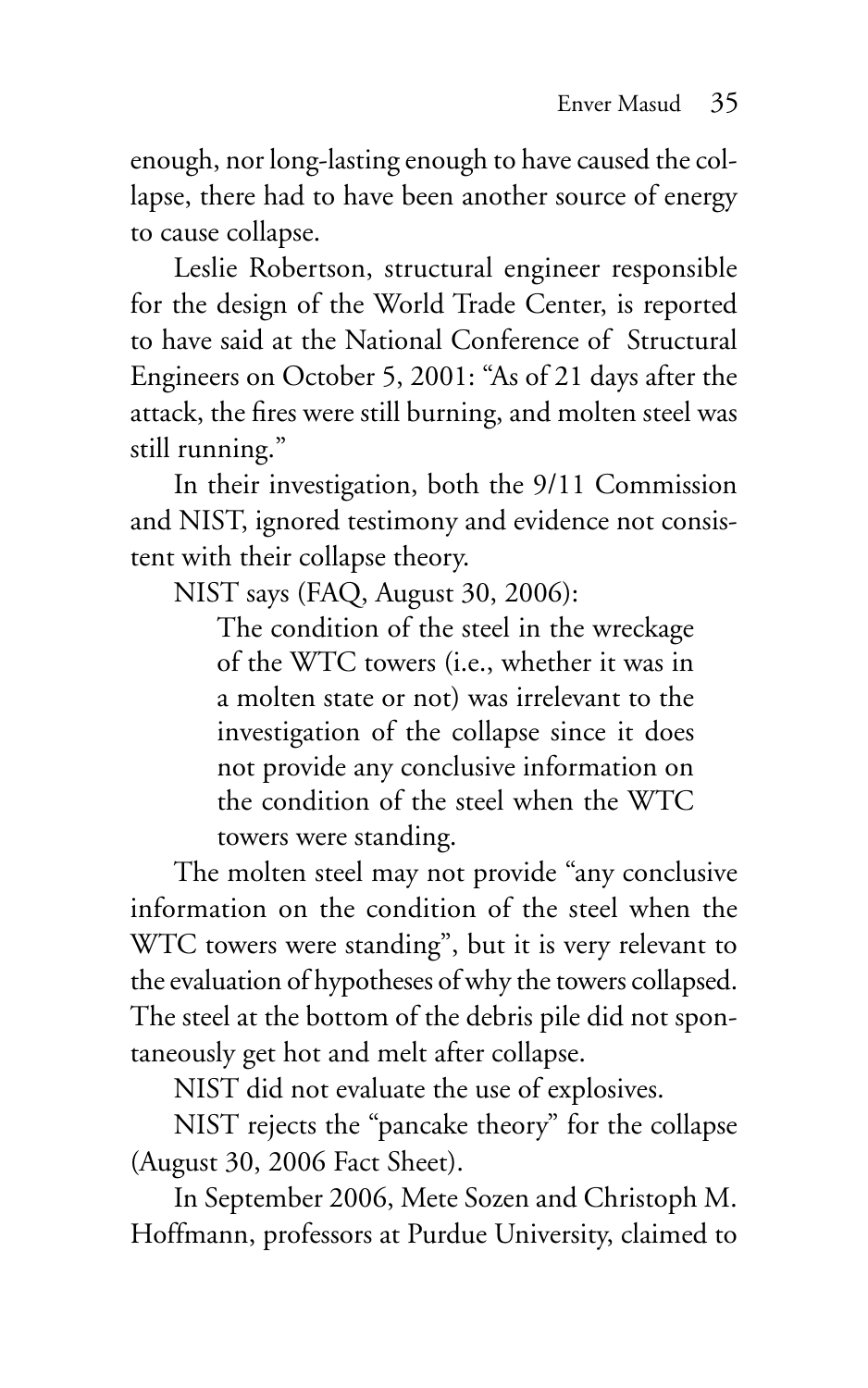enough, nor long-lasting enough to have caused the collapse, there had to have been another source of energy to cause collapse.

Leslie Robertson, structural engineer responsible for the design of the World Trade Center, is reported to have said at the National Conference of Structural Engineers on October 5, 2001: "As of 21 days after the attack, the fires were still burning, and molten steel was still running."

In their investigation, both the 9/11 Commission and NIST, ignored testimony and evidence not consistent with their collapse theory.

NIST says (FAQ, August 30, 2006):

> The condition of the steel in the wreckage of the WTC towers (i.e., whether it was in a molten state or not) was irrelevant to the investigation of the collapse since it does not provide any conclusive information on the condition of the steel when the WTC towers were standing.

The molten steel may not provide "any conclusive information on the condition of the steel when the WTC towers were standing", but it is very relevant to the evaluation of hypotheses of why the towers collapsed. The steel at the bottom of the debris pile did not spontaneously get hot and melt after collapse.

NIST did not evaluate the use of explosives.

NIST rejects the "pancake theory" for the collapse (August 30, 2006 Fact Sheet).

In September 2006, Mete Sozen and Christoph M. Hoffmann, professors at Purdue University, claimed to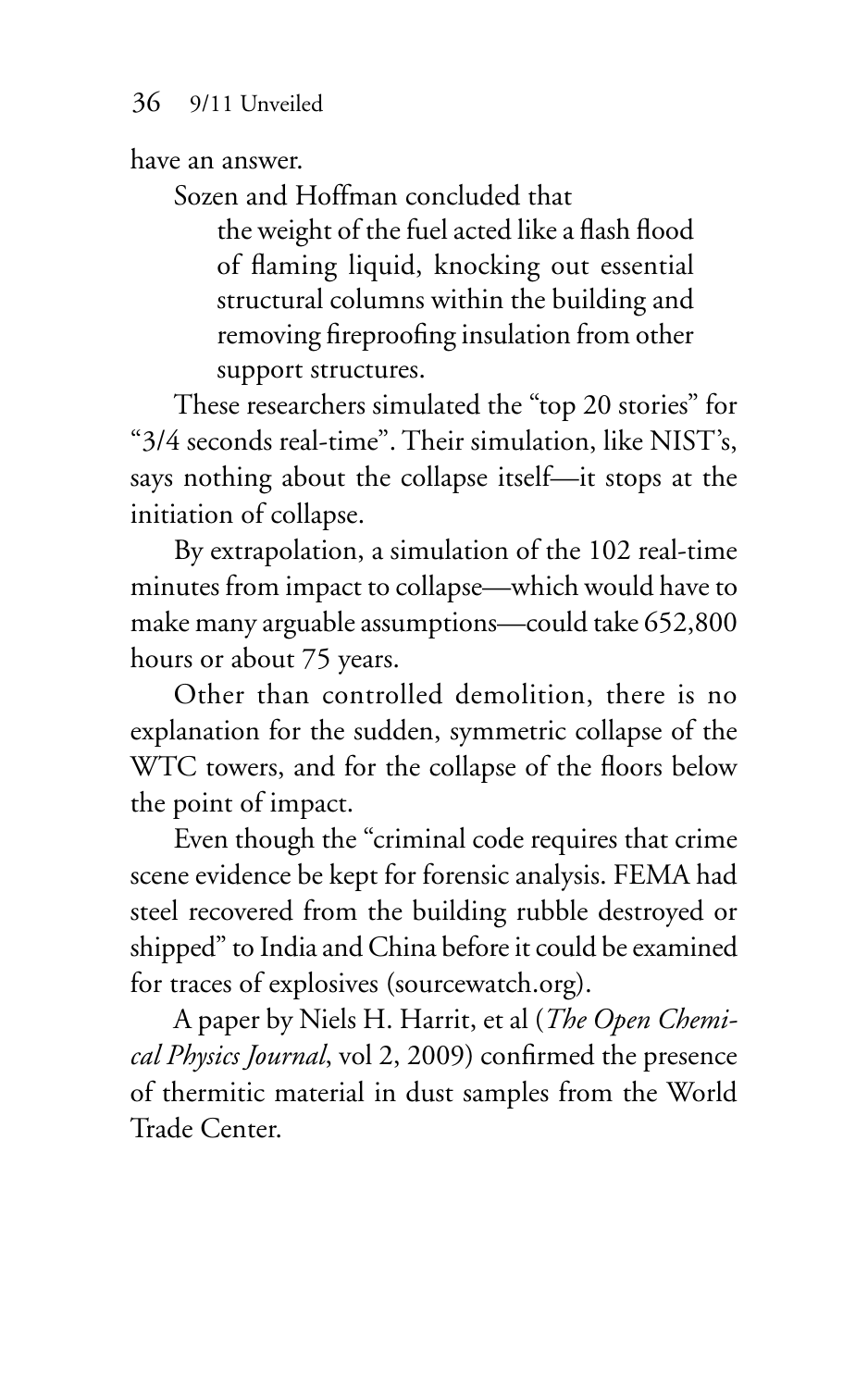have an answer.

Sozen and Hoffman concluded that

> the weight of the fuel acted like a flash flood of flaming liquid, knocking out essential structural columns within the building and removing fireproofing insulation from other support structures.

These researchers simulated the "top 20 stories" for "3/4 seconds real-time". Their simulation, like NIST's, says nothing about the collapse itself—it stops at the initiation of collapse.

By extrapolation, a simulation of the 102 real-time minutes from impact to collapse—which would have to make many arguable assumptions—could take 652,800 hours or about 75 years.

Other than controlled demolition, there is no explanation for the sudden, symmetric collapse of the WTC towers, and for the collapse of the floors below the point of impact.

Even though the "criminal code requires that crime scene evidence be kept for forensic analysis. FEMA had steel recovered from the building rubble destroyed or shipped" to India and China before it could be examined for traces of explosives (sourcewatch.org).

A paper by Niels H. Harrit, et al (*The Open Chemical Physics Journal*, vol 2, 2009) confirmed the presence of thermitic material in dust samples from the World Trade Center.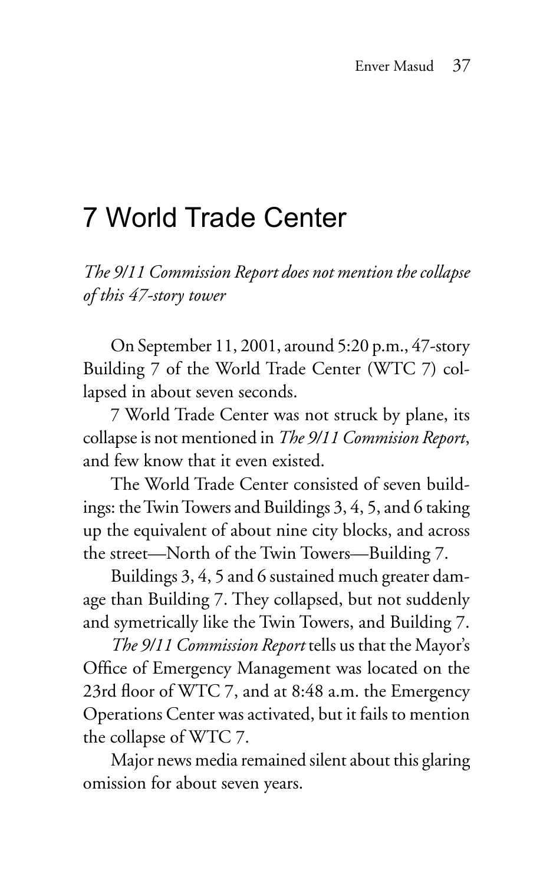# 7 World Trade Center

*The 9/11 Commission Report does not mention the collapse of this 47-story tower*

On September 11, 2001, around 5:20 p.m., 47-story Building 7 of the World Trade Center (WTC 7) collapsed in about seven seconds.

7 World Trade Center was not struck by plane, its collapse is not mentioned in *The 9/11 Commision Report*, and few know that it even existed.

The World Trade Center consisted of seven buildings: the Twin Towers and Buildings 3, 4, 5, and 6 taking up the equivalent of about nine city blocks, and across the street—North of the Twin Towers—Building 7.

Buildings 3, 4, 5 and 6 sustained much greater damage than Building 7. They collapsed, but not suddenly and symetrically like the Twin Towers, and Building 7.

*The 9/11 Commission Report* tells us that the Mayor's Office of Emergency Management was located on the 23rd floor of WTC 7, and at 8:48 a.m. the Emergency Operations Center was activated, but it fails to mention the collapse of WTC 7.

Major news media remained silent about this glaring omission for about seven years.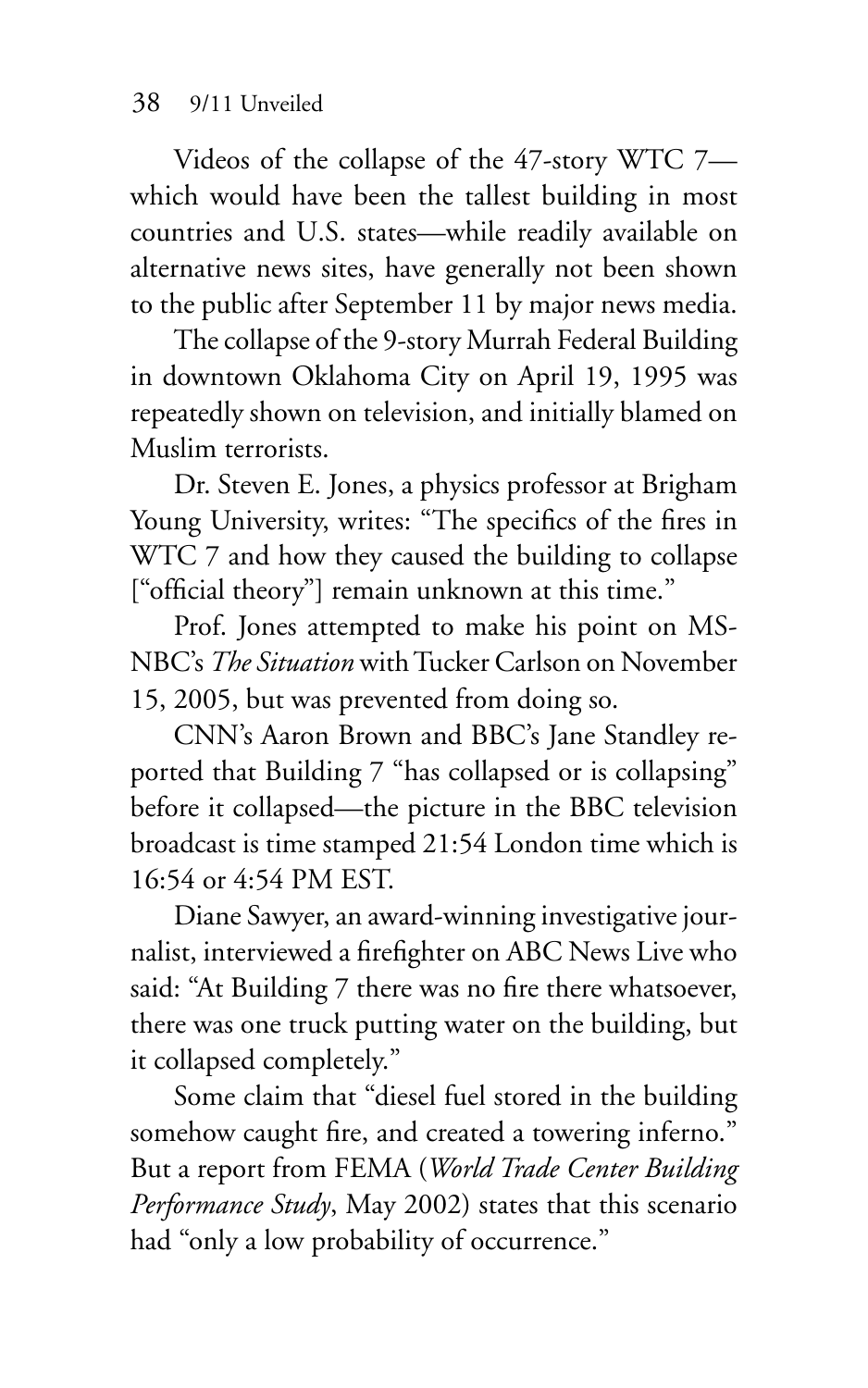Videos of the collapse of the 47-story WTC 7—which would have been the tallest building in most countries and U.S. states—while readily available on alternative news sites, have generally not been shown to the public after September 11 by major news media.

The collapse of the 9-story Murrah Federal Building in downtown Oklahoma City on April 19, 1995 was repeatedly shown on television, and initially blamed on Muslim terrorists.

Dr. Steven E. Jones, a physics professor at Brigham Young University, writes: "The specifics of the fires in WTC 7 and how they caused the building to collapse ["official theory"] remain unknown at this time."

Prof. Jones attempted to make his point on MSNBC's *The Situation* with Tucker Carlson on November 15, 2005, but was prevented from doing so.

CNN's Aaron Brown and BBC's Jane Standley reported that Building 7 "has collapsed or is collapsing" before it collapsed—the picture in the BBC television broadcast is time stamped 21:54 London time which is 16:54 or 4:54 PM EST.

Diane Sawyer, an award-winning investigative journalist, interviewed a firefighter on ABC News Live who said: "At Building 7 there was no fire there whatsoever, there was one truck putting water on the building, but it collapsed completely."

Some claim that "diesel fuel stored in the building somehow caught fire, and created a towering inferno." But a report from FEMA (*World Trade Center Building Performance Study*, May 2002) states that this scenario had "only a low probability of occurrence."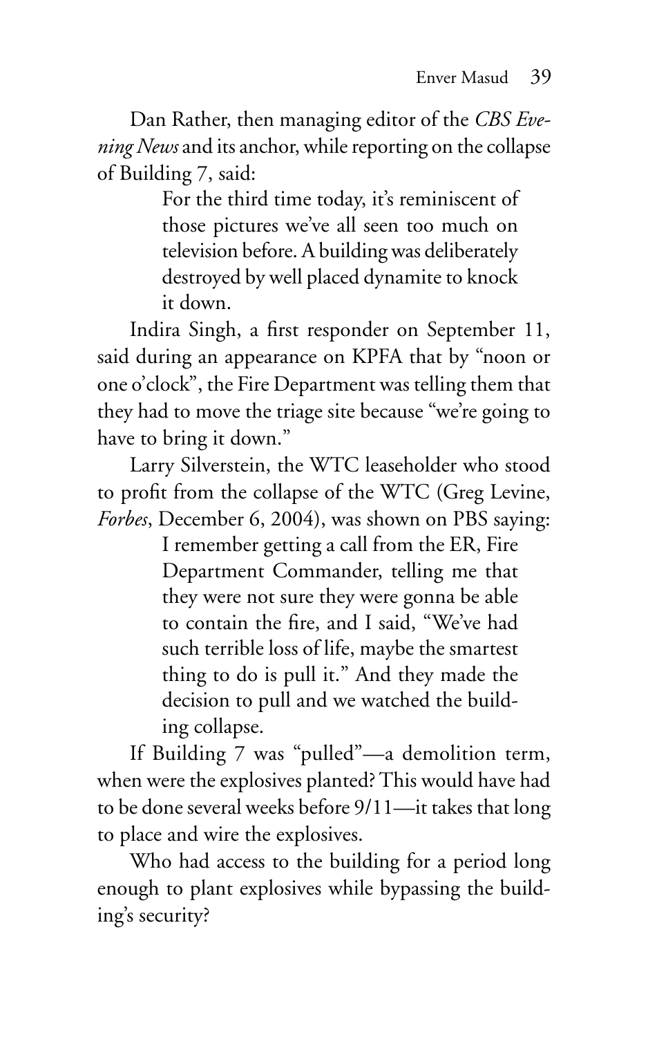Dan Rather, then managing editor of the *CBS Evening News* and its anchor, while reporting on the collapse of Building 7, said:

> For the third time today, it's reminiscent of those pictures we've all seen too much on television before. A building was deliberately destroyed by well placed dynamite to knock it down.

Indira Singh, a first responder on September 11, said during an appearance on KPFA that by "noon or one o'clock", the Fire Department was telling them that they had to move the triage site because "we're going to have to bring it down."

Larry Silverstein, the WTC leaseholder who stood to profit from the collapse of the WTC (Greg Levine, *Forbes*, December 6, 2004), was shown on PBS saying:

> I remember getting a call from the ER, Fire Department Commander, telling me that they were not sure they were gonna be able to contain the fire, and I said, "We've had such terrible loss of life, maybe the smartest thing to do is pull it." And they made the decision to pull and we watched the building collapse.

If Building 7 was "pulled"—a demolition term, when were the explosives planted? This would have had to be done several weeks before 9/11—it takes that long to place and wire the explosives.

Who had access to the building for a period long enough to plant explosives while bypassing the building's security?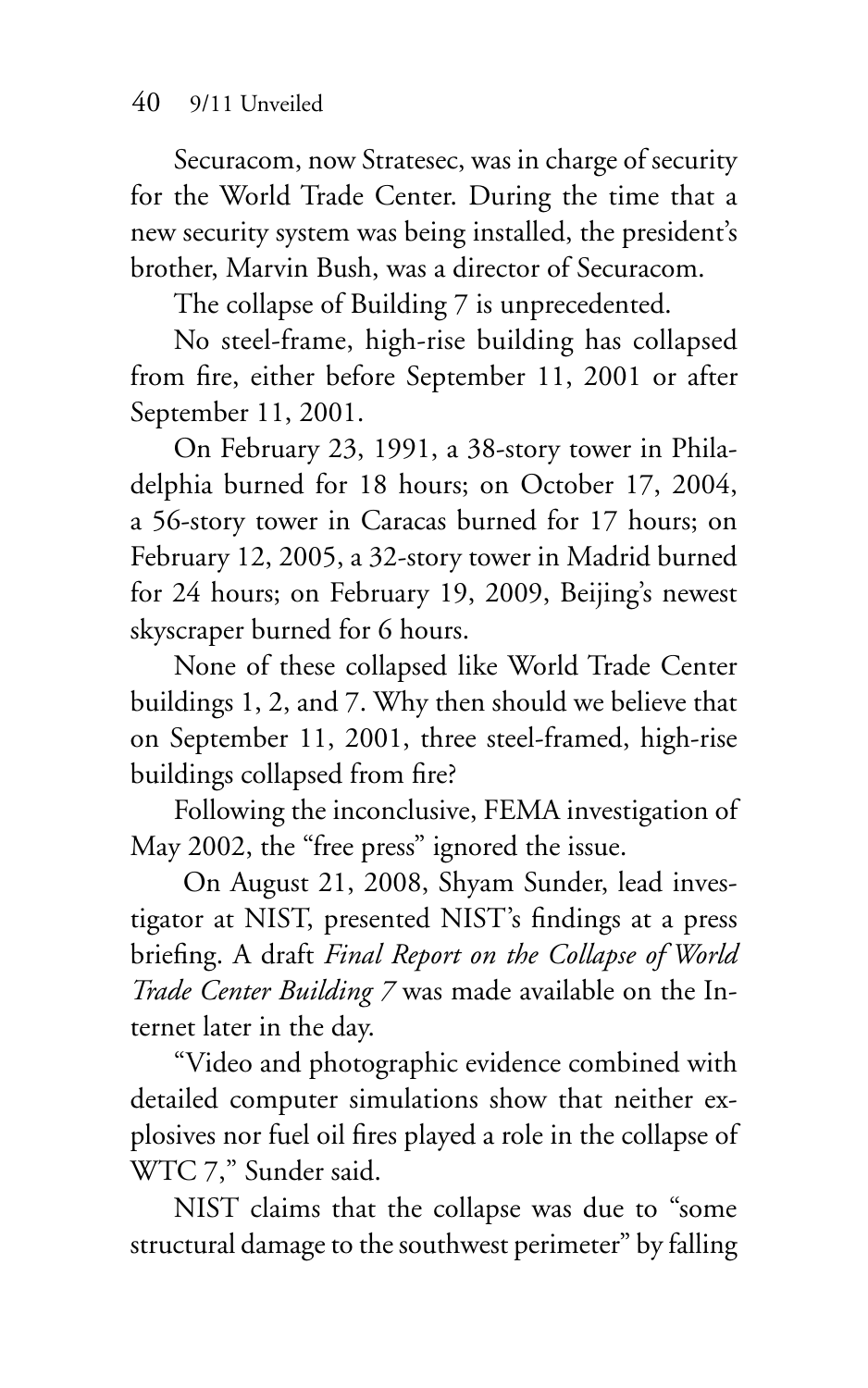Securacom, now Stratesec, was in charge of security for the World Trade Center. During the time that a new security system was being installed, the president's brother, Marvin Bush, was a director of Securacom.

The collapse of Building 7 is unprecedented.

No steel-frame, high-rise building has collapsed from fire, either before September 11, 2001 or after September 11, 2001.

On February 23, 1991, a 38-story tower in Philadelphia burned for 18 hours; on October 17, 2004, a 56-story tower in Caracas burned for 17 hours; on February 12, 2005, a 32-story tower in Madrid burned for 24 hours; on February 19, 2009, Beijing's newest skyscraper burned for 6 hours.

None of these collapsed like World Trade Center buildings 1, 2, and 7. Why then should we believe that on September 11, 2001, three steel-framed, high-rise buildings collapsed from fire?

Following the inconclusive, FEMA investigation of May 2002, the "free press" ignored the issue.

On August 21, 2008, Shyam Sunder, lead investigator at NIST, presented NIST's findings at a press briefing. A draft *Final Report on the Collapse of World Trade Center Building 7* was made available on the Internet later in the day.

"Video and photographic evidence combined with detailed computer simulations show that neither explosives nor fuel oil fires played a role in the collapse of WTC 7," Sunder said.

NIST claims that the collapse was due to "some structural damage to the southwest perimeter" by falling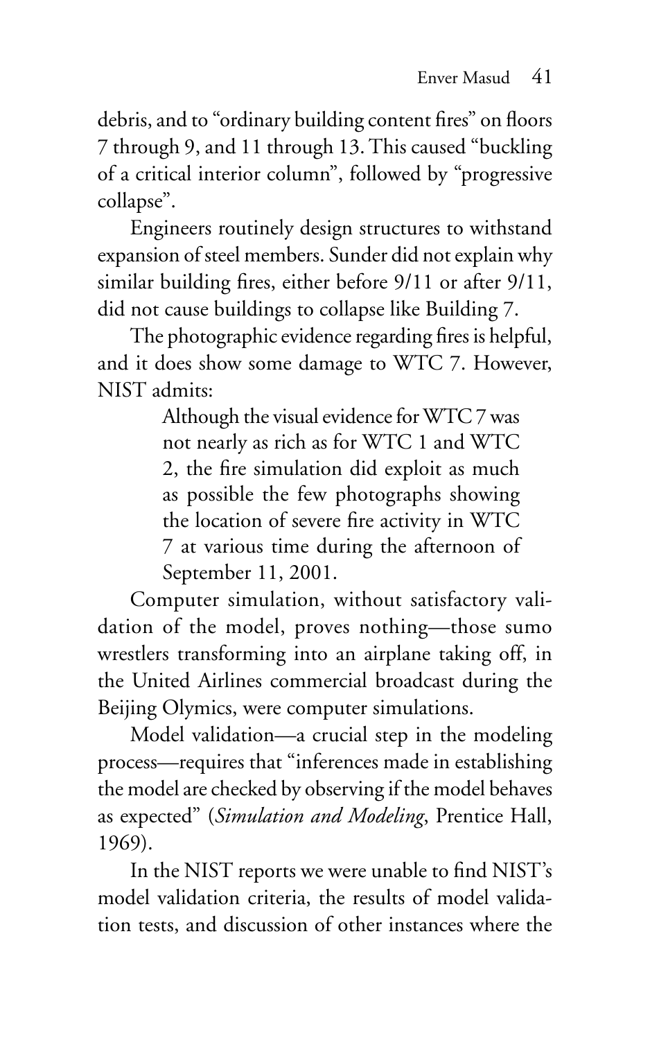debris, and to "ordinary building content fires" on floors 7 through 9, and 11 through 13. This caused "buckling of a critical interior column", followed by "progressive collapse".

Engineers routinely design structures to withstand expansion of steel members. Sunder did not explain why similar building fires, either before 9/11 or after 9/11, did not cause buildings to collapse like Building 7.

The photographic evidence regarding fires is helpful, and it does show some damage to WTC 7. However, NIST admits:

> Although the visual evidence for WTC 7 was not nearly as rich as for WTC 1 and WTC 2, the fire simulation did exploit as much as possible the few photographs showing the location of severe fire activity in WTC 7 at various time during the afternoon of September 11, 2001.

Computer simulation, without satisfactory validation of the model, proves nothing—those sumo wrestlers transforming into an airplane taking off, in the United Airlines commercial broadcast during the Beijing Olymics, were computer simulations.

Model validation—a crucial step in the modeling process—requires that "inferences made in establishing the model are checked by observing if the model behaves as expected" (*Simulation and Modeling*, Prentice Hall, 1969).

In the NIST reports we were unable to find NIST's model validation criteria, the results of model validation tests, and discussion of other instances where the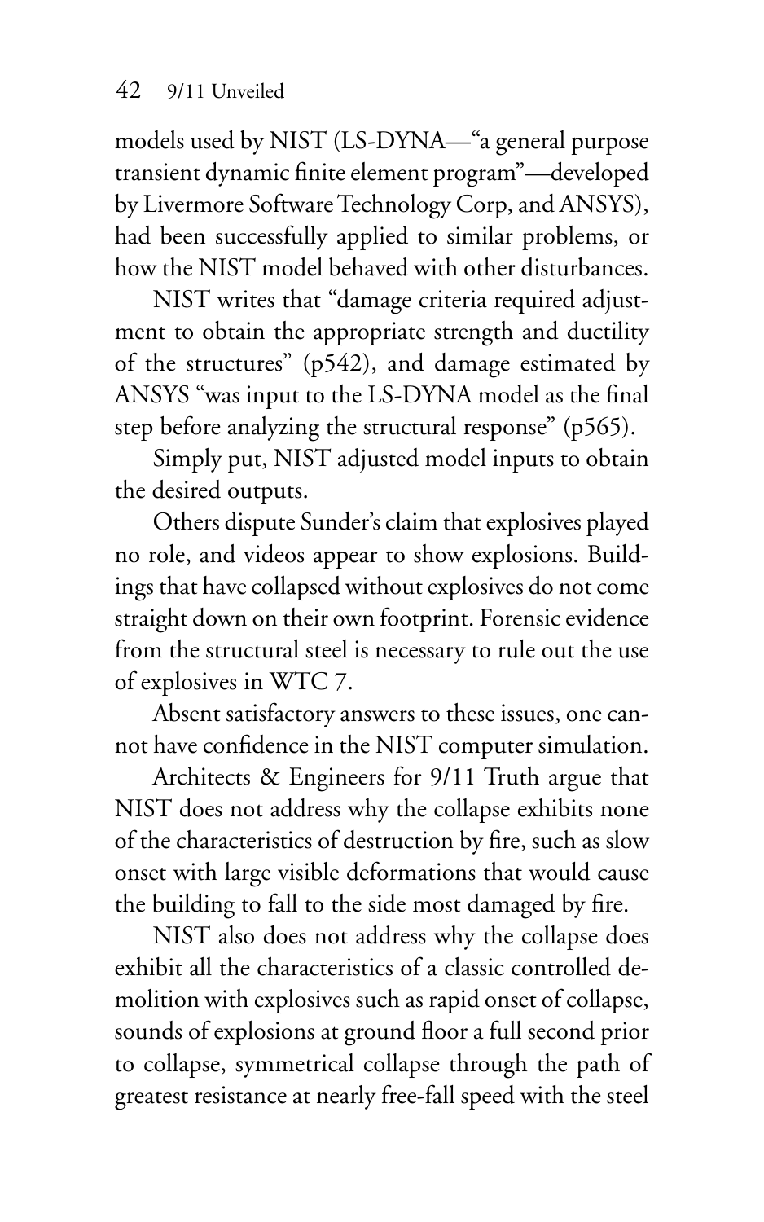models used by NIST (LS-DYNA—"a general purpose transient dynamic finite element program"—developed by Livermore Software Technology Corp, and ANSYS), had been successfully applied to similar problems, or how the NIST model behaved with other disturbances.

NIST writes that "damage criteria required adjustment to obtain the appropriate strength and ductility of the structures" (p542), and damage estimated by ANSYS "was input to the LS-DYNA model as the final step before analyzing the structural response" (p565).

Simply put, NIST adjusted model inputs to obtain the desired outputs.

Others dispute Sunder's claim that explosives played no role, and videos appear to show explosions. Buildings that have collapsed without explosives do not come straight down on their own footprint. Forensic evidence from the structural steel is necessary to rule out the use of explosives in WTC 7.

Absent satisfactory answers to these issues, one cannot have confidence in the NIST computer simulation.

Architects & Engineers for 9/11 Truth argue that NIST does not address why the collapse exhibits none of the characteristics of destruction by fire, such as slow onset with large visible deformations that would cause the building to fall to the side most damaged by fire.

NIST also does not address why the collapse does exhibit all the characteristics of a classic controlled demolition with explosives such as rapid onset of collapse, sounds of explosions at ground floor a full second prior to collapse, symmetrical collapse through the path of greatest resistance at nearly free-fall speed with the steel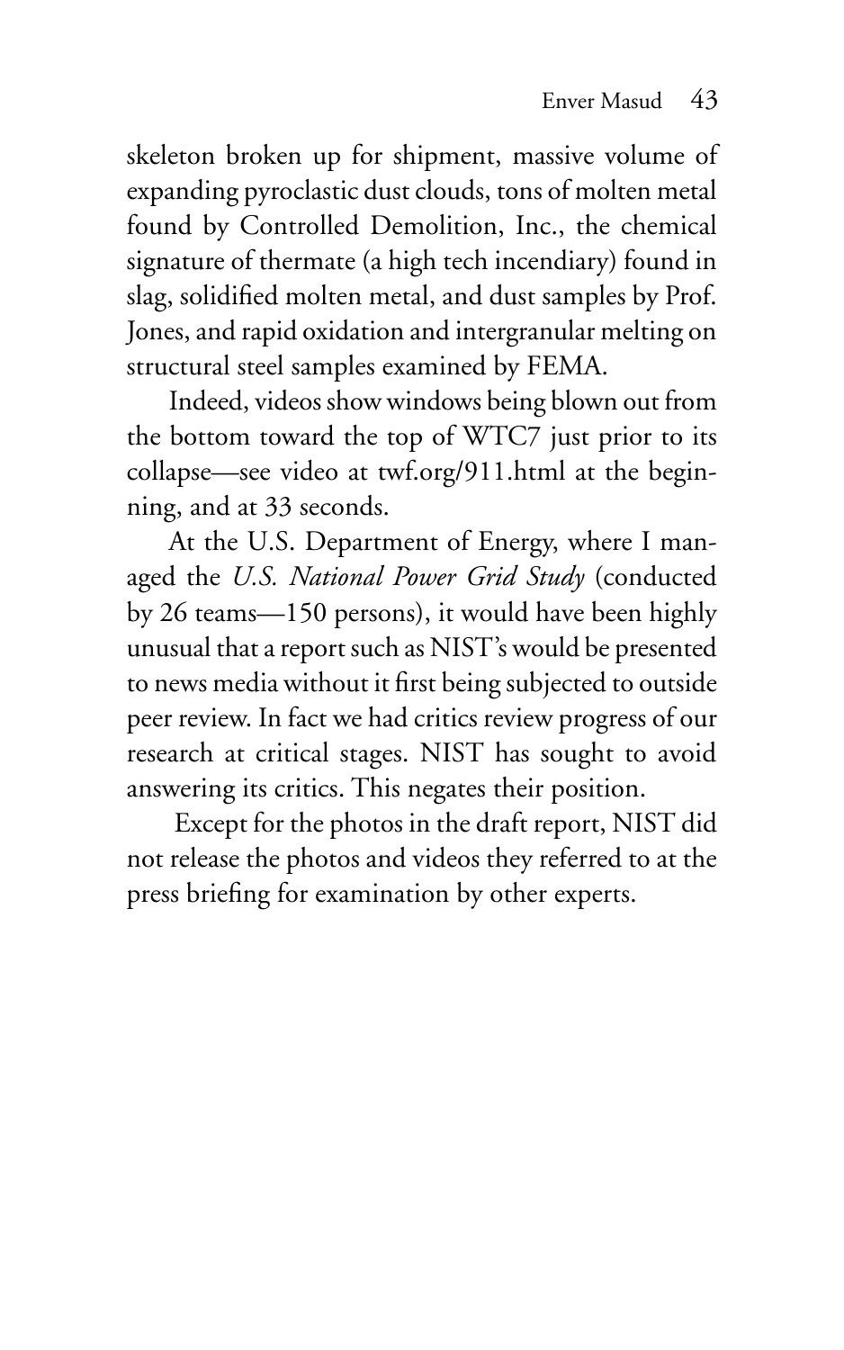skeleton broken up for shipment, massive volume of expanding pyroclastic dust clouds, tons of molten metal found by Controlled Demolition, Inc., the chemical signature of thermate (a high tech incendiary) found in slag, solidified molten metal, and dust samples by Prof. Jones, and rapid oxidation and intergranular melting on structural steel samples examined by FEMA.

Indeed, videos show windows being blown out from the bottom toward the top of WTC7 just prior to its collapse—see video at twf.org/911.html at the beginning, and at 33 seconds.

At the U.S. Department of Energy, where I managed the *U.S. National Power Grid Study* (conducted by 26 teams—150 persons), it would have been highly unusual that a report such as NIST's would be presented to news media without it first being subjected to outside peer review. In fact we had critics review progress of our research at critical stages. NIST has sought to avoid answering its critics. This negates their position.

Except for the photos in the draft report, NIST did not release the photos and videos they referred to at the press briefing for examination by other experts.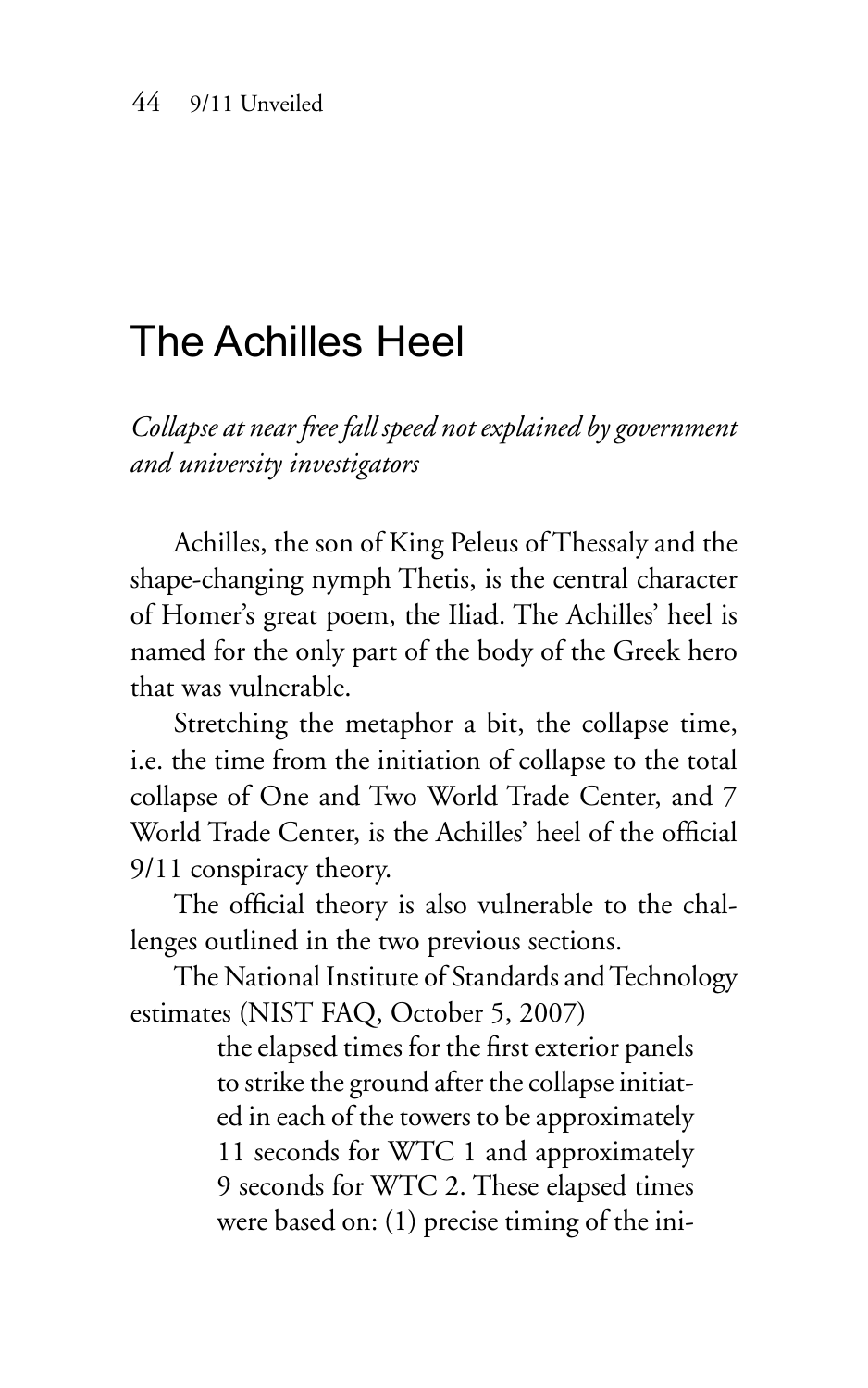# The Achilles Heel

*Collapse at near free fall speed not explained by government and university investigators*

Achilles, the son of King Peleus of Thessaly and the shape-changing nymph Thetis, is the central character of Homer's great poem, the Iliad. The Achilles' heel is named for the only part of the body of the Greek hero that was vulnerable.

Stretching the metaphor a bit, the collapse time, i.e. the time from the initiation of collapse to the total collapse of One and Two World Trade Center, and 7 World Trade Center, is the Achilles' heel of the official 9/11 conspiracy theory.

The official theory is also vulnerable to the challenges outlined in the two previous sections.

The National Institute of Standards and Technology estimates (NIST FAQ, October 5, 2007)

> the elapsed times for the first exterior panels to strike the ground after the collapse initiated in each of the towers to be approximately 11 seconds for WTC 1 and approximately 9 seconds for WTC 2. These elapsed times were based on: (1) precise timing of the ini-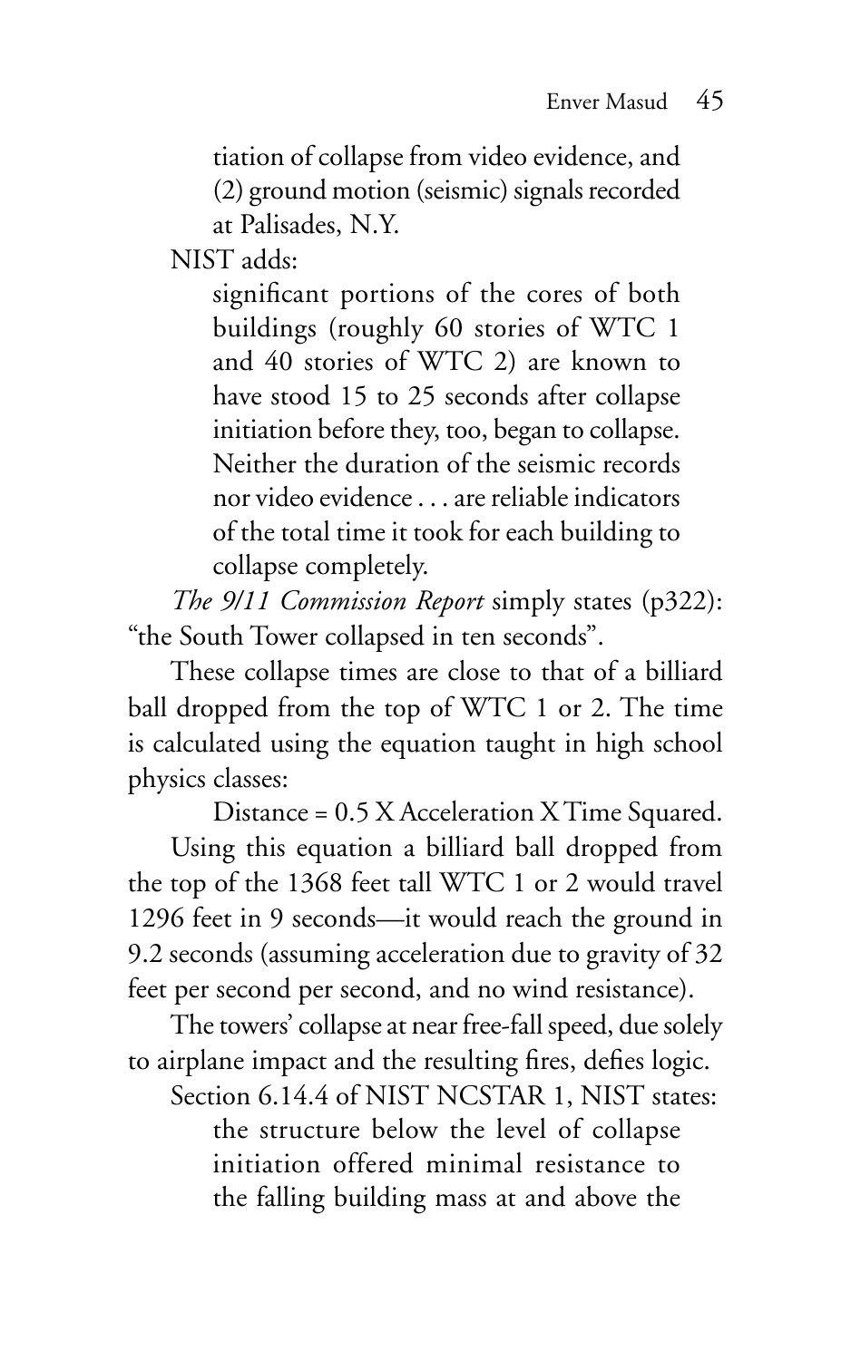> tiation of collapse from video evidence, and (2) ground motion (seismic) signals recorded at Palisades, N.Y.

NIST adds:

> significant portions of the cores of both buildings (roughly 60 stories of WTC 1 and 40 stories of WTC 2) are known to have stood 15 to 25 seconds after collapse initiation before they, too, began to collapse. Neither the duration of the seismic records nor video evidence . . . are reliable indicators of the total time it took for each building to collapse completely.

*The 9/11 Commission Report* simply states (p322): "the South Tower collapsed in ten seconds".

These collapse times are close to that of a billiard ball dropped from the top of WTC 1 or 2. The time is calculated using the equation taught in high school physics classes:

Distance = 0.5 X Acceleration X Time Squared.

Using this equation a billiard ball dropped from the top of the 1368 feet tall WTC 1 or 2 would travel 1296 feet in 9 seconds—it would reach the ground in 9.2 seconds (assuming acceleration due to gravity of 32 feet per second per second, and no wind resistance).

The towers' collapse at near free-fall speed, due solely to airplane impact and the resulting fires, defies logic.

Section 6.14.4 of NIST NCSTAR 1, NIST states:

> the structure below the level of collapse initiation offered minimal resistance to the falling building mass at and above the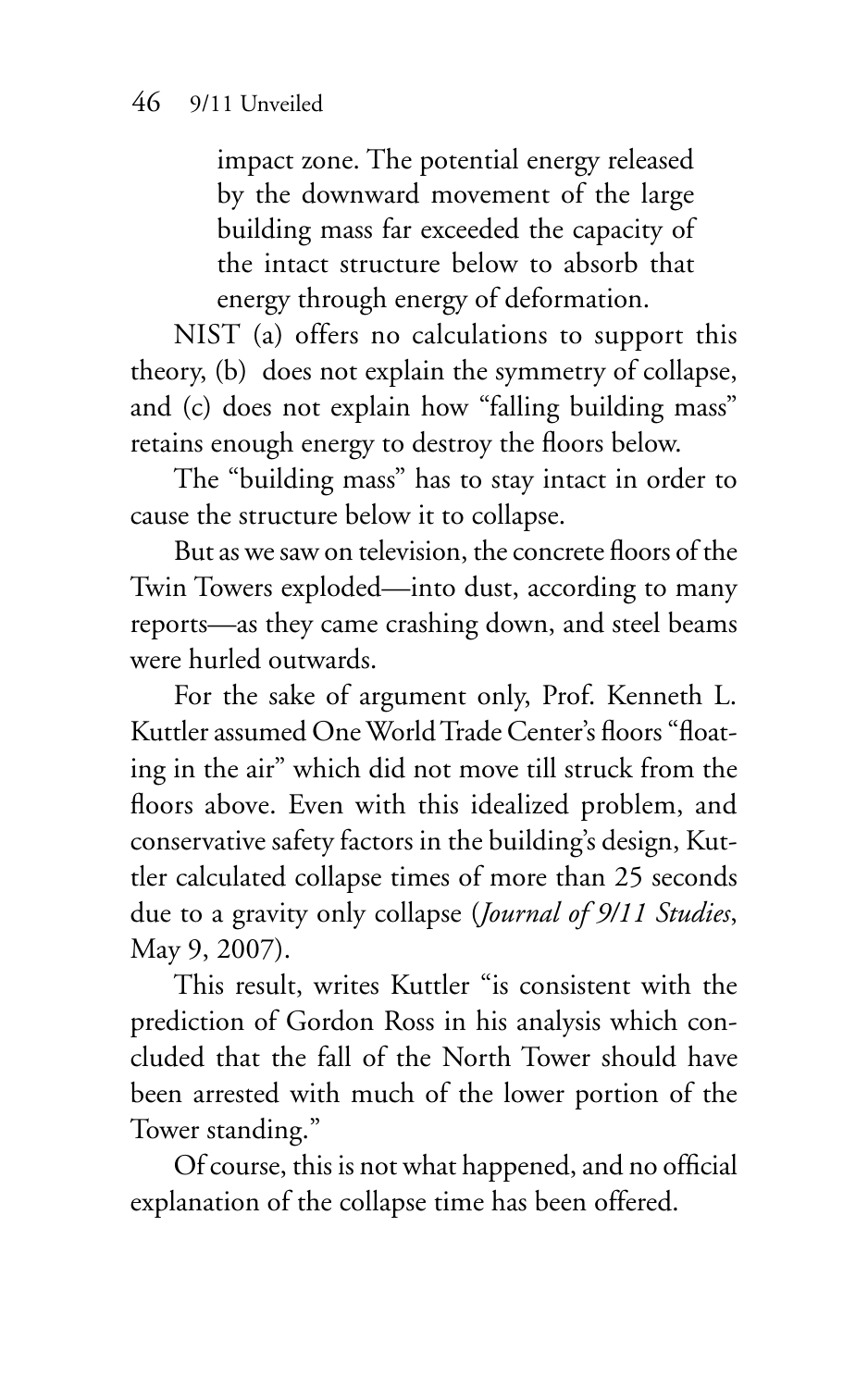> impact zone. The potential energy released by the downward movement of the large building mass far exceeded the capacity of the intact structure below to absorb that energy through energy of deformation.

NIST (a) offers no calculations to support this theory, (b) does not explain the symmetry of collapse, and (c) does not explain how "falling building mass" retains enough energy to destroy the floors below.

The "building mass" has to stay intact in order to cause the structure below it to collapse.

But as we saw on television, the concrete floors of the Twin Towers exploded—into dust, according to many reports—as they came crashing down, and steel beams were hurled outwards.

For the sake of argument only, Prof. Kenneth L. Kuttler assumed One World Trade Center's floors "floating in the air" which did not move till struck from the floors above. Even with this idealized problem, and conservative safety factors in the building's design, Kuttler calculated collapse times of more than 25 seconds due to a gravity only collapse (*Journal of 9/11 Studies*, May 9, 2007).

This result, writes Kuttler "is consistent with the prediction of Gordon Ross in his analysis which concluded that the fall of the North Tower should have been arrested with much of the lower portion of the Tower standing."

Of course, this is not what happened, and no official explanation of the collapse time has been offered.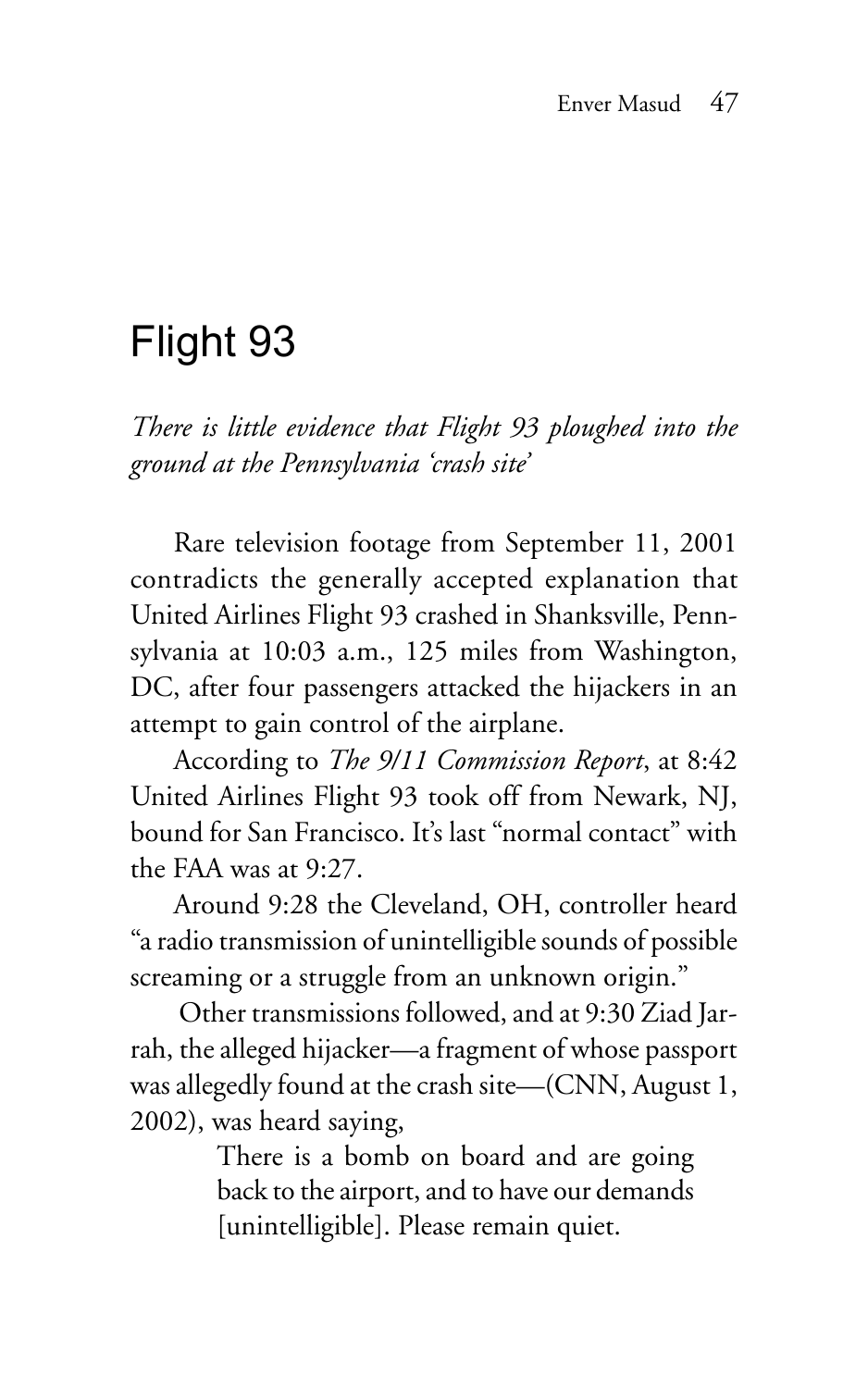# Flight 93

*There is little evidence that Flight 93 ploughed into the ground at the Pennsylvania 'crash site'*

Rare television footage from September 11, 2001 contradicts the generally accepted explanation that United Airlines Flight 93 crashed in Shanksville, Pennsylvania at 10:03 a.m., 125 miles from Washington, DC, after four passengers attacked the hijackers in an attempt to gain control of the airplane.

According to *The 9/11 Commission Report*, at 8:42 United Airlines Flight 93 took off from Newark, NJ, bound for San Francisco. It's last "normal contact" with the FAA was at 9:27.

Around 9:28 the Cleveland, OH, controller heard "a radio transmission of unintelligible sounds of possible screaming or a struggle from an unknown origin."

Other transmissions followed, and at 9:30 Ziad Jarrah, the alleged hijacker—a fragment of whose passport was allegedly found at the crash site—(CNN, August 1, 2002), was heard saying,

> There is a bomb on board and are going back to the airport, and to have our demands [unintelligible]. Please remain quiet.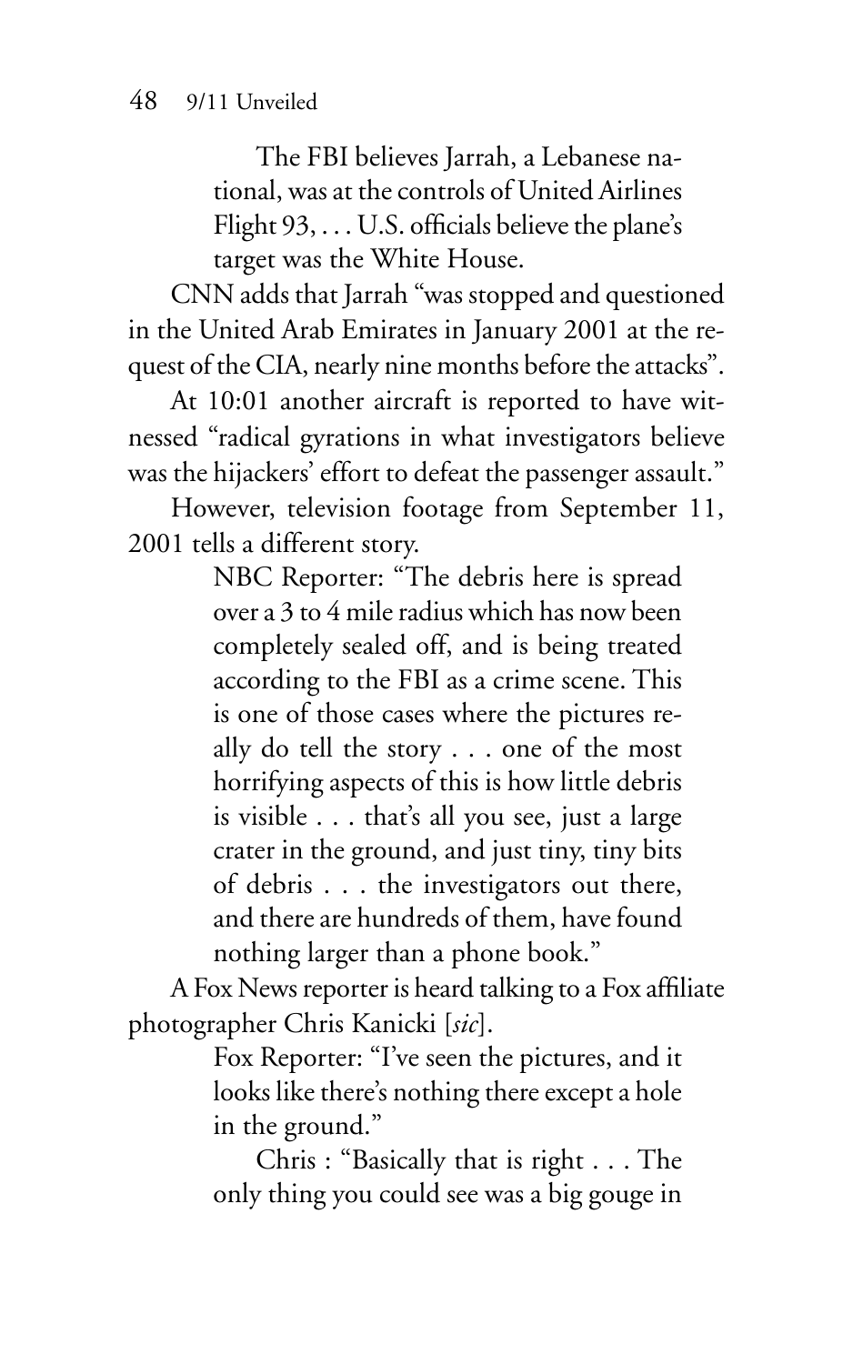> The FBI believes Jarrah, a Lebanese national, was at the controls of United Airlines Flight 93, . . . U.S. officials believe the plane's target was the White House.

CNN adds that Jarrah "was stopped and questioned in the United Arab Emirates in January 2001 at the request of the CIA, nearly nine months before the attacks".

At 10:01 another aircraft is reported to have witnessed "radical gyrations in what investigators believe was the hijackers' effort to defeat the passenger assault."

However, television footage from September 11, 2001 tells a different story.

> NBC Reporter: "The debris here is spread over a 3 to 4 mile radius which has now been completely sealed off, and is being treated according to the FBI as a crime scene. This is one of those cases where the pictures really do tell the story . . . one of the most horrifying aspects of this is how little debris is visible . . . that's all you see, just a large crater in the ground, and just tiny, tiny bits of debris . . . the investigators out there, and there are hundreds of them, have found nothing larger than a phone book."

A Fox News reporter is heard talking to a Fox affiliate photographer Chris Kanicki [*sic*].

> Fox Reporter: "I've seen the pictures, and it looks like there's nothing there except a hole in the ground."
>
> Chris : "Basically that is right . . . The only thing you could see was a big gouge in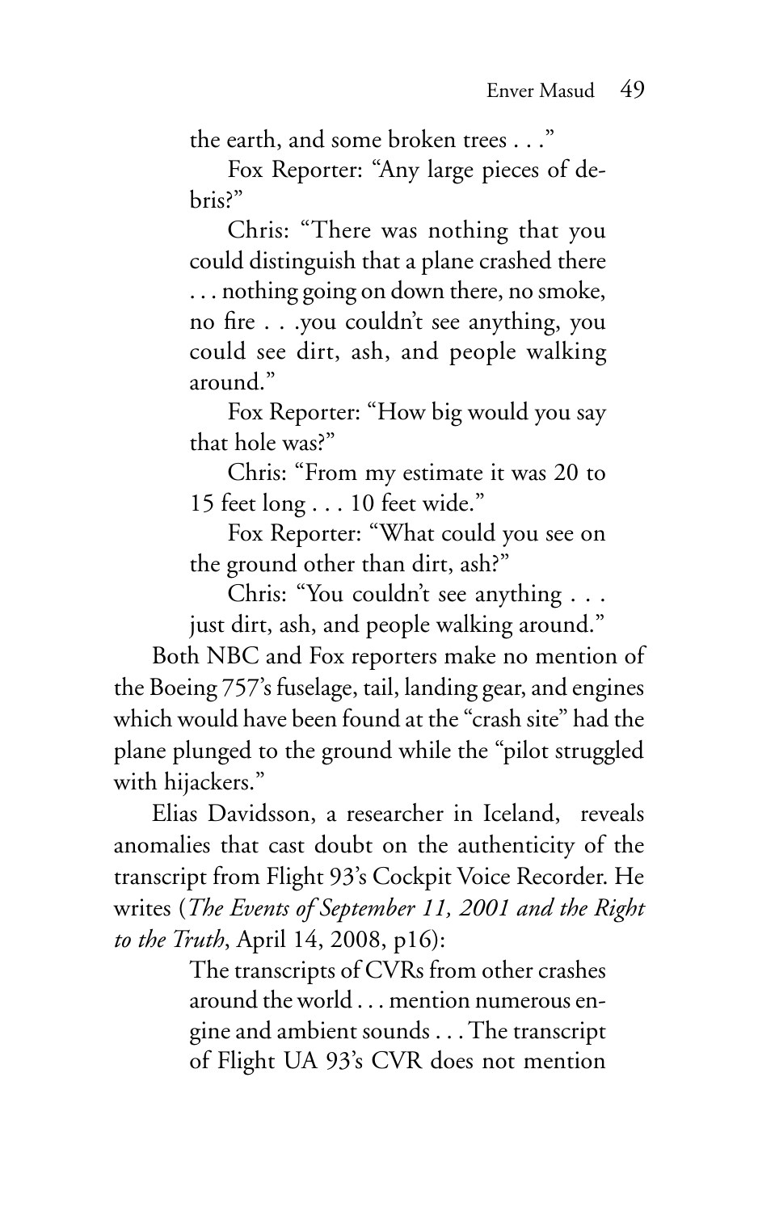the earth, and some broken trees . . ."

Fox Reporter: "Any large pieces of debris?"

Chris: "There was nothing that you could distinguish that a plane crashed there . . . nothing going on down there, no smoke, no fire . . .you couldn't see anything, you could see dirt, ash, and people walking around."

Fox Reporter: "How big would you say that hole was?"

Chris: "From my estimate it was 20 to 15 feet long . . . 10 feet wide."

Fox Reporter: "What could you see on the ground other than dirt, ash?"

Chris: "You couldn't see anything . . . just dirt, ash, and people walking around."

Both NBC and Fox reporters make no mention of the Boeing 757's fuselage, tail, landing gear, and engines which would have been found at the "crash site" had the plane plunged to the ground while the "pilot struggled with hijackers."

Elias Davidsson, a researcher in Iceland, reveals anomalies that cast doubt on the authenticity of the transcript from Flight 93's Cockpit Voice Recorder. He writes (*The Events of September 11, 2001 and the Right to the Truth*, April 14, 2008, p16):

> The transcripts of CVRs from other crashes around the world . . . mention numerous engine and ambient sounds . . . The transcript of Flight UA 93's CVR does not mention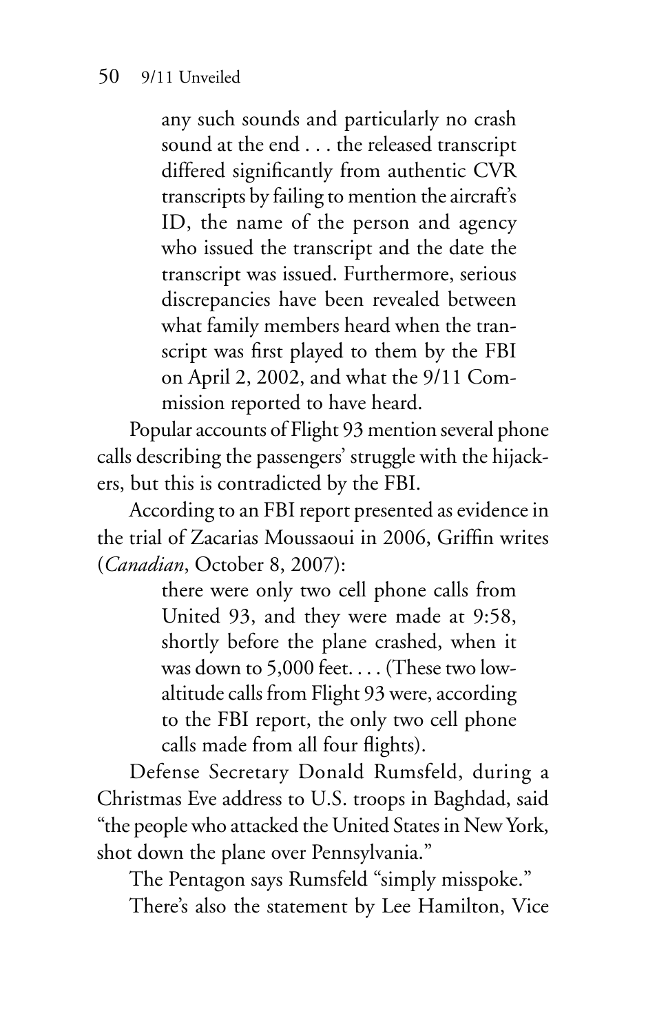> any such sounds and particularly no crash sound at the end . . . the released transcript differed significantly from authentic CVR transcripts by failing to mention the aircraft's ID, the name of the person and agency who issued the transcript and the date the transcript was issued. Furthermore, serious discrepancies have been revealed between what family members heard when the transcript was first played to them by the FBI on April 2, 2002, and what the 9/11 Commission reported to have heard.

Popular accounts of Flight 93 mention several phone calls describing the passengers' struggle with the hijackers, but this is contradicted by the FBI.

According to an FBI report presented as evidence in the trial of Zacarias Moussaoui in 2006, Griffin writes (*Canadian*, October 8, 2007):

> there were only two cell phone calls from United 93, and they were made at 9:58, shortly before the plane crashed, when it was down to 5,000 feet. . . . (These two low-altitude calls from Flight 93 were, according to the FBI report, the only two cell phone calls made from all four flights).

Defense Secretary Donald Rumsfeld, during a Christmas Eve address to U.S. troops in Baghdad, said "the people who attacked the United States in New York, shot down the plane over Pennsylvania."

The Pentagon says Rumsfeld "simply misspoke."

There's also the statement by Lee Hamilton, Vice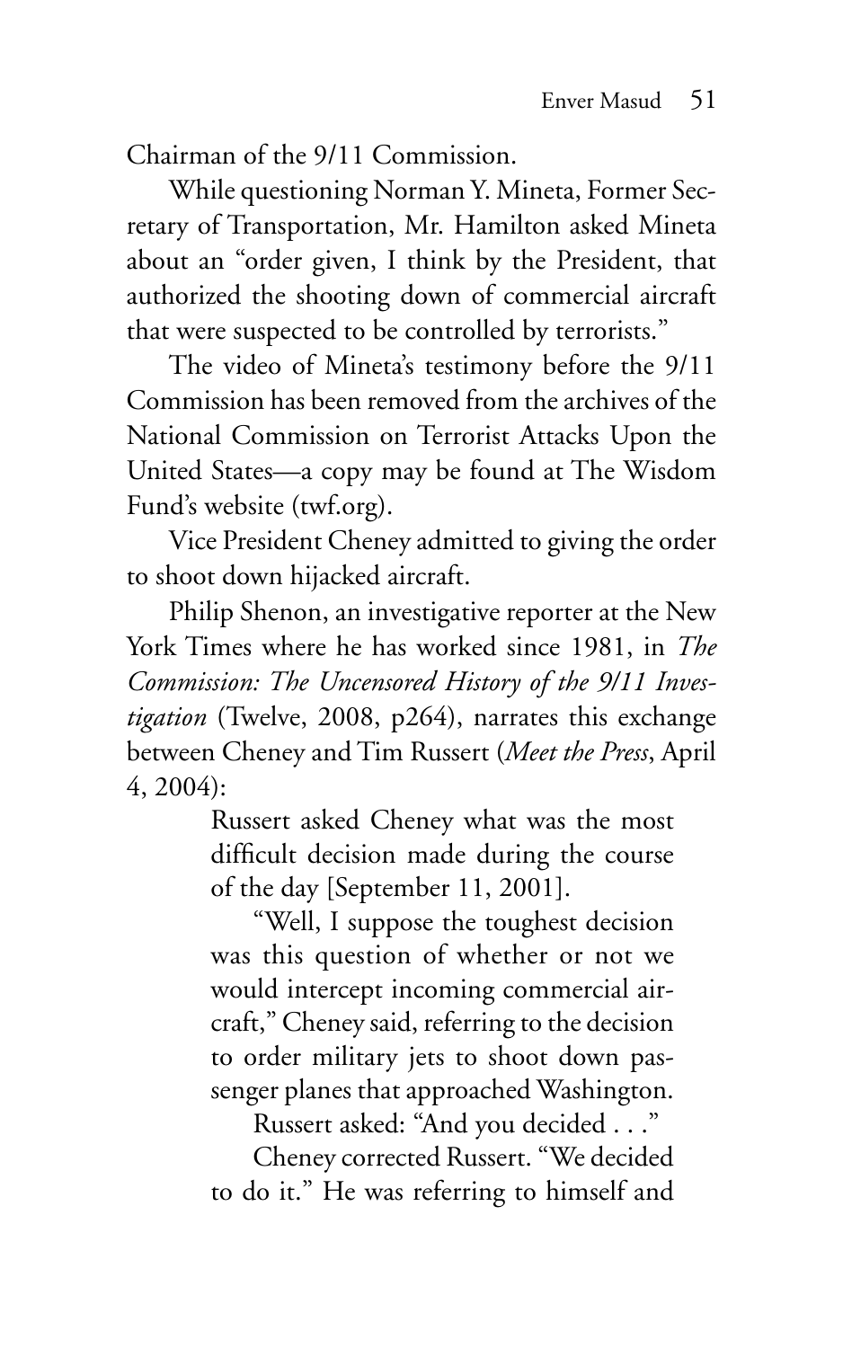Chairman of the 9/11 Commission.

While questioning Norman Y. Mineta, Former Secretary of Transportation, Mr. Hamilton asked Mineta about an "order given, I think by the President, that authorized the shooting down of commercial aircraft that were suspected to be controlled by terrorists."

The video of Mineta's testimony before the 9/11 Commission has been removed from the archives of the National Commission on Terrorist Attacks Upon the United States—a copy may be found at The Wisdom Fund's website (twf.org).

Vice President Cheney admitted to giving the order to shoot down hijacked aircraft.

Philip Shenon, an investigative reporter at the New York Times where he has worked since 1981, in *The Commission: The Uncensored History of the 9/11 Investigation* (Twelve, 2008, p264), narrates this exchange between Cheney and Tim Russert (*Meet the Press*, April 4, 2004):

> Russert asked Cheney what was the most difficult decision made during the course of the day [September 11, 2001].
>
> "Well, I suppose the toughest decision was this question of whether or not we would intercept incoming commercial aircraft," Cheney said, referring to the decision to order military jets to shoot down passenger planes that approached Washington.
>
> Russert asked: "And you decided . . ."
>
> Cheney corrected Russert. "We decided to do it." He was referring to himself and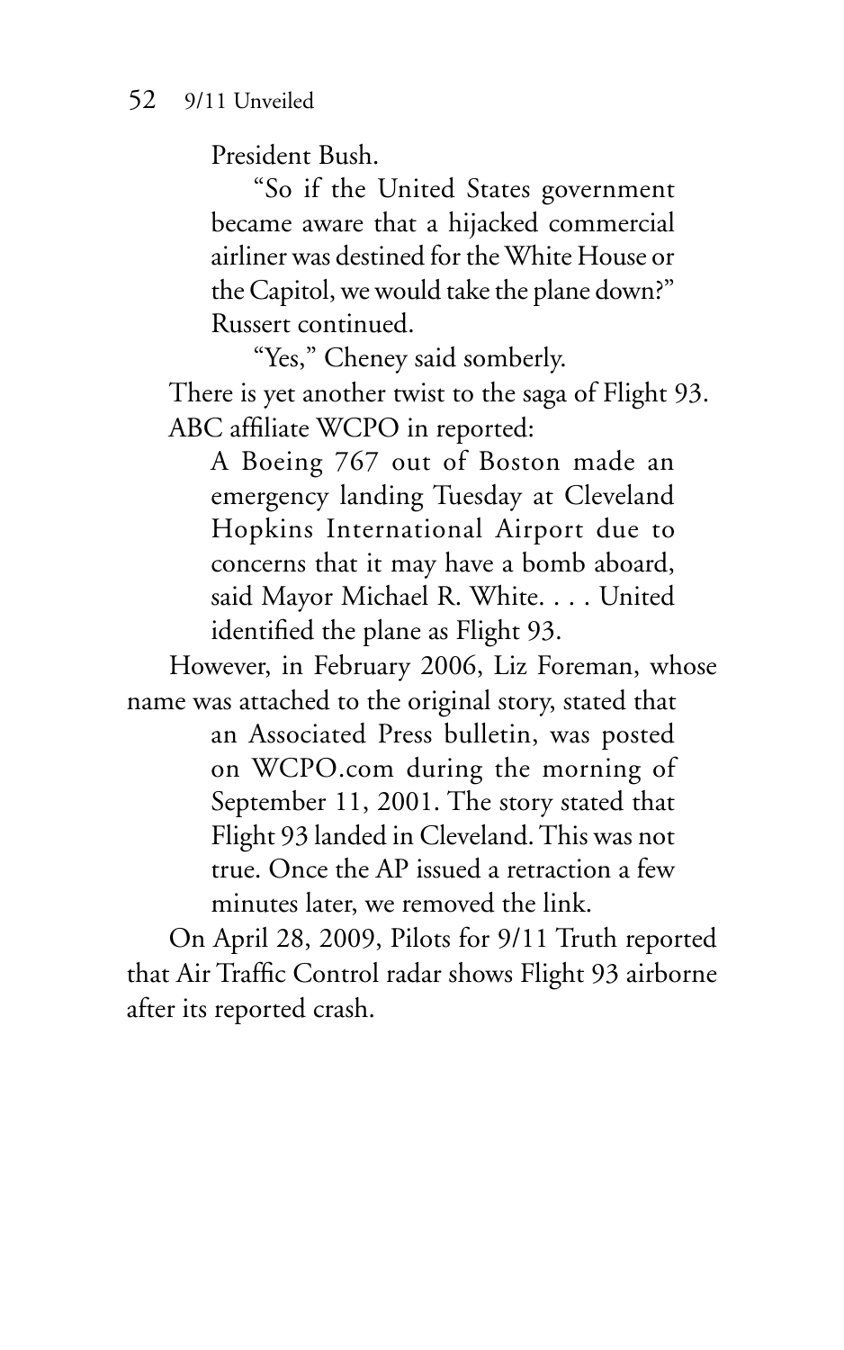> President Bush.
>
> "So if the United States government became aware that a hijacked commercial airliner was destined for the White House or the Capitol, we would take the plane down?" Russert continued.
>
> "Yes," Cheney said somberly.

There is yet another twist to the saga of Flight 93. ABC affiliate WCPO in reported:

> A Boeing 767 out of Boston made an emergency landing Tuesday at Cleveland Hopkins International Airport due to concerns that it may have a bomb aboard, said Mayor Michael R. White. . . . United identified the plane as Flight 93.

However, in February 2006, Liz Foreman, whose name was attached to the original story, stated that

> an Associated Press bulletin, was posted on WCPO.com during the morning of September 11, 2001. The story stated that Flight 93 landed in Cleveland. This was not true. Once the AP issued a retraction a few minutes later, we removed the link.

On April 28, 2009, Pilots for 9/11 Truth reported that Air Traffic Control radar shows Flight 93 airborne after its reported crash.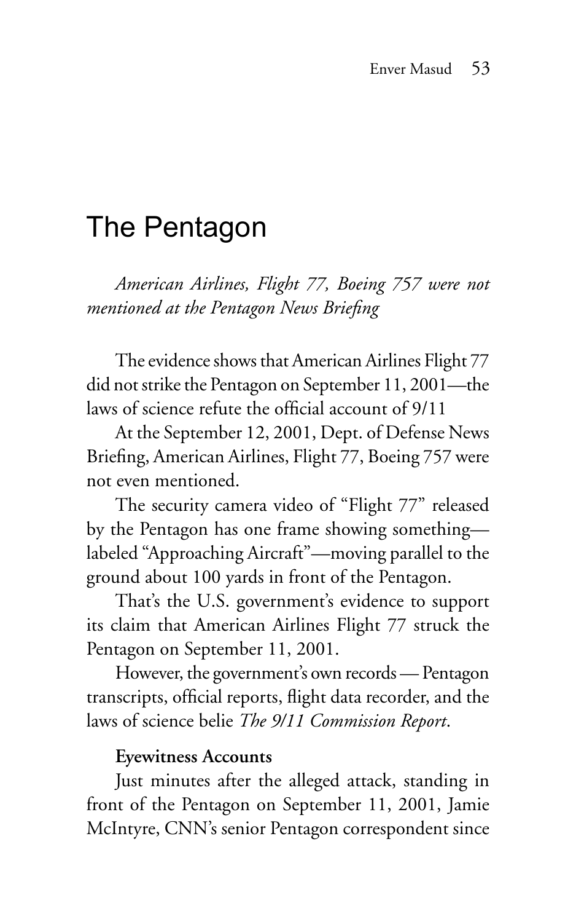# The Pentagon

*American Airlines, Flight 77, Boeing 757 were not mentioned at the Pentagon News Briefing*

The evidence shows that American Airlines Flight 77 did not strike the Pentagon on September 11, 2001—the laws of science refute the official account of 9/11

At the September 12, 2001, Dept. of Defense News Briefing, American Airlines, Flight 77, Boeing 757 were not even mentioned.

The security camera video of "Flight 77" released by the Pentagon has one frame showing something—labeled "Approaching Aircraft"—moving parallel to the ground about 100 yards in front of the Pentagon.

That's the U.S. government's evidence to support its claim that American Airlines Flight 77 struck the Pentagon on September 11, 2001.

However, the government's own records — Pentagon transcripts, official reports, flight data recorder, and the laws of science belie *The 9/11 Commission Report*.

**Eyewitness Accounts**

Just minutes after the alleged attack, standing in front of the Pentagon on September 11, 2001, Jamie McIntyre, CNN's senior Pentagon correspondent since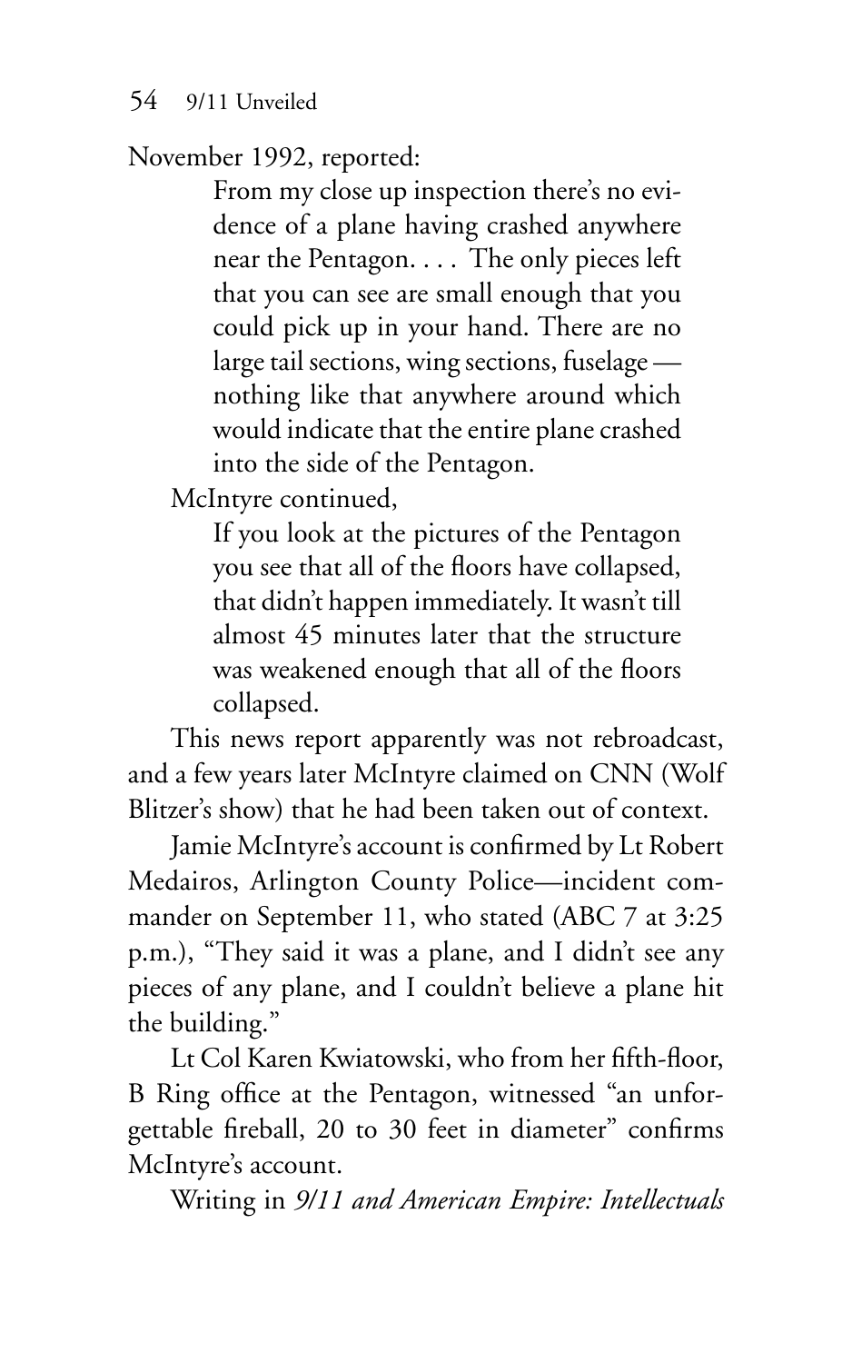November 1992, reported:

> From my close up inspection there's no evidence of a plane having crashed anywhere near the Pentagon. . . . The only pieces left that you can see are small enough that you could pick up in your hand. There are no large tail sections, wing sections, fuselage — nothing like that anywhere around which would indicate that the entire plane crashed into the side of the Pentagon.

McIntyre continued,

> If you look at the pictures of the Pentagon you see that all of the floors have collapsed, that didn't happen immediately. It wasn't till almost 45 minutes later that the structure was weakened enough that all of the floors collapsed.

This news report apparently was not rebroadcast, and a few years later McIntyre claimed on CNN (Wolf Blitzer's show) that he had been taken out of context.

Jamie McIntyre's account is confirmed by Lt Robert Medairos, Arlington County Police—incident commander on September 11, who stated (ABC 7 at 3:25 p.m.), "They said it was a plane, and I didn't see any pieces of any plane, and I couldn't believe a plane hit the building."

Lt Col Karen Kwiatowski, who from her fifth-floor, B Ring office at the Pentagon, witnessed "an unforgettable fireball, 20 to 30 feet in diameter" confirms McIntyre's account.

Writing in *9/11 and American Empire: Intellectuals*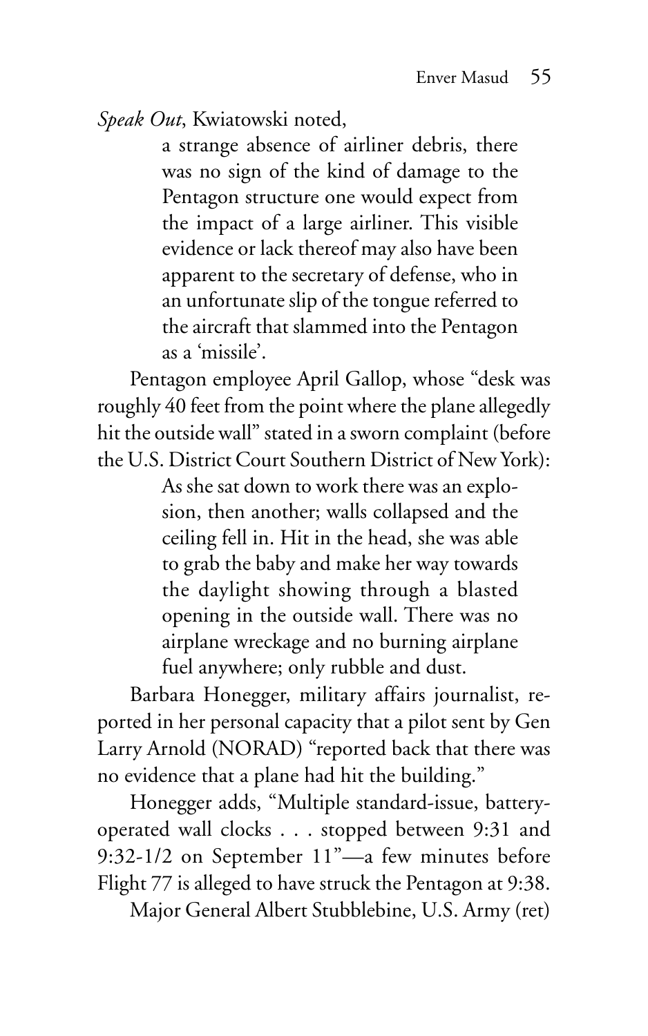*Speak Out*, Kwiatowski noted,

> a strange absence of airliner debris, there was no sign of the kind of damage to the Pentagon structure one would expect from the impact of a large airliner. This visible evidence or lack thereof may also have been apparent to the secretary of defense, who in an unfortunate slip of the tongue referred to the aircraft that slammed into the Pentagon as a 'missile'.

Pentagon employee April Gallop, whose "desk was roughly 40 feet from the point where the plane allegedly hit the outside wall" stated in a sworn complaint (before the U.S. District Court Southern District of New York):

> As she sat down to work there was an explosion, then another; walls collapsed and the ceiling fell in. Hit in the head, she was able to grab the baby and make her way towards the daylight showing through a blasted opening in the outside wall. There was no airplane wreckage and no burning airplane fuel anywhere; only rubble and dust.

Barbara Honegger, military affairs journalist, reported in her personal capacity that a pilot sent by Gen Larry Arnold (NORAD) "reported back that there was no evidence that a plane had hit the building."

Honegger adds, "Multiple standard-issue, battery-operated wall clocks . . . stopped between 9:31 and 9:32-1/2 on September 11"—a few minutes before Flight 77 is alleged to have struck the Pentagon at 9:38.

Major General Albert Stubblebine, U.S. Army (ret)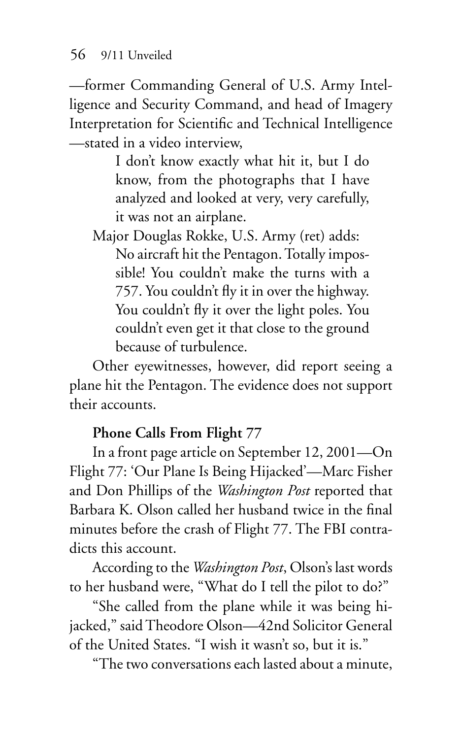—former Commanding General of U.S. Army Intelligence and Security Command, and head of Imagery Interpretation for Scientific and Technical Intelligence —stated in a video interview,

> I don't know exactly what hit it, but I do know, from the photographs that I have analyzed and looked at very, very carefully, it was not an airplane.

Major Douglas Rokke, U.S. Army (ret) adds:

> No aircraft hit the Pentagon. Totally impossible! You couldn't make the turns with a 757. You couldn't fly it in over the highway. You couldn't fly it over the light poles. You couldn't even get it that close to the ground because of turbulence.

Other eyewitnesses, however, did report seeing a plane hit the Pentagon. The evidence does not support their accounts.

**Phone Calls From Flight 77**

In a front page article on September 12, 2001—On Flight 77: 'Our Plane Is Being Hijacked'—Marc Fisher and Don Phillips of the *Washington Post* reported that Barbara K. Olson called her husband twice in the final minutes before the crash of Flight 77. The FBI contradicts this account.

According to the *Washington Post*, Olson's last words to her husband were, "What do I tell the pilot to do?"

"She called from the plane while it was being hijacked," said Theodore Olson—42nd Solicitor General of the United States. "I wish it wasn't so, but it is."

"The two conversations each lasted about a minute,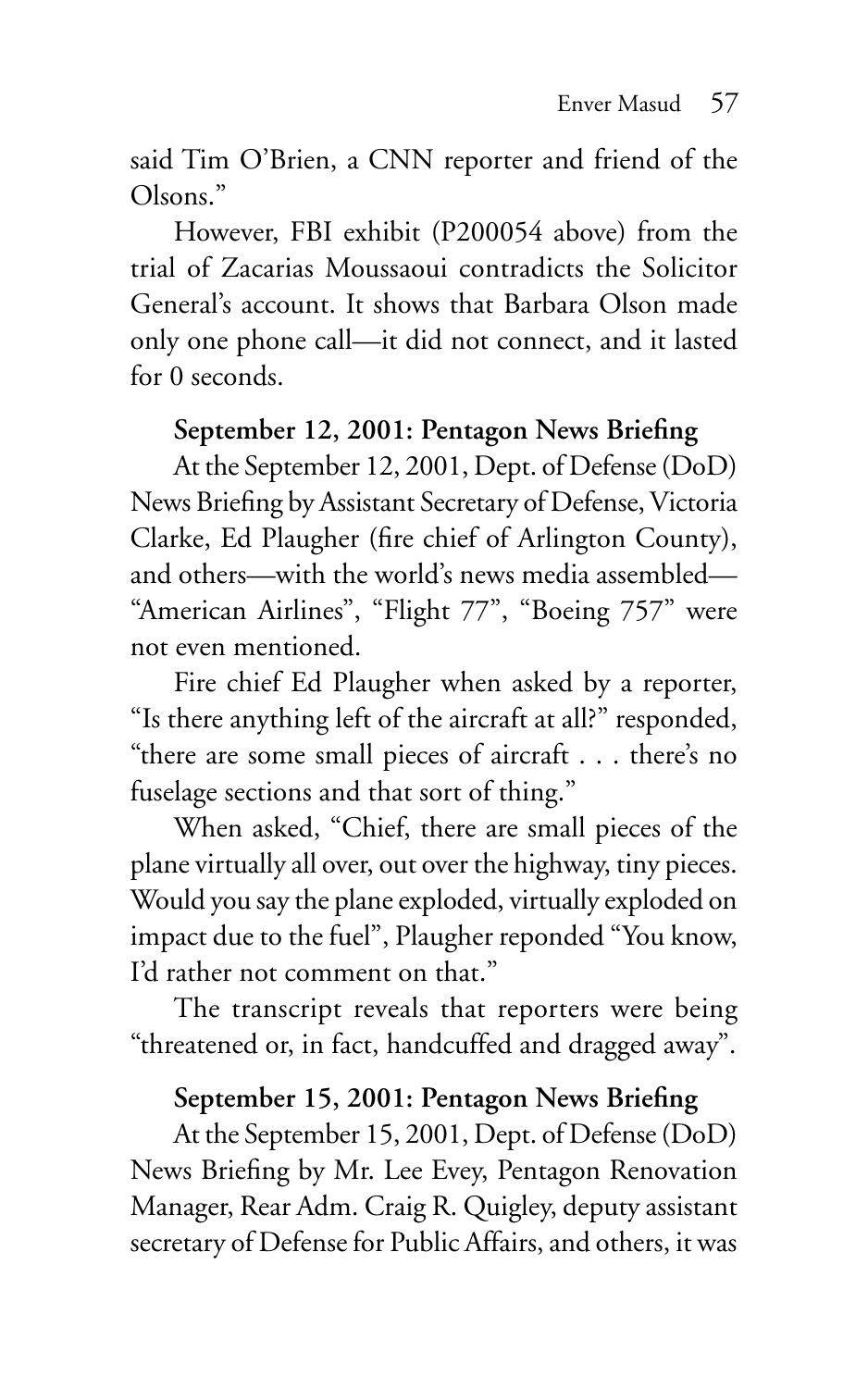said Tim O'Brien, a CNN reporter and friend of the Olsons."

However, FBI exhibit (P200054 above) from the trial of Zacarias Moussaoui contradicts the Solicitor General's account. It shows that Barbara Olson made only one phone call—it did not connect, and it lasted for 0 seconds.

**September 12, 2001: Pentagon News Briefing**

At the September 12, 2001, Dept. of Defense (DoD) News Briefing by Assistant Secretary of Defense, Victoria Clarke, Ed Plaugher (fire chief of Arlington County), and others—with the world's news media assembled—"American Airlines", "Flight 77", "Boeing 757" were not even mentioned.

Fire chief Ed Plaugher when asked by a reporter, "Is there anything left of the aircraft at all?" responded, "there are some small pieces of aircraft . . . there's no fuselage sections and that sort of thing."

When asked, "Chief, there are small pieces of the plane virtually all over, out over the highway, tiny pieces. Would you say the plane exploded, virtually exploded on impact due to the fuel", Plaugher reponded "You know, I'd rather not comment on that."

The transcript reveals that reporters were being "threatened or, in fact, handcuffed and dragged away".

**September 15, 2001: Pentagon News Briefing**

At the September 15, 2001, Dept. of Defense (DoD) News Briefing by Mr. Lee Evey, Pentagon Renovation Manager, Rear Adm. Craig R. Quigley, deputy assistant secretary of Defense for Public Affairs, and others, it was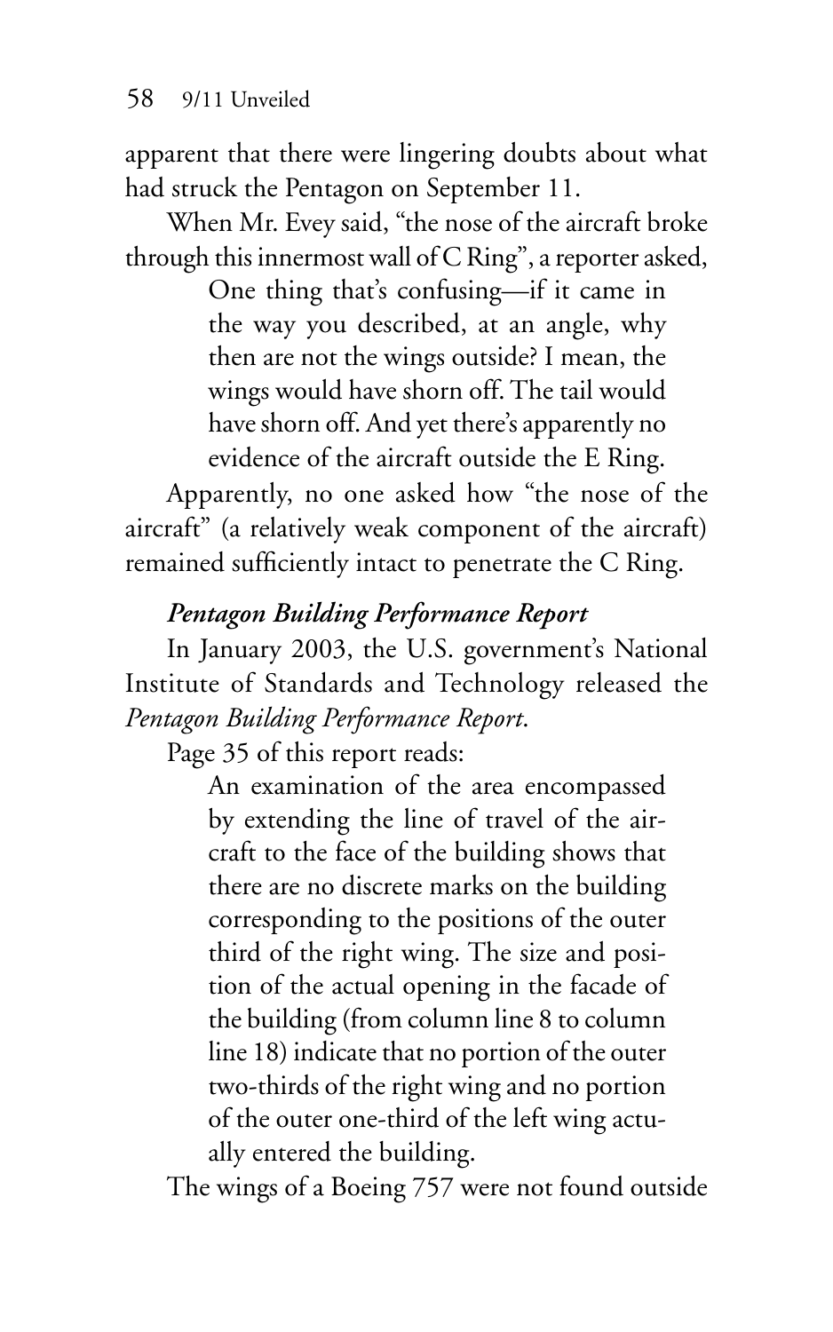apparent that there were lingering doubts about what had struck the Pentagon on September 11.

When Mr. Evey said, "the nose of the aircraft broke through this innermost wall of C Ring", a reporter asked,

> One thing that's confusing—if it came in the way you described, at an angle, why then are not the wings outside? I mean, the wings would have shorn off. The tail would have shorn off. And yet there's apparently no evidence of the aircraft outside the E Ring.

Apparently, no one asked how "the nose of the aircraft" (a relatively weak component of the aircraft) remained sufficiently intact to penetrate the C Ring.

### *Pentagon Building Performance Report*

In January 2003, the U.S. government's National Institute of Standards and Technology released the *Pentagon Building Performance Report*.

Page 35 of this report reads:

> An examination of the area encompassed by extending the line of travel of the aircraft to the face of the building shows that there are no discrete marks on the building corresponding to the positions of the outer third of the right wing. The size and position of the actual opening in the facade of the building (from column line 8 to column line 18) indicate that no portion of the outer two-thirds of the right wing and no portion of the outer one-third of the left wing actually entered the building.

The wings of a Boeing 757 were not found outside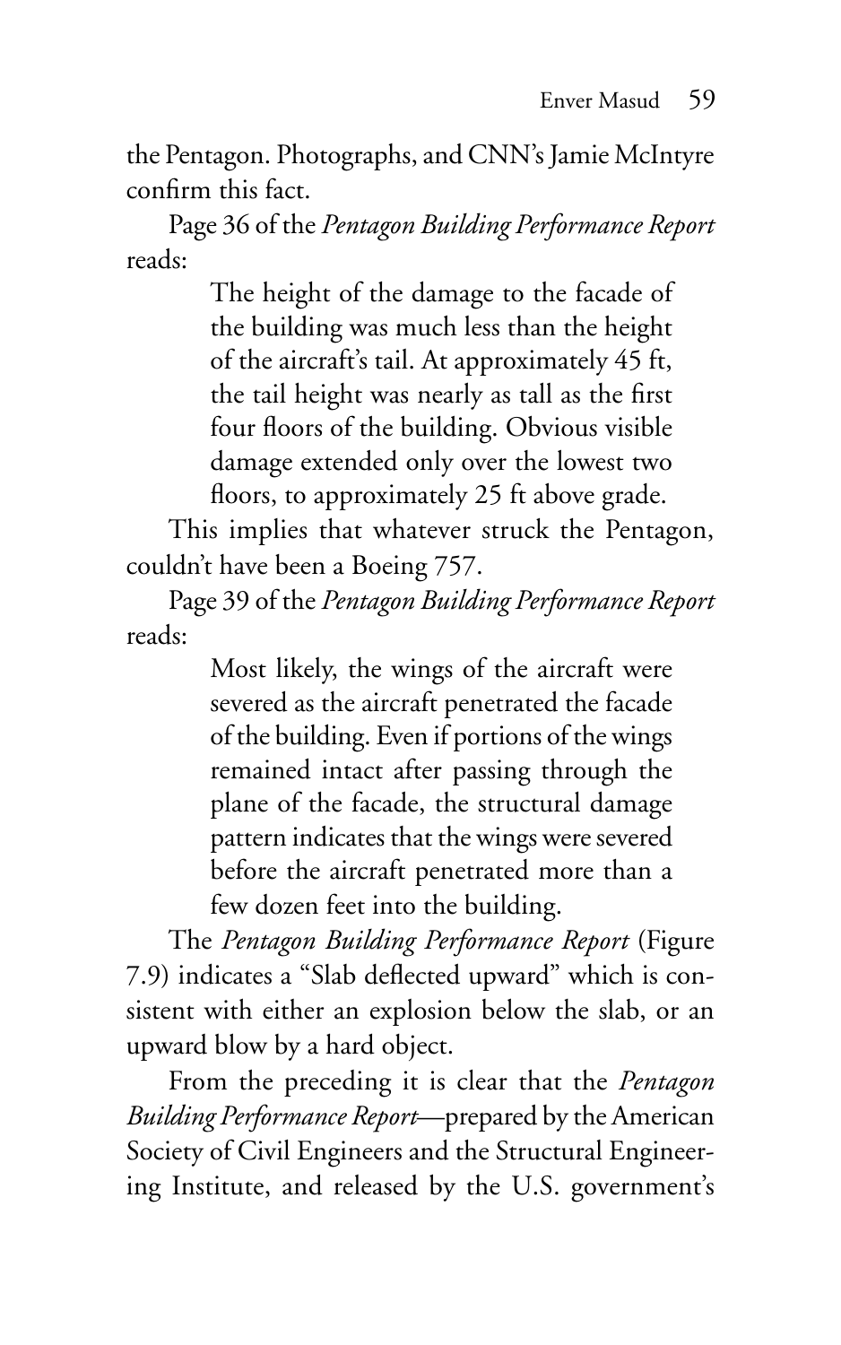the Pentagon. Photographs, and CNN's Jamie McIntyre confirm this fact.

Page 36 of the *Pentagon Building Performance Report* reads:

> The height of the damage to the facade of the building was much less than the height of the aircraft's tail. At approximately 45 ft, the tail height was nearly as tall as the first four floors of the building. Obvious visible damage extended only over the lowest two floors, to approximately 25 ft above grade.

This implies that whatever struck the Pentagon, couldn't have been a Boeing 757.

Page 39 of the *Pentagon Building Performance Report* reads:

> Most likely, the wings of the aircraft were severed as the aircraft penetrated the facade of the building. Even if portions of the wings remained intact after passing through the plane of the facade, the structural damage pattern indicates that the wings were severed before the aircraft penetrated more than a few dozen feet into the building.

The *Pentagon Building Performance Report* (Figure 7.9) indicates a "Slab deflected upward" which is consistent with either an explosion below the slab, or an upward blow by a hard object.

From the preceding it is clear that the *Pentagon Building Performance Report*—prepared by the American Society of Civil Engineers and the Structural Engineering Institute, and released by the U.S. government's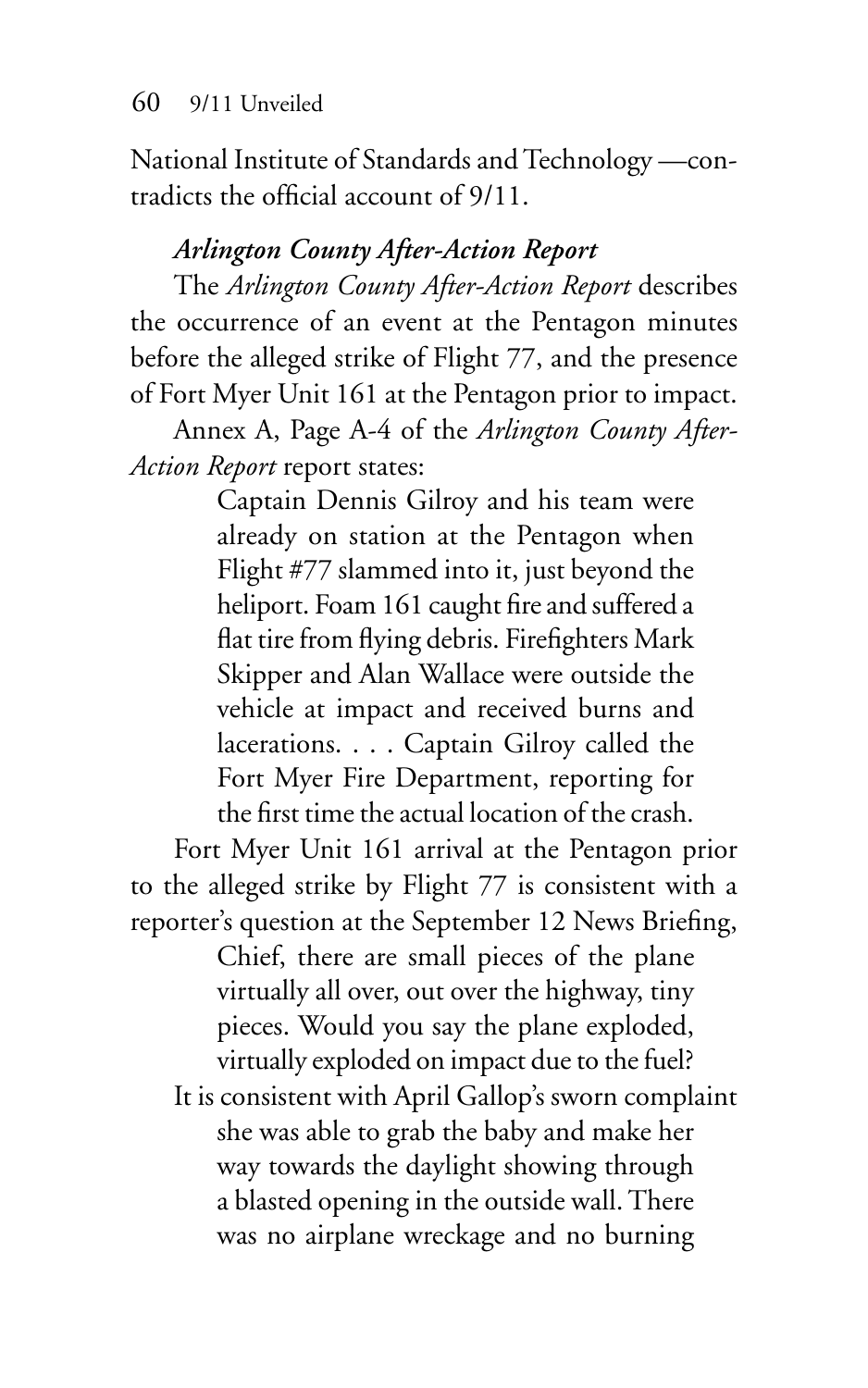National Institute of Standards and Technology —contradicts the official account of 9/11.

### *Arlington County After-Action Report*

The *Arlington County After-Action Report* describes the occurrence of an event at the Pentagon minutes before the alleged strike of Flight 77, and the presence of Fort Myer Unit 161 at the Pentagon prior to impact.

Annex A, Page A-4 of the *Arlington County After-Action Report* report states:

> Captain Dennis Gilroy and his team were already on station at the Pentagon when Flight #77 slammed into it, just beyond the heliport. Foam 161 caught fire and suffered a flat tire from flying debris. Firefighters Mark Skipper and Alan Wallace were outside the vehicle at impact and received burns and lacerations. . . . Captain Gilroy called the Fort Myer Fire Department, reporting for the first time the actual location of the crash.

Fort Myer Unit 161 arrival at the Pentagon prior to the alleged strike by Flight 77 is consistent with a reporter's question at the September 12 News Briefing,

> Chief, there are small pieces of the plane virtually all over, out over the highway, tiny pieces. Would you say the plane exploded, virtually exploded on impact due to the fuel?

It is consistent with April Gallop's sworn complaint

> she was able to grab the baby and make her way towards the daylight showing through a blasted opening in the outside wall. There was no airplane wreckage and no burning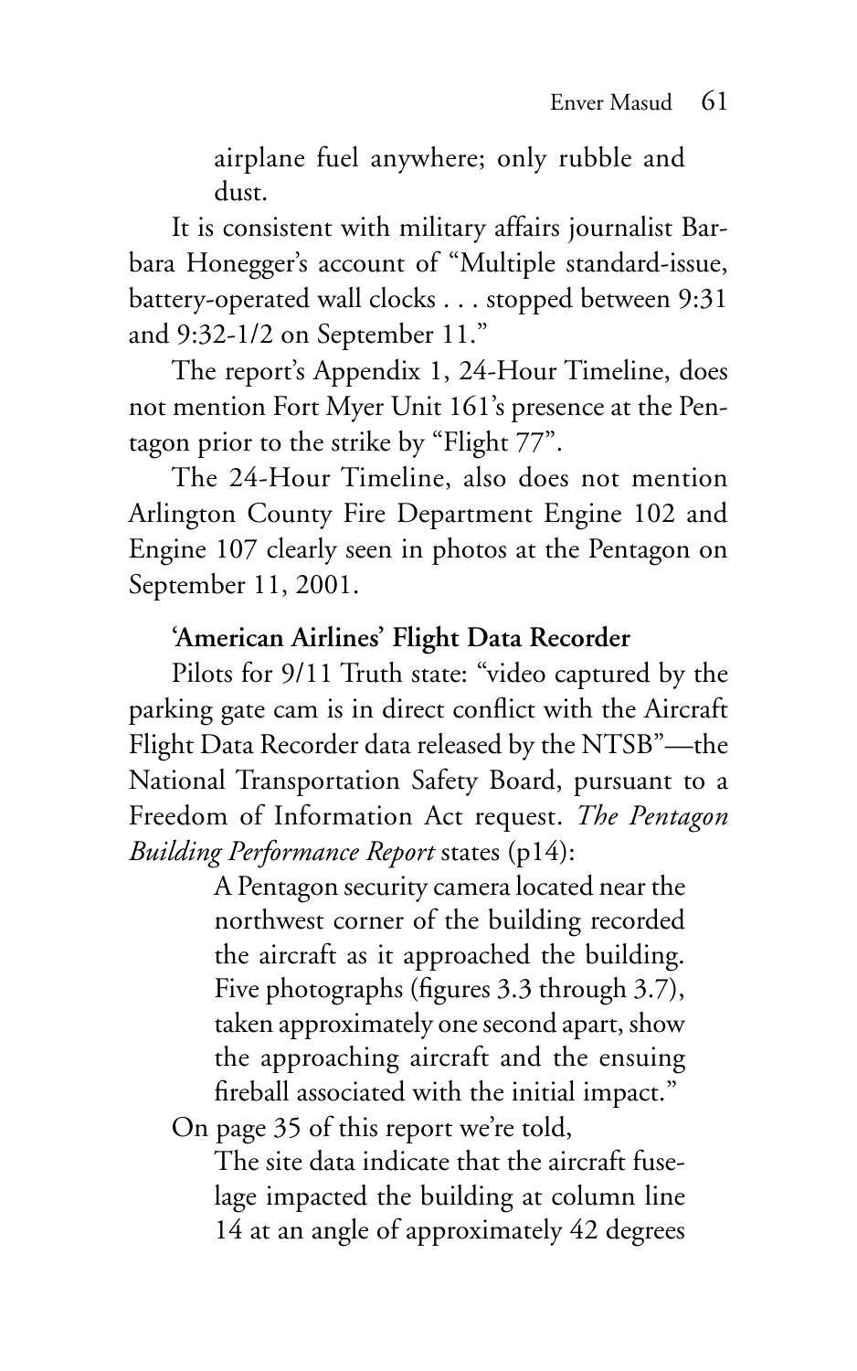> airplane fuel anywhere; only rubble and dust.

It is consistent with military affairs journalist Barbara Honegger's account of "Multiple standard-issue, battery-operated wall clocks . . . stopped between 9:31 and 9:32-1/2 on September 11."

The report's Appendix 1, 24-Hour Timeline, does not mention Fort Myer Unit 161's presence at the Pentagon prior to the strike by "Flight 77".

The 24-Hour Timeline, also does not mention Arlington County Fire Department Engine 102 and Engine 107 clearly seen in photos at the Pentagon on September 11, 2001.

**'American Airlines' Flight Data Recorder**

Pilots for 9/11 Truth state: "video captured by the parking gate cam is in direct conflict with the Aircraft Flight Data Recorder data released by the NTSB"—the National Transportation Safety Board, pursuant to a Freedom of Information Act request. *The Pentagon Building Performance Report* states (p14):

> A Pentagon security camera located near the northwest corner of the building recorded the aircraft as it approached the building. Five photographs (figures 3.3 through 3.7), taken approximately one second apart, show the approaching aircraft and the ensuing fireball associated with the initial impact."

On page 35 of this report we're told,

> The site data indicate that the aircraft fuselage impacted the building at column line 14 at an angle of approximately 42 degrees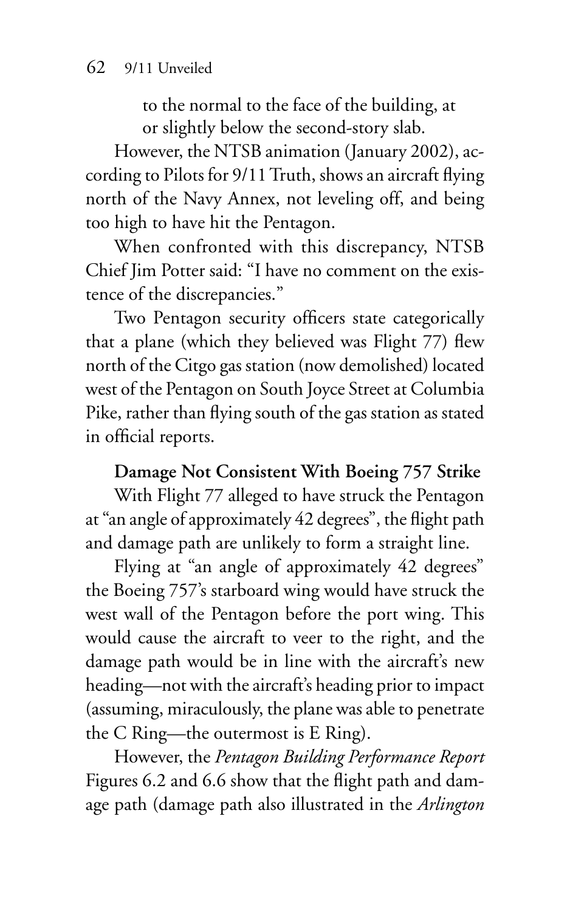to the normal to the face of the building, at or slightly below the second-story slab.

However, the NTSB animation (January 2002), according to Pilots for 9/11 Truth, shows an aircraft flying north of the Navy Annex, not leveling off, and being too high to have hit the Pentagon.

When confronted with this discrepancy, NTSB Chief Jim Potter said: "I have no comment on the existence of the discrepancies."

Two Pentagon security officers state categorically that a plane (which they believed was Flight 77) flew north of the Citgo gas station (now demolished) located west of the Pentagon on South Joyce Street at Columbia Pike, rather than flying south of the gas station as stated in official reports.

**Damage Not Consistent With Boeing 757 Strike**

With Flight 77 alleged to have struck the Pentagon at "an angle of approximately 42 degrees", the flight path and damage path are unlikely to form a straight line.

Flying at "an angle of approximately 42 degrees" the Boeing 757's starboard wing would have struck the west wall of the Pentagon before the port wing. This would cause the aircraft to veer to the right, and the damage path would be in line with the aircraft's new heading—not with the aircraft's heading prior to impact (assuming, miraculously, the plane was able to penetrate the C Ring—the outermost is E Ring).

However, the *Pentagon Building Performance Report* Figures 6.2 and 6.6 show that the flight path and damage path (damage path also illustrated in the *Arlington*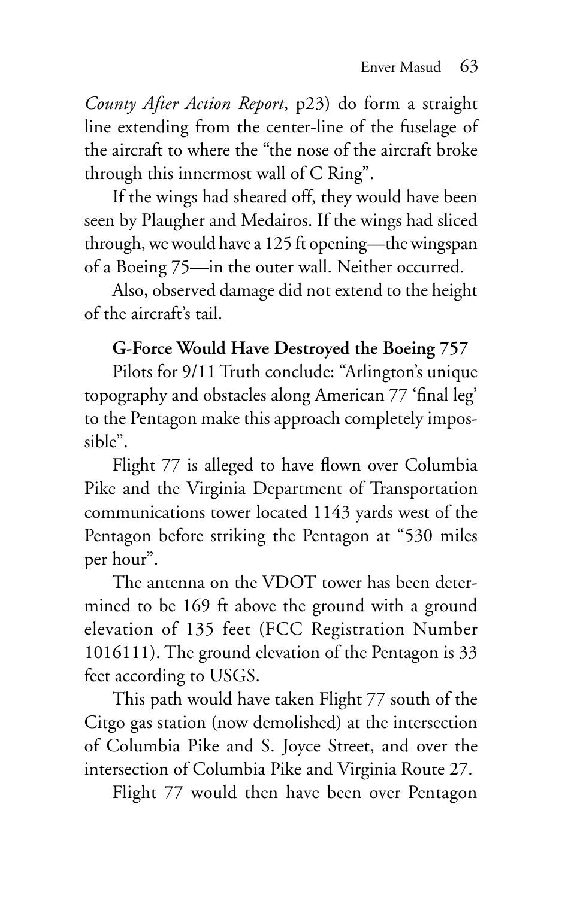*County After Action Report*, p23) do form a straight line extending from the center-line of the fuselage of the aircraft to where the "the nose of the aircraft broke through this innermost wall of C Ring".

If the wings had sheared off, they would have been seen by Plaugher and Medairos. If the wings had sliced through, we would have a 125 ft opening—the wingspan of a Boeing 75—in the outer wall. Neither occurred.

Also, observed damage did not extend to the height of the aircraft's tail.

**G-Force Would Have Destroyed the Boeing 757**

Pilots for 9/11 Truth conclude: "Arlington's unique topography and obstacles along American 77 'final leg' to the Pentagon make this approach completely impossible".

Flight 77 is alleged to have flown over Columbia Pike and the Virginia Department of Transportation communications tower located 1143 yards west of the Pentagon before striking the Pentagon at "530 miles per hour".

The antenna on the VDOT tower has been determined to be 169 ft above the ground with a ground elevation of 135 feet (FCC Registration Number 1016111). The ground elevation of the Pentagon is 33 feet according to USGS.

This path would have taken Flight 77 south of the Citgo gas station (now demolished) at the intersection of Columbia Pike and S. Joyce Street, and over the intersection of Columbia Pike and Virginia Route 27.

Flight 77 would then have been over Pentagon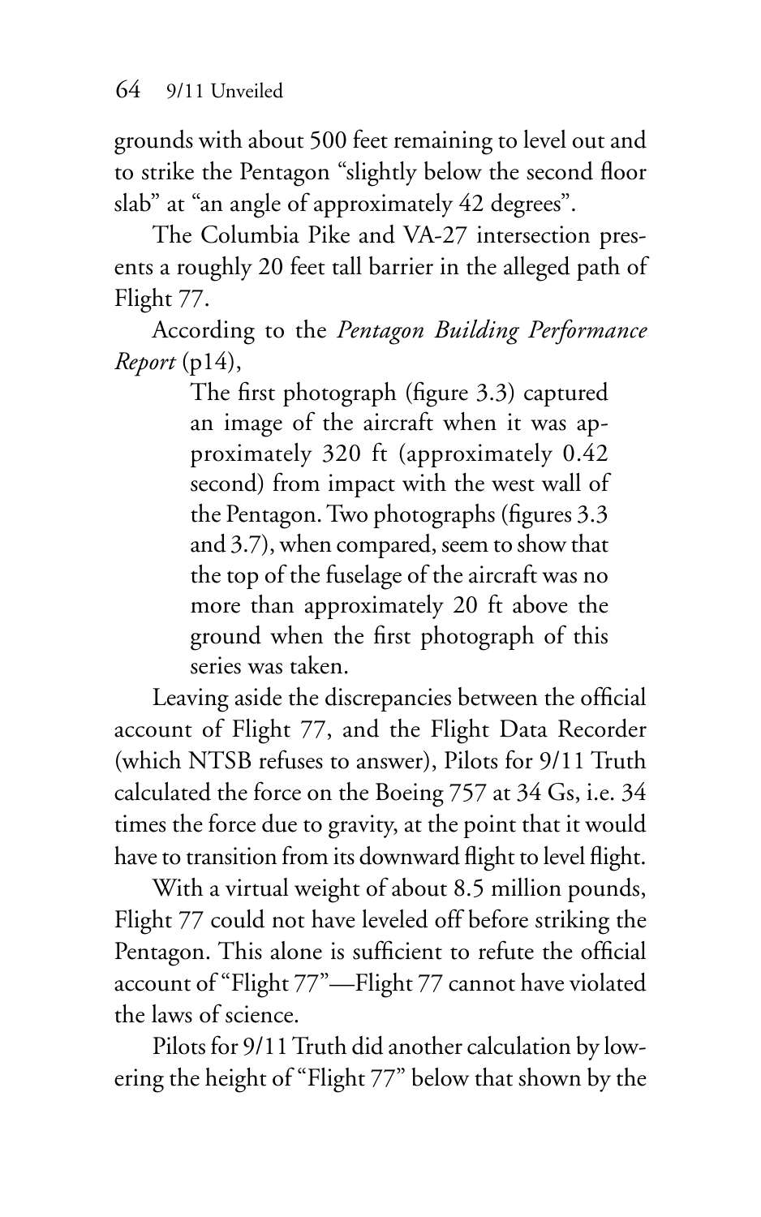grounds with about 500 feet remaining to level out and to strike the Pentagon "slightly below the second floor slab" at "an angle of approximately 42 degrees".

The Columbia Pike and VA-27 intersection presents a roughly 20 feet tall barrier in the alleged path of Flight 77.

According to the *Pentagon Building Performance Report* (p14),

> The first photograph (figure 3.3) captured an image of the aircraft when it was approximately 320 ft (approximately 0.42 second) from impact with the west wall of the Pentagon. Two photographs (figures 3.3 and 3.7), when compared, seem to show that the top of the fuselage of the aircraft was no more than approximately 20 ft above the ground when the first photograph of this series was taken.

Leaving aside the discrepancies between the official account of Flight 77, and the Flight Data Recorder (which NTSB refuses to answer), Pilots for 9/11 Truth calculated the force on the Boeing 757 at 34 Gs, i.e. 34 times the force due to gravity, at the point that it would have to transition from its downward flight to level flight.

With a virtual weight of about 8.5 million pounds, Flight 77 could not have leveled off before striking the Pentagon. This alone is sufficient to refute the official account of "Flight 77"—Flight 77 cannot have violated the laws of science.

Pilots for 9/11 Truth did another calculation by lowering the height of "Flight 77" below that shown by the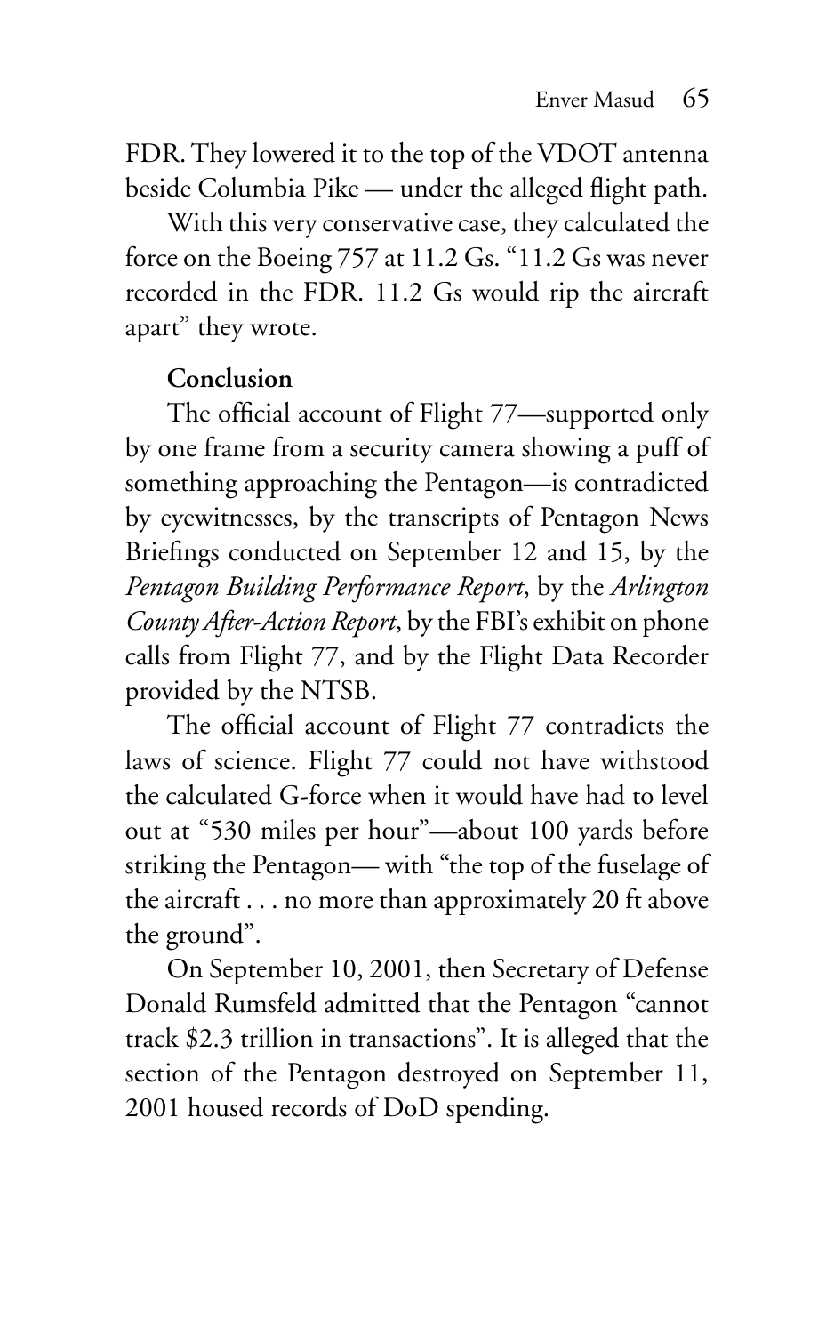FDR. They lowered it to the top of the VDOT antenna beside Columbia Pike — under the alleged flight path.

With this very conservative case, they calculated the force on the Boeing 757 at 11.2 Gs. "11.2 Gs was never recorded in the FDR. 11.2 Gs would rip the aircraft apart" they wrote.

**Conclusion**

The official account of Flight 77—supported only by one frame from a security camera showing a puff of something approaching the Pentagon—is contradicted by eyewitnesses, by the transcripts of Pentagon News Briefings conducted on September 12 and 15, by the *Pentagon Building Performance Report*, by the *Arlington County After-Action Report*, by the FBI's exhibit on phone calls from Flight 77, and by the Flight Data Recorder provided by the NTSB.

The official account of Flight 77 contradicts the laws of science. Flight 77 could not have withstood the calculated G-force when it would have had to level out at "530 miles per hour"—about 100 yards before striking the Pentagon— with "the top of the fuselage of the aircraft . . . no more than approximately 20 ft above the ground".

On September 10, 2001, then Secretary of Defense Donald Rumsfeld admitted that the Pentagon "cannot track $2.3 trillion in transactions". It is alleged that the section of the Pentagon destroyed on September 11, 2001 housed records of DoD spending.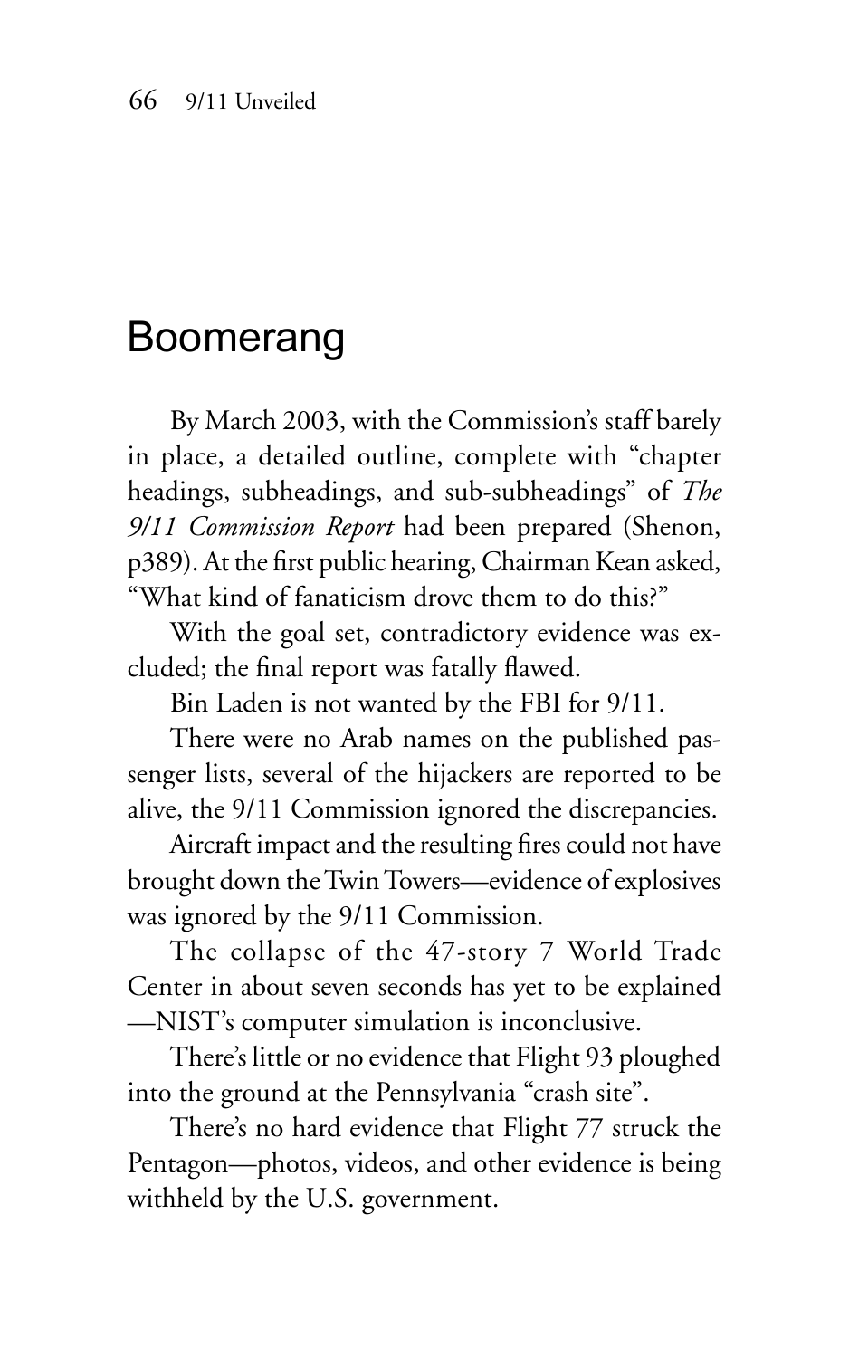# Boomerang

By March 2003, with the Commission's staff barely in place, a detailed outline, complete with "chapter headings, subheadings, and sub-subheadings" of *The 9/11 Commission Report* had been prepared (Shenon, p389). At the first public hearing, Chairman Kean asked, "What kind of fanaticism drove them to do this?"

With the goal set, contradictory evidence was excluded; the final report was fatally flawed.

Bin Laden is not wanted by the FBI for 9/11.

There were no Arab names on the published passenger lists, several of the hijackers are reported to be alive, the 9/11 Commission ignored the discrepancies.

Aircraft impact and the resulting fires could not have brought down the Twin Towers—evidence of explosives was ignored by the 9/11 Commission.

The collapse of the 47-story 7 World Trade Center in about seven seconds has yet to be explained —NIST's computer simulation is inconclusive.

There's little or no evidence that Flight 93 ploughed into the ground at the Pennsylvania "crash site".

There's no hard evidence that Flight 77 struck the Pentagon—photos, videos, and other evidence is being withheld by the U.S. government.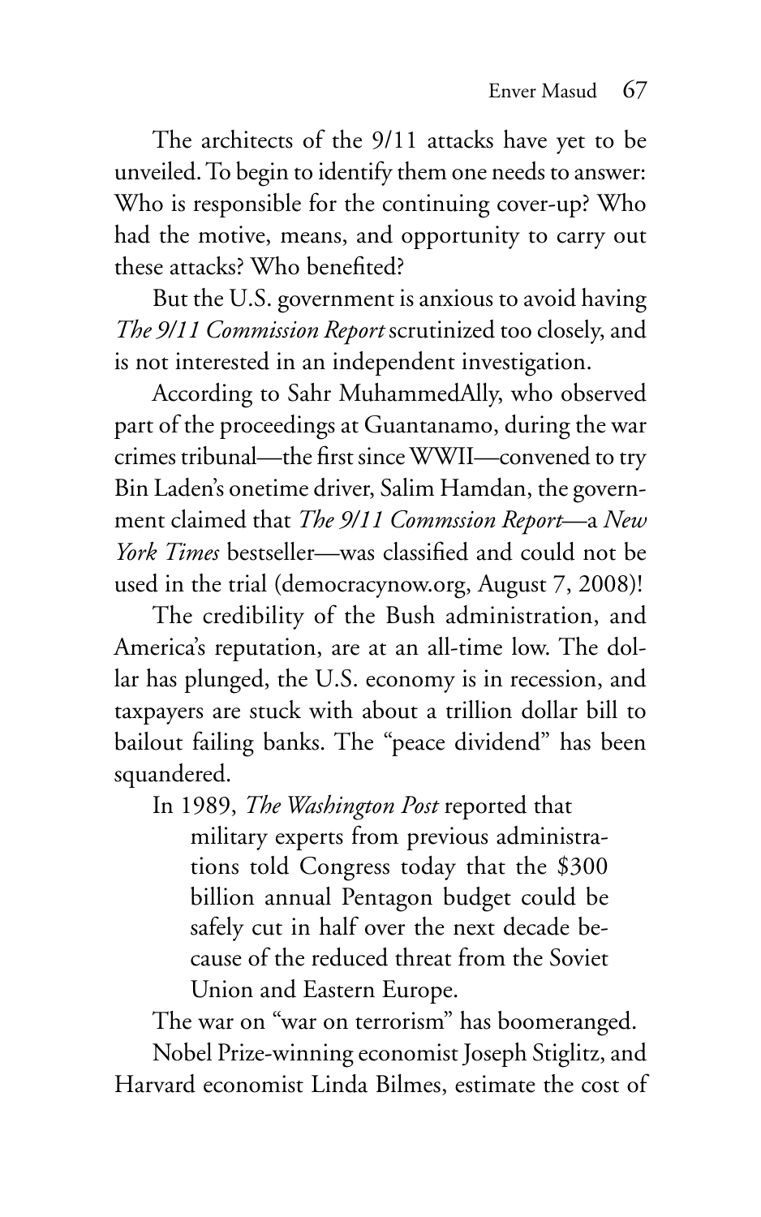The architects of the 9/11 attacks have yet to be unveiled. To begin to identify them one needs to answer: Who is responsible for the continuing cover-up? Who had the motive, means, and opportunity to carry out these attacks? Who benefited?

But the U.S. government is anxious to avoid having *The 9/11 Commission Report* scrutinized too closely, and is not interested in an independent investigation.

According to Sahr MuhammedAlly, who observed part of the proceedings at Guantanamo, during the war crimes tribunal—the first since WWII—convened to try Bin Laden's onetime driver, Salim Hamdan, the government claimed that *The 9/11 Commssion Report*—a *New York Times* bestseller—was classified and could not be used in the trial (democracynow.org, August 7, 2008)!

The credibility of the Bush administration, and America's reputation, are at an all-time low. The dollar has plunged, the U.S. economy is in recession, and taxpayers are stuck with about a trillion dollar bill to bailout failing banks. The "peace dividend" has been squandered.

In 1989, *The Washington Post* reported that

> military experts from previous administrations told Congress today that the $300 billion annual Pentagon budget could be safely cut in half over the next decade because of the reduced threat from the Soviet Union and Eastern Europe.

The war on "war on terrorism" has boomeranged.

Nobel Prize-winning economist Joseph Stiglitz, and Harvard economist Linda Bilmes, estimate the cost of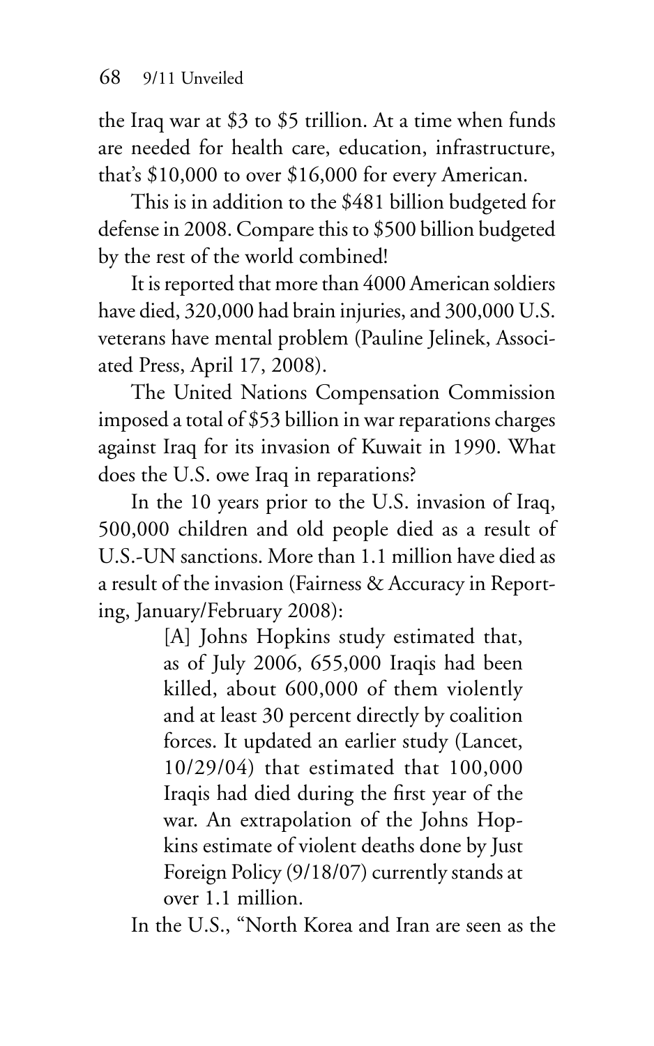the Iraq war at $3 to $5 trillion. At a time when funds are needed for health care, education, infrastructure, that's $10,000 to over $16,000 for every American.

This is in addition to the $481 billion budgeted for defense in 2008. Compare this to $500 billion budgeted by the rest of the world combined!

It is reported that more than 4000 American soldiers have died, 320,000 had brain injuries, and 300,000 U.S. veterans have mental problem (Pauline Jelinek, Associated Press, April 17, 2008).

The United Nations Compensation Commission imposed a total of $53 billion in war reparations charges against Iraq for its invasion of Kuwait in 1990. What does the U.S. owe Iraq in reparations?

In the 10 years prior to the U.S. invasion of Iraq, 500,000 children and old people died as a result of U.S.-UN sanctions. More than 1.1 million have died as a result of the invasion (Fairness & Accuracy in Reporting, January/February 2008):

> [A] Johns Hopkins study estimated that, as of July 2006, 655,000 Iraqis had been killed, about 600,000 of them violently and at least 30 percent directly by coalition forces. It updated an earlier study (Lancet, 10/29/04) that estimated that 100,000 Iraqis had died during the first year of the war. An extrapolation of the Johns Hopkins estimate of violent deaths done by Just Foreign Policy (9/18/07) currently stands at over 1.1 million.

In the U.S., "North Korea and Iran are seen as the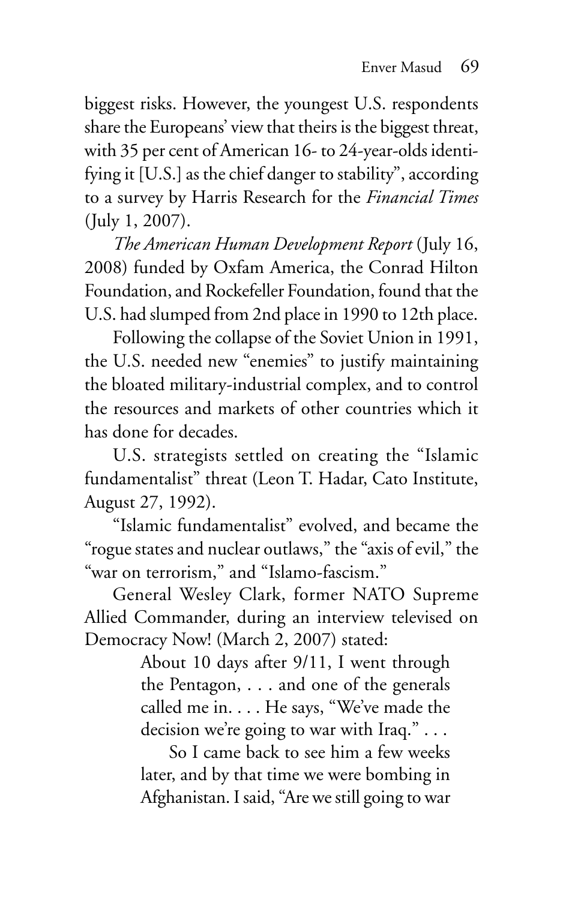biggest risks. However, the youngest U.S. respondents share the Europeans' view that theirs is the biggest threat, with 35 per cent of American 16- to 24-year-olds identifying it [U.S.] as the chief danger to stability", according to a survey by Harris Research for the *Financial Times* (July 1, 2007).

*The American Human Development Report* (July 16, 2008) funded by Oxfam America, the Conrad Hilton Foundation, and Rockefeller Foundation, found that the U.S. had slumped from 2nd place in 1990 to 12th place.

Following the collapse of the Soviet Union in 1991, the U.S. needed new "enemies" to justify maintaining the bloated military-industrial complex, and to control the resources and markets of other countries which it has done for decades.

U.S. strategists settled on creating the "Islamic fundamentalist" threat (Leon T. Hadar, Cato Institute, August 27, 1992).

"Islamic fundamentalist" evolved, and became the "rogue states and nuclear outlaws," the "axis of evil," the "war on terrorism," and "Islamo-fascism."

General Wesley Clark, former NATO Supreme Allied Commander, during an interview televised on Democracy Now! (March 2, 2007) stated:

> About 10 days after 9/11, I went through the Pentagon, . . . and one of the generals called me in. . . . He says, "We've made the decision we're going to war with Iraq." . . .
>
> So I came back to see him a few weeks later, and by that time we were bombing in Afghanistan. I said, "Are we still going to war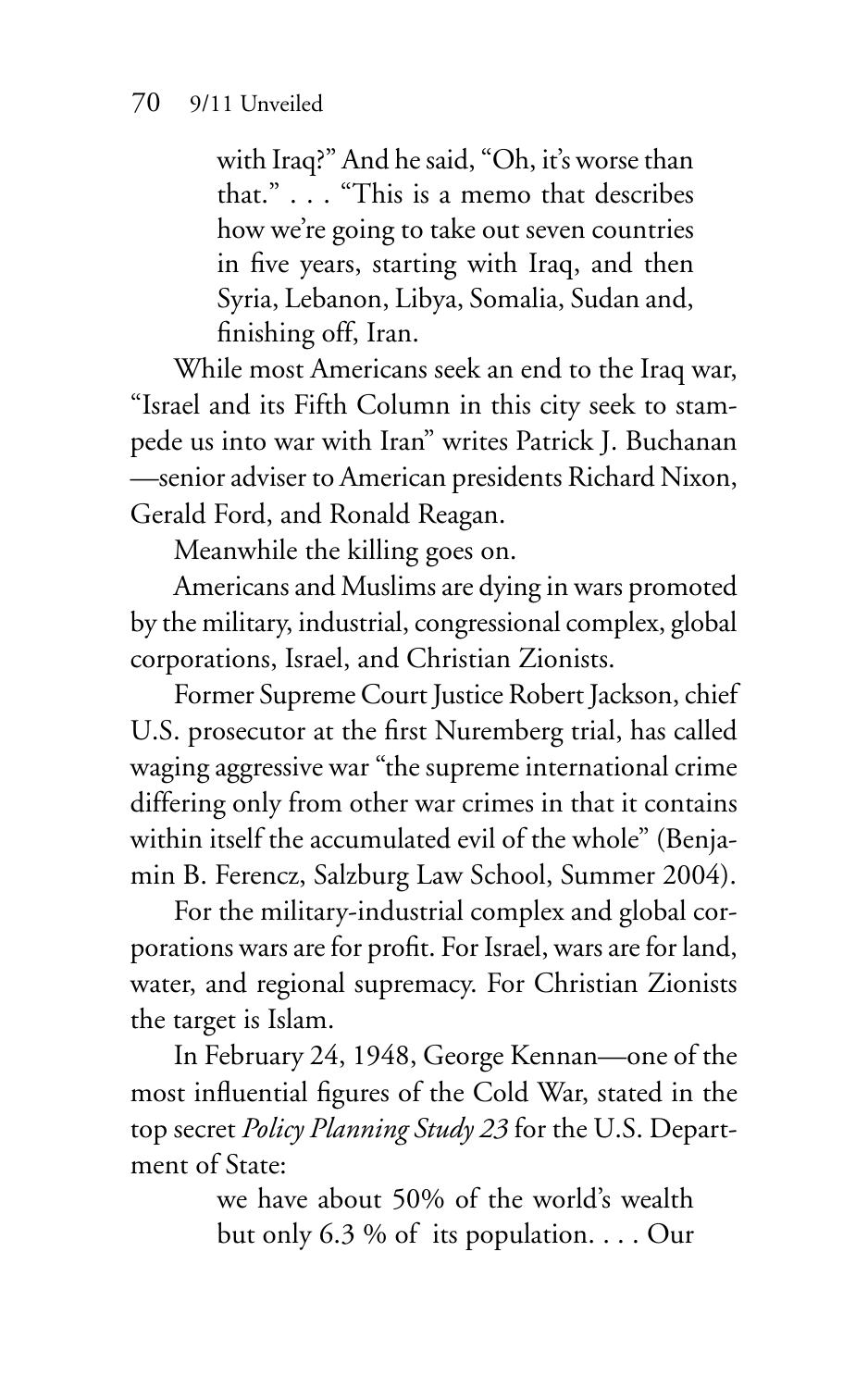> with Iraq?" And he said, "Oh, it's worse than that." . . . "This is a memo that describes how we're going to take out seven countries in five years, starting with Iraq, and then Syria, Lebanon, Libya, Somalia, Sudan and, finishing off, Iran.

While most Americans seek an end to the Iraq war, "Israel and its Fifth Column in this city seek to stampede us into war with Iran" writes Patrick J. Buchanan—senior adviser to American presidents Richard Nixon, Gerald Ford, and Ronald Reagan.

Meanwhile the killing goes on.

Americans and Muslims are dying in wars promoted by the military, industrial, congressional complex, global corporations, Israel, and Christian Zionists.

Former Supreme Court Justice Robert Jackson, chief U.S. prosecutor at the first Nuremberg trial, has called waging aggressive war "the supreme international crime differing only from other war crimes in that it contains within itself the accumulated evil of the whole" (Benjamin B. Ferencz, Salzburg Law School, Summer 2004).

For the military-industrial complex and global corporations wars are for profit. For Israel, wars are for land, water, and regional supremacy. For Christian Zionists the target is Islam.

In February 24, 1948, George Kennan—one of the most influential figures of the Cold War, stated in the top secret *Policy Planning Study 23* for the U.S. Department of State:

> we have about 50% of the world's wealth but only 6.3 % of its population. . . . Our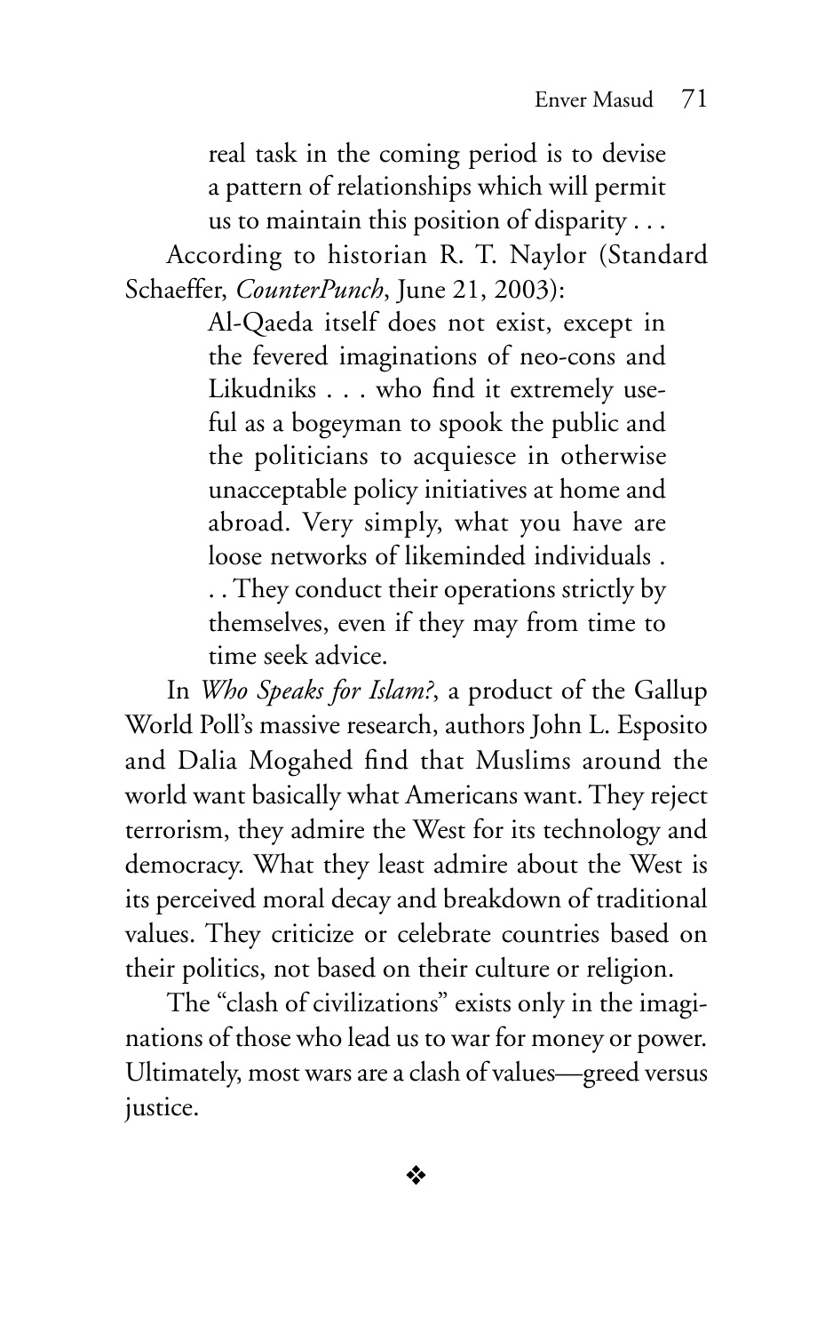> real task in the coming period is to devise a pattern of relationships which will permit us to maintain this position of disparity . . .

According to historian R. T. Naylor (Standard Schaeffer, *CounterPunch*, June 21, 2003):

> Al-Qaeda itself does not exist, except in the fevered imaginations of neo-cons and Likudniks . . . who find it extremely useful as a bogeyman to spook the public and the politicians to acquiesce in otherwise unacceptable policy initiatives at home and abroad. Very simply, what you have are loose networks of likeminded individuals . . . They conduct their operations strictly by themselves, even if they may from time to time seek advice.

In *Who Speaks for Islam?*, a product of the Gallup World Poll's massive research, authors John L. Esposito and Dalia Mogahed find that Muslims around the world want basically what Americans want. They reject terrorism, they admire the West for its technology and democracy. What they least admire about the West is its perceived moral decay and breakdown of traditional values. They criticize or celebrate countries based on their politics, not based on their culture or religion.

The "clash of civilizations" exists only in the imaginations of those who lead us to war for money or power. Ultimately, most wars are a clash of values—greed versus justice.

❖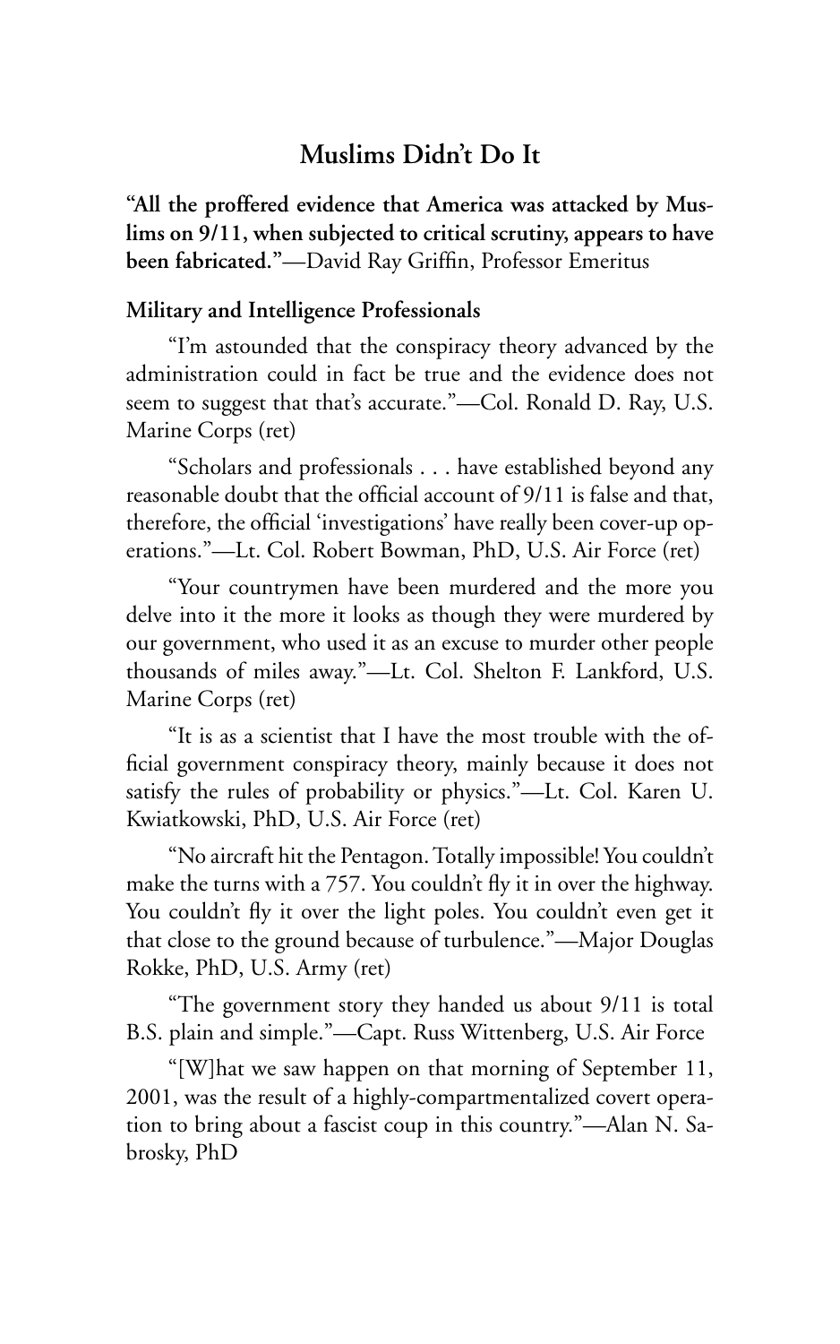## Muslims Didn't Do It

**"All the proffered evidence that America was attacked by Muslims on 9/11, when subjected to critical scrutiny, appears to have been fabricated."**—David Ray Griffin, Professor Emeritus

### Military and Intelligence Professionals

"I'm astounded that the conspiracy theory advanced by the administration could in fact be true and the evidence does not seem to suggest that that's accurate."—Col. Ronald D. Ray, U.S. Marine Corps (ret)

"Scholars and professionals . . . have established beyond any reasonable doubt that the official account of 9/11 is false and that, therefore, the official 'investigations' have really been cover-up operations."—Lt. Col. Robert Bowman, PhD, U.S. Air Force (ret)

"Your countrymen have been murdered and the more you delve into it the more it looks as though they were murdered by our government, who used it as an excuse to murder other people thousands of miles away."—Lt. Col. Shelton F. Lankford, U.S. Marine Corps (ret)

"It is as a scientist that I have the most trouble with the official government conspiracy theory, mainly because it does not satisfy the rules of probability or physics."—Lt. Col. Karen U. Kwiatkowski, PhD, U.S. Air Force (ret)

"No aircraft hit the Pentagon. Totally impossible! You couldn't make the turns with a 757. You couldn't fly it in over the highway. You couldn't fly it over the light poles. You couldn't even get it that close to the ground because of turbulence."—Major Douglas Rokke, PhD, U.S. Army (ret)

"The government story they handed us about 9/11 is total B.S. plain and simple."—Capt. Russ Wittenberg, U.S. Air Force

"[W]hat we saw happen on that morning of September 11, 2001, was the result of a highly-compartmentalized covert operation to bring about a fascist coup in this country."—Alan N. Sabrosky, PhD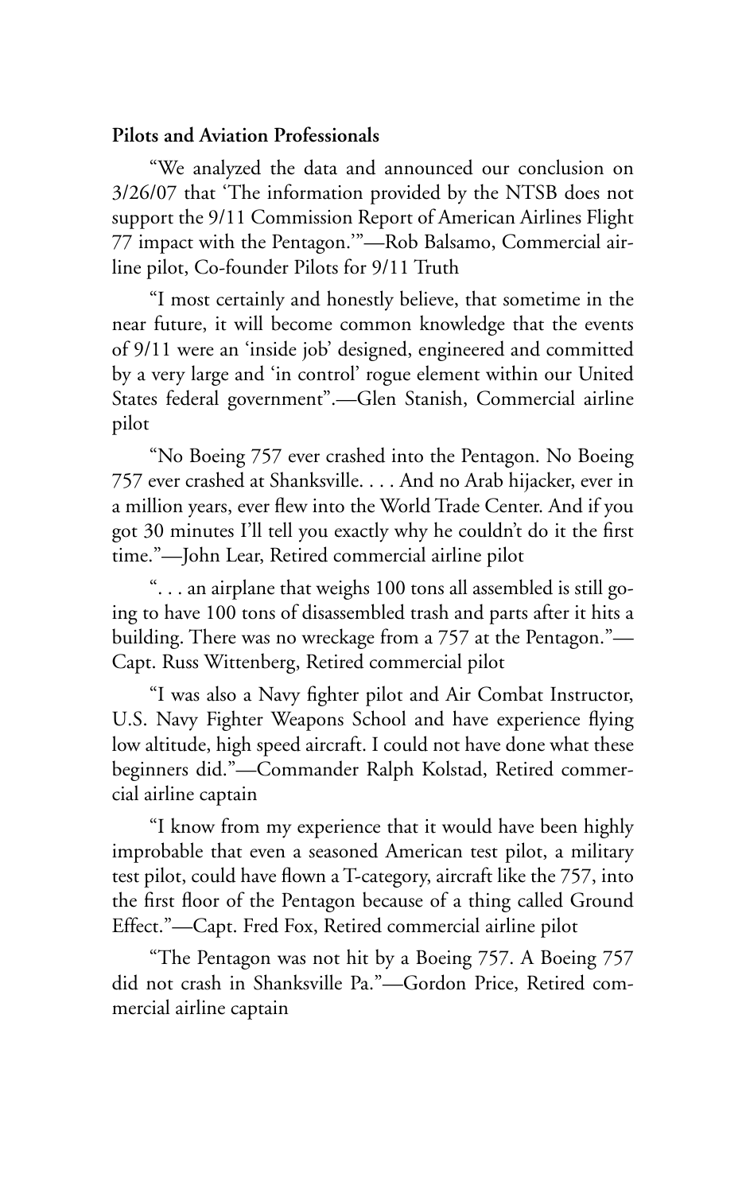**Pilots and Aviation Professionals**

"We analyzed the data and announced our conclusion on 3/26/07 that 'The information provided by the NTSB does not support the 9/11 Commission Report of American Airlines Flight 77 impact with the Pentagon.'"—Rob Balsamo, Commercial airline pilot, Co-founder Pilots for 9/11 Truth

"I most certainly and honestly believe, that sometime in the near future, it will become common knowledge that the events of 9/11 were an 'inside job' designed, engineered and committed by a very large and 'in control' rogue element within our United States federal government".—Glen Stanish, Commercial airline pilot

"No Boeing 757 ever crashed into the Pentagon. No Boeing 757 ever crashed at Shanksville. . . . And no Arab hijacker, ever in a million years, ever flew into the World Trade Center. And if you got 30 minutes I'll tell you exactly why he couldn't do it the first time."—John Lear, Retired commercial airline pilot

". . . an airplane that weighs 100 tons all assembled is still going to have 100 tons of disassembled trash and parts after it hits a building. There was no wreckage from a 757 at the Pentagon."—Capt. Russ Wittenberg, Retired commercial pilot

"I was also a Navy fighter pilot and Air Combat Instructor, U.S. Navy Fighter Weapons School and have experience flying low altitude, high speed aircraft. I could not have done what these beginners did."—Commander Ralph Kolstad, Retired commercial airline captain

"I know from my experience that it would have been highly improbable that even a seasoned American test pilot, a military test pilot, could have flown a T-category, aircraft like the 757, into the first floor of the Pentagon because of a thing called Ground Effect."—Capt. Fred Fox, Retired commercial airline pilot

"The Pentagon was not hit by a Boeing 757. A Boeing 757 did not crash in Shanksville Pa."—Gordon Price, Retired commercial airline captain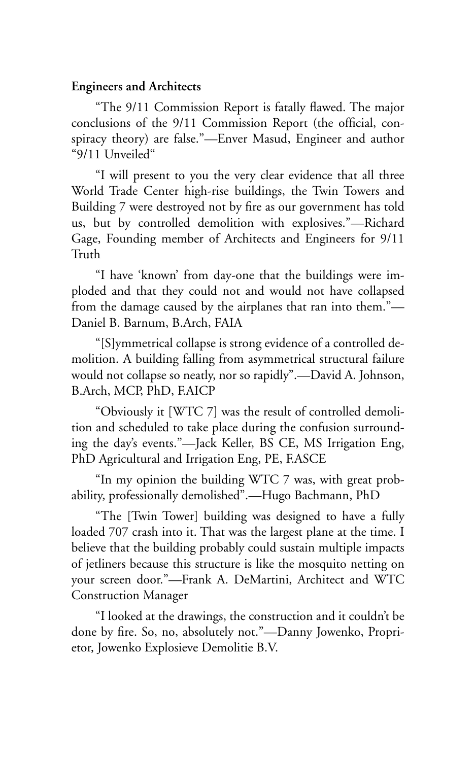**Engineers and Architects**

"The 9/11 Commission Report is fatally flawed. The major conclusions of the 9/11 Commission Report (the official, conspiracy theory) are false."—Enver Masud, Engineer and author "9/11 Unveiled"

"I will present to you the very clear evidence that all three World Trade Center high-rise buildings, the Twin Towers and Building 7 were destroyed not by fire as our government has told us, but by controlled demolition with explosives."—Richard Gage, Founding member of Architects and Engineers for 9/11 Truth

"I have 'known' from day-one that the buildings were imploded and that they could not and would not have collapsed from the damage caused by the airplanes that ran into them."—Daniel B. Barnum, B.Arch, FAIA

"[S]ymmetrical collapse is strong evidence of a controlled demolition. A building falling from asymmetrical structural failure would not collapse so neatly, nor so rapidly".—David A. Johnson, B.Arch, MCP, PhD, F.AICP

"Obviously it [WTC 7] was the result of controlled demolition and scheduled to take place during the confusion surrounding the day's events."—Jack Keller, BS CE, MS Irrigation Eng, PhD Agricultural and Irrigation Eng, PE, F.ASCE

"In my opinion the building WTC 7 was, with great probability, professionally demolished".—Hugo Bachmann, PhD

"The [Twin Tower] building was designed to have a fully loaded 707 crash into it. That was the largest plane at the time. I believe that the building probably could sustain multiple impacts of jetliners because this structure is like the mosquito netting on your screen door."—Frank A. DeMartini, Architect and WTC Construction Manager

"I looked at the drawings, the construction and it couldn't be done by fire. So, no, absolutely not."—Danny Jowenko, Proprietor, Jowenko Explosieve Demolitie B.V.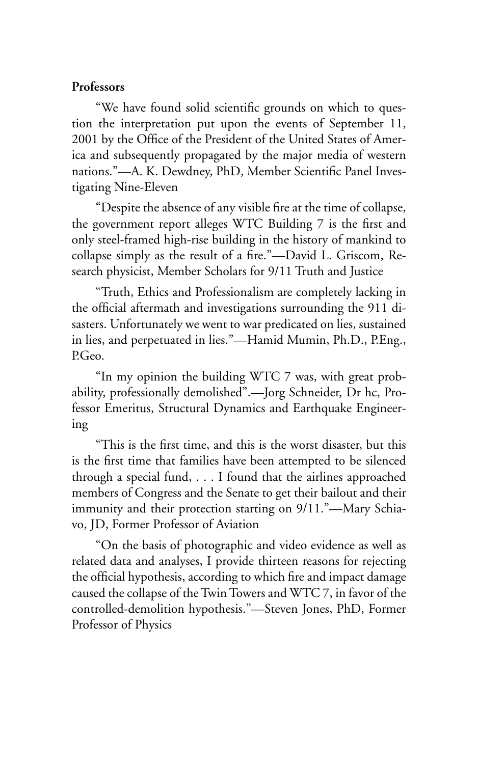**Professors**

"We have found solid scientific grounds on which to question the interpretation put upon the events of September 11, 2001 by the Office of the President of the United States of America and subsequently propagated by the major media of western nations."—A. K. Dewdney, PhD, Member Scientific Panel Investigating Nine-Eleven

"Despite the absence of any visible fire at the time of collapse, the government report alleges WTC Building 7 is the first and only steel-framed high-rise building in the history of mankind to collapse simply as the result of a fire."—David L. Griscom, Research physicist, Member Scholars for 9/11 Truth and Justice

"Truth, Ethics and Professionalism are completely lacking in the official aftermath and investigations surrounding the 911 disasters. Unfortunately we went to war predicated on lies, sustained in lies, and perpetuated in lies."—Hamid Mumin, Ph.D., P.Eng., P.Geo.

"In my opinion the building WTC 7 was, with great probability, professionally demolished".—Jorg Schneider, Dr hc, Professor Emeritus, Structural Dynamics and Earthquake Engineering

"This is the first time, and this is the worst disaster, but this is the first time that families have been attempted to be silenced through a special fund, . . . I found that the airlines approached members of Congress and the Senate to get their bailout and their immunity and their protection starting on 9/11."—Mary Schiavo, JD, Former Professor of Aviation

"On the basis of photographic and video evidence as well as related data and analyses, I provide thirteen reasons for rejecting the official hypothesis, according to which fire and impact damage caused the collapse of the Twin Towers and WTC 7, in favor of the controlled-demolition hypothesis."—Steven Jones, PhD, Former Professor of Physics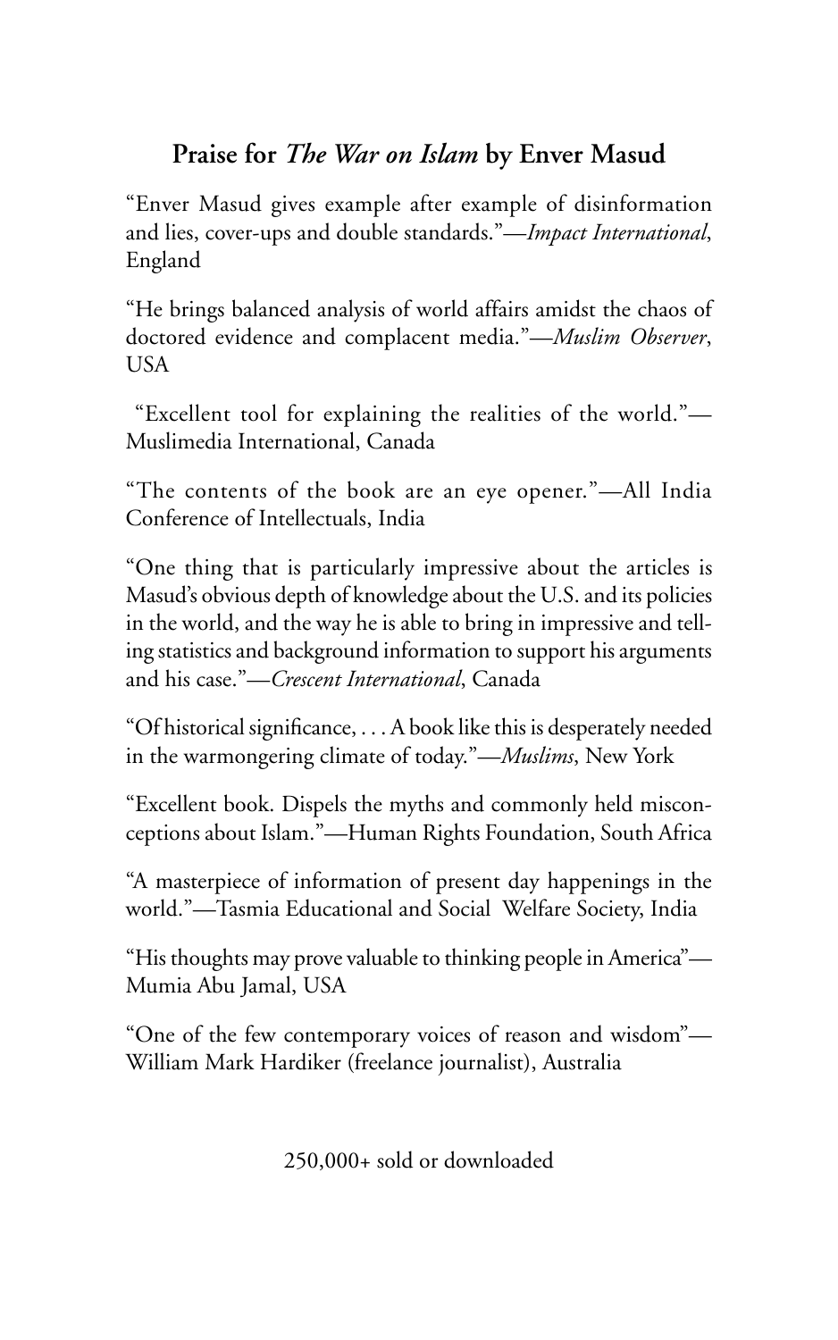## Praise for *The War on Islam* by Enver Masud

"Enver Masud gives example after example of disinformation and lies, cover-ups and double standards."—*Impact International*, England

"He brings balanced analysis of world affairs amidst the chaos of doctored evidence and complacent media."—*Muslim Observer*, USA

"Excellent tool for explaining the realities of the world."—Muslimedia International, Canada

"The contents of the book are an eye opener."—All India Conference of Intellectuals, India

"One thing that is particularly impressive about the articles is Masud's obvious depth of knowledge about the U.S. and its policies in the world, and the way he is able to bring in impressive and telling statistics and background information to support his arguments and his case."—*Crescent International*, Canada

"Of historical significance, . . . A book like this is desperately needed in the warmongering climate of today."—*Muslims*, New York

"Excellent book. Dispels the myths and commonly held misconceptions about Islam."—Human Rights Foundation, South Africa

"A masterpiece of information of present day happenings in the world."—Tasmia Educational and Social Welfare Society, India

"His thoughts may prove valuable to thinking people in America"—Mumia Abu Jamal, USA

"One of the few contemporary voices of reason and wisdom"—William Mark Hardiker (freelance journalist), Australia

250,000+ sold or downloaded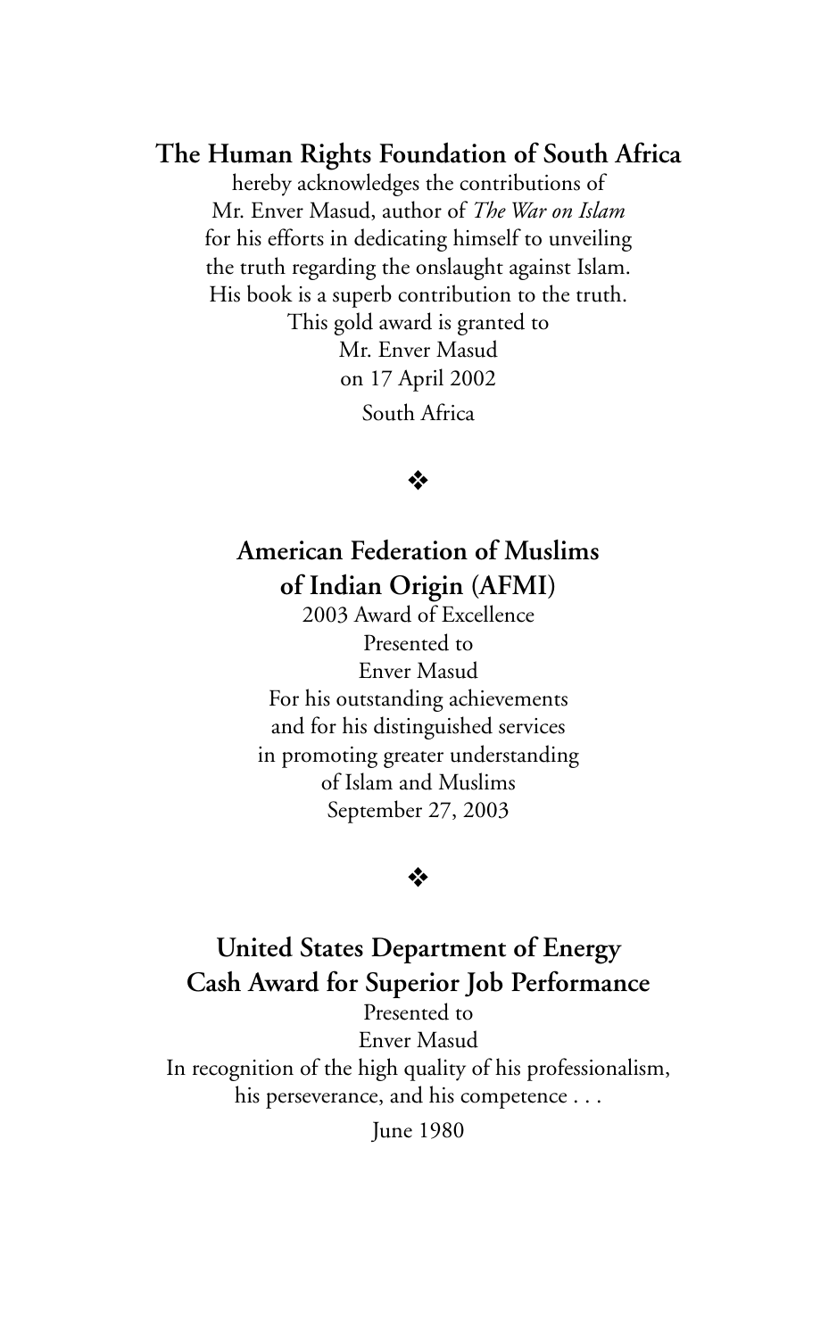**The Human Rights Foundation of South Africa**

hereby acknowledges the contributions of
Mr. Enver Masud, author of *The War on Islam*
for his efforts in dedicating himself to unveiling
the truth regarding the onslaught against Islam.
His book is a superb contribution to the truth.
This gold award is granted to
Mr. Enver Masud
on 17 April 2002
South Africa

❖

**American Federation of Muslims of Indian Origin (AFMI)**

2003 Award of Excellence
Presented to
Enver Masud
For his outstanding achievements
and for his distinguished services
in promoting greater understanding
of Islam and Muslims
September 27, 2003

❖

**United States Department of Energy Cash Award for Superior Job Performance**

Presented to
Enver Masud
In recognition of the high quality of his professionalism,
his perseverance, and his competence . . .
June 1980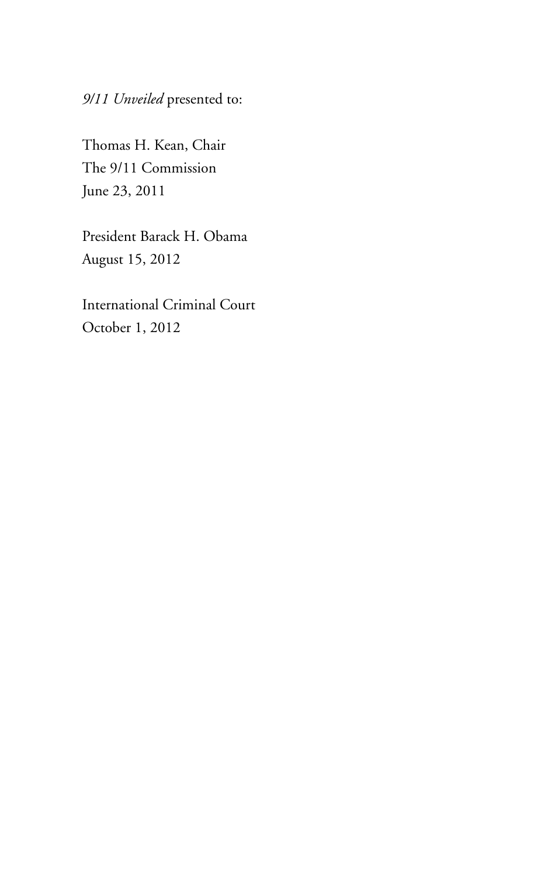*9/11 Unveiled* presented to:

Thomas H. Kean, Chair
The 9/11 Commission
June 23, 2011

President Barack H. Obama
August 15, 2012

International Criminal Court
October 1, 2012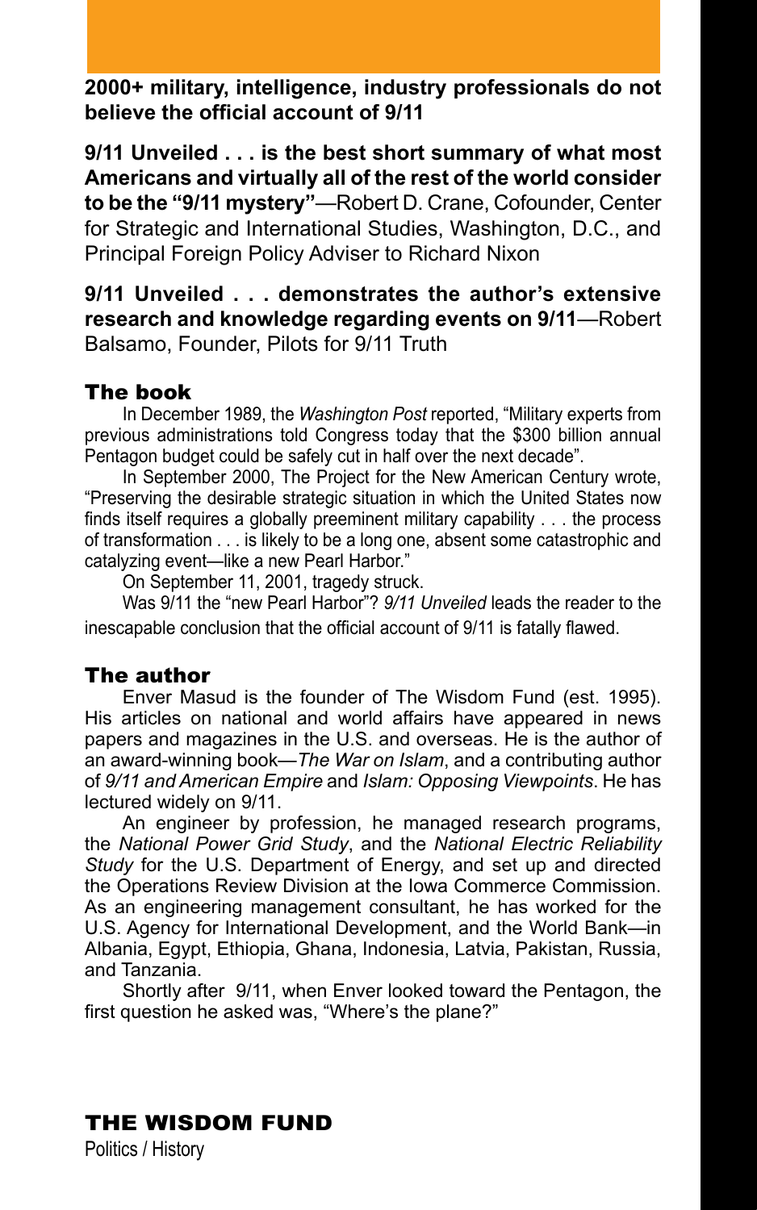**2000+ military, intelligence, industry professionals do not believe the official account of 9/11**

**9/11 Unveiled . . . is the best short summary of what most Americans and virtually all of the rest of the world consider to be the "9/11 mystery"**—Robert D. Crane, Cofounder, Center for Strategic and International Studies, Washington, D.C., and Principal Foreign Policy Adviser to Richard Nixon

**9/11 Unveiled . . . demonstrates the author's extensive research and knowledge regarding events on 9/11**—Robert Balsamo, Founder, Pilots for 9/11 Truth

## The book

In December 1989, the *Washington Post* reported, "Military experts from previous administrations told Congress today that the $300 billion annual Pentagon budget could be safely cut in half over the next decade".

In September 2000, The Project for the New American Century wrote, "Preserving the desirable strategic situation in which the United States now finds itself requires a globally preeminent military capability . . . the process of transformation . . . is likely to be a long one, absent some catastrophic and catalyzing event—like a new Pearl Harbor."

On September 11, 2001, tragedy struck.

Was 9/11 the "new Pearl Harbor"? *9/11 Unveiled* leads the reader to the inescapable conclusion that the official account of 9/11 is fatally flawed.

## The author

Enver Masud is the founder of The Wisdom Fund (est. 1995). His articles on national and world affairs have appeared in news papers and magazines in the U.S. and overseas. He is the author of an award-winning book—*The War on Islam*, and a contributing author of *9/11 and American Empire* and *Islam: Opposing Viewpoints*. He has lectured widely on 9/11.

An engineer by profession, he managed research programs, the *National Power Grid Study*, and the *National Electric Reliability Study* for the U.S. Department of Energy, and set up and directed the Operations Review Division at the Iowa Commerce Commission. As an engineering management consultant, he has worked for the U.S. Agency for International Development, and the World Bank—in Albania, Egypt, Ethiopia, Ghana, Indonesia, Latvia, Pakistan, Russia, and Tanzania.

Shortly after 9/11, when Enver looked toward the Pentagon, the first question he asked was, "Where's the plane?"

**THE WISDOM FUND**

Politics / History